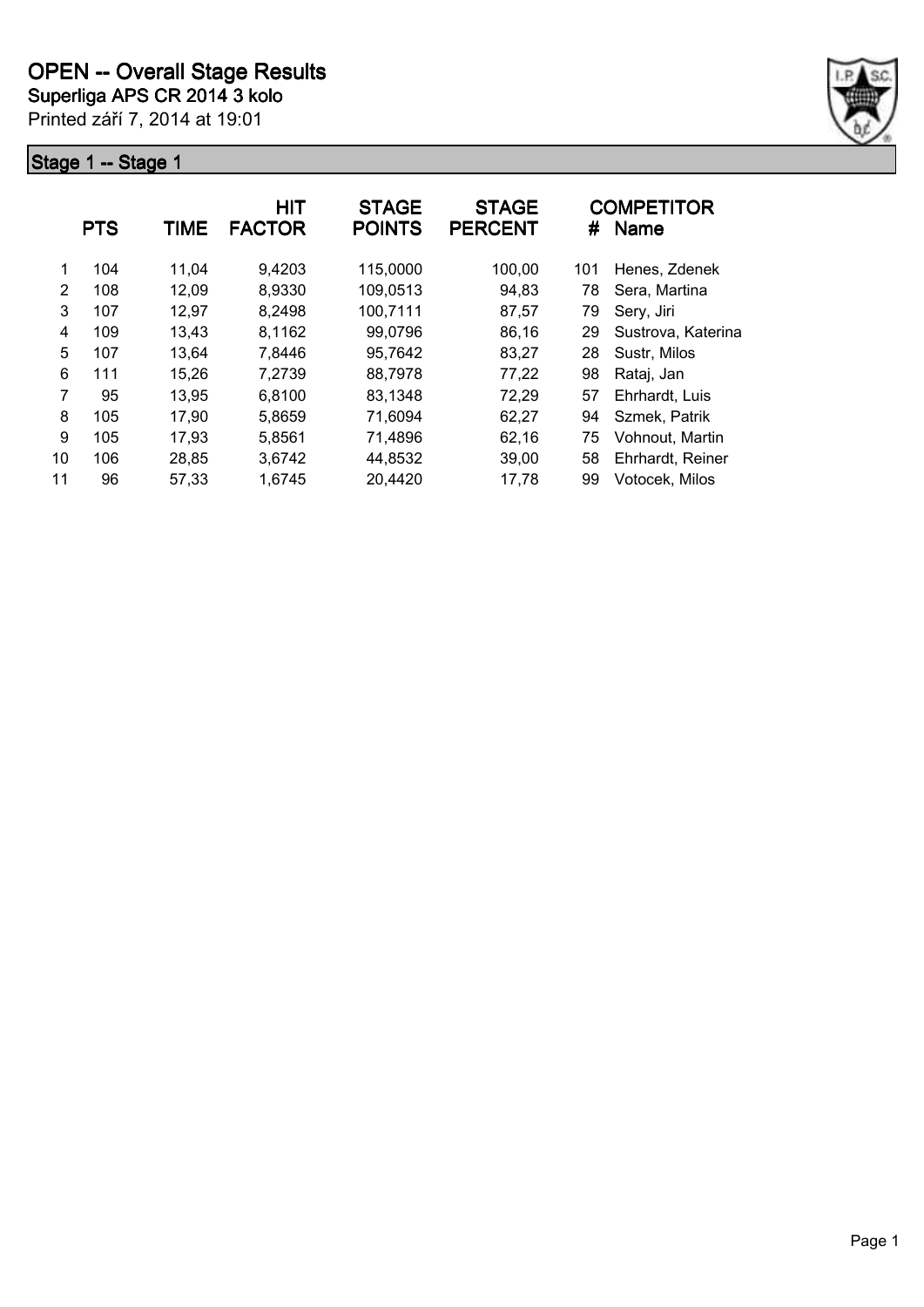# OPEN -- Overall Stage Results

**Superliga APS CR 2014 3 kolo**

Printed září 7, 2014 at 19:01

## Stage 1 -- Stage 1

| | PTS | TIME | HIT FACTOR | STAGE POINTS | STAGE PERCENT | # | COMPETITOR Name |
|---|---|---|---|---|---|---|---|
| 1 | 104 | 11,04 | 9,4203 | 115,0000 | 100,00 | 101 | Henes, Zdenek |
| 2 | 108 | 12,09 | 8,9330 | 109,0513 | 94,83 | 78 | Sera, Martina |
| 3 | 107 | 12,97 | 8,2498 | 100,7111 | 87,57 | 79 | Sery, Jiri |
| 4 | 109 | 13,43 | 8,1162 | 99,0796 | 86,16 | 29 | Sustrova, Katerina |
| 5 | 107 | 13,64 | 7,8446 | 95,7642 | 83,27 | 28 | Sustr, Milos |
| 6 | 111 | 15,26 | 7,2739 | 88,7978 | 77,22 | 98 | Rataj, Jan |
| 7 | 95 | 13,95 | 6,8100 | 83,1348 | 72,29 | 57 | Ehrhardt, Luis |
| 8 | 105 | 17,90 | 5,8659 | 71,6094 | 62,27 | 94 | Szmek, Patrik |
| 9 | 105 | 17,93 | 5,8561 | 71,4896 | 62,16 | 75 | Vohnout, Martin |
| 10 | 106 | 28,85 | 3,6742 | 44,8532 | 39,00 | 58 | Ehrhardt, Reiner |
| 11 | 96 | 57,33 | 1,6745 | 20,4420 | 17,78 | 99 | Votocek, Milos |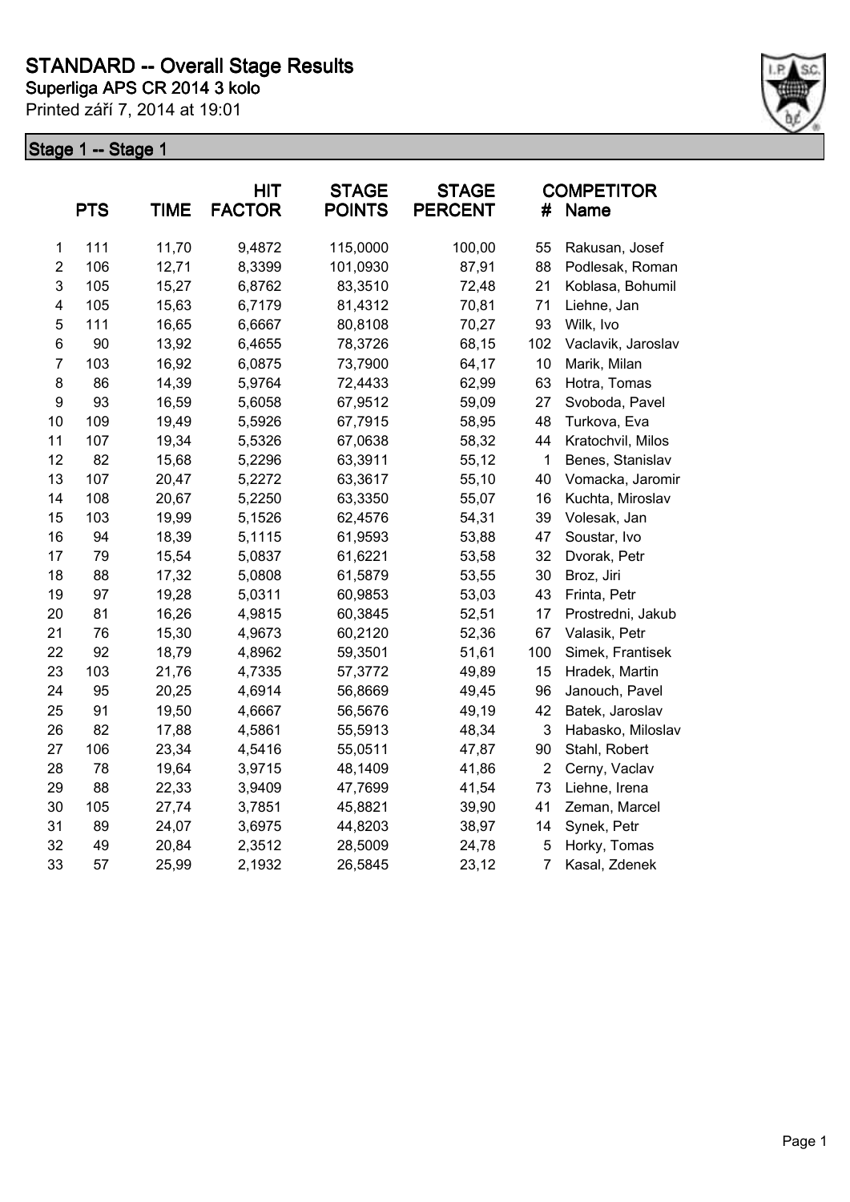# STANDARD -- Overall Stage Results

**Superliga APS CR 2014 3 kolo**

Printed září 7, 2014 at 19:01

## Stage 1 -- Stage 1

| | PTS | TIME | HIT FACTOR | STAGE POINTS | STAGE PERCENT | # | COMPETITOR Name |
|---|---|---|---|---|---|---|---|
| 1 | 111 | 11,70 | 9,4872 | 115,0000 | 100,00 | 55 | Rakusan, Josef |
| 2 | 106 | 12,71 | 8,3399 | 101,0930 | 87,91 | 88 | Podlesak, Roman |
| 3 | 105 | 15,27 | 6,8762 | 83,3510 | 72,48 | 21 | Koblasa, Bohumil |
| 4 | 105 | 15,63 | 6,7179 | 81,4312 | 70,81 | 71 | Liehne, Jan |
| 5 | 111 | 16,65 | 6,6667 | 80,8108 | 70,27 | 93 | Wilk, Ivo |
| 6 | 90 | 13,92 | 6,4655 | 78,3726 | 68,15 | 102 | Vaclavik, Jaroslav |
| 7 | 103 | 16,92 | 6,0875 | 73,7900 | 64,17 | 10 | Marik, Milan |
| 8 | 86 | 14,39 | 5,9764 | 72,4433 | 62,99 | 63 | Hotra, Tomas |
| 9 | 93 | 16,59 | 5,6058 | 67,9512 | 59,09 | 27 | Svoboda, Pavel |
| 10 | 109 | 19,49 | 5,5926 | 67,7915 | 58,95 | 48 | Turkova, Eva |
| 11 | 107 | 19,34 | 5,5326 | 67,0638 | 58,32 | 44 | Kratochvil, Milos |
| 12 | 82 | 15,68 | 5,2296 | 63,3911 | 55,12 | 1 | Benes, Stanislav |
| 13 | 107 | 20,47 | 5,2272 | 63,3617 | 55,10 | 40 | Vomacka, Jaromir |
| 14 | 108 | 20,67 | 5,2250 | 63,3350 | 55,07 | 16 | Kuchta, Miroslav |
| 15 | 103 | 19,99 | 5,1526 | 62,4576 | 54,31 | 39 | Volesak, Jan |
| 16 | 94 | 18,39 | 5,1115 | 61,9593 | 53,88 | 47 | Soustar, Ivo |
| 17 | 79 | 15,54 | 5,0837 | 61,6221 | 53,58 | 32 | Dvorak, Petr |
| 18 | 88 | 17,32 | 5,0808 | 61,5879 | 53,55 | 30 | Broz, Jiri |
| 19 | 97 | 19,28 | 5,0311 | 60,9853 | 53,03 | 43 | Frinta, Petr |
| 20 | 81 | 16,26 | 4,9815 | 60,3845 | 52,51 | 17 | Prostredni, Jakub |
| 21 | 76 | 15,30 | 4,9673 | 60,2120 | 52,36 | 67 | Valasik, Petr |
| 22 | 92 | 18,79 | 4,8962 | 59,3501 | 51,61 | 100 | Simek, Frantisek |
| 23 | 103 | 21,76 | 4,7335 | 57,3772 | 49,89 | 15 | Hradek, Martin |
| 24 | 95 | 20,25 | 4,6914 | 56,8669 | 49,45 | 96 | Janouch, Pavel |
| 25 | 91 | 19,50 | 4,6667 | 56,5676 | 49,19 | 42 | Batek, Jaroslav |
| 26 | 82 | 17,88 | 4,5861 | 55,5913 | 48,34 | 3 | Habasko, Miloslav |
| 27 | 106 | 23,34 | 4,5416 | 55,0511 | 47,87 | 90 | Stahl, Robert |
| 28 | 78 | 19,64 | 3,9715 | 48,1409 | 41,86 | 2 | Cerny, Vaclav |
| 29 | 88 | 22,33 | 3,9409 | 47,7699 | 41,54 | 73 | Liehne, Irena |
| 30 | 105 | 27,74 | 3,7851 | 45,8821 | 39,90 | 41 | Zeman, Marcel |
| 31 | 89 | 24,07 | 3,6975 | 44,8203 | 38,97 | 14 | Synek, Petr |
| 32 | 49 | 20,84 | 2,3512 | 28,5009 | 24,78 | 5 | Horky, Tomas |
| 33 | 57 | 25,99 | 2,1932 | 26,5845 | 23,12 | 7 | Kasal, Zdenek |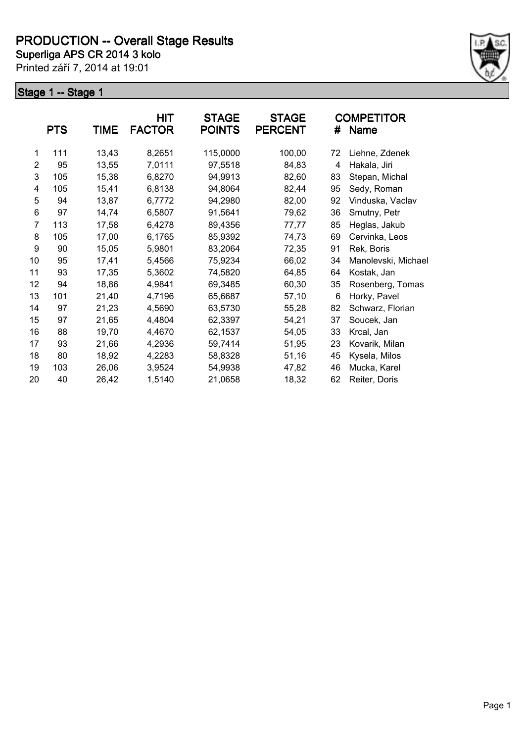# PRODUCTION -- Overall Stage Results

**Superliga APS CR 2014 3 kolo**

Printed září 7, 2014 at 19:01

## Stage 1 -- Stage 1

| | PTS | TIME | HIT FACTOR | STAGE POINTS | STAGE PERCENT | # | COMPETITOR Name |
|---|---|---|---|---|---|---|---|
| 1 | 111 | 13,43 | 8,2651 | 115,0000 | 100,00 | 72 | Liehne, Zdenek |
| 2 | 95 | 13,55 | 7,0111 | 97,5518 | 84,83 | 4 | Hakala, Jiri |
| 3 | 105 | 15,38 | 6,8270 | 94,9913 | 82,60 | 83 | Stepan, Michal |
| 4 | 105 | 15,41 | 6,8138 | 94,8064 | 82,44 | 95 | Sedy, Roman |
| 5 | 94 | 13,87 | 6,7772 | 94,2980 | 82,00 | 92 | Vinduska, Vaclav |
| 6 | 97 | 14,74 | 6,5807 | 91,5641 | 79,62 | 36 | Smutny, Petr |
| 7 | 113 | 17,58 | 6,4278 | 89,4356 | 77,77 | 85 | Heglas, Jakub |
| 8 | 105 | 17,00 | 6,1765 | 85,9392 | 74,73 | 69 | Cervinka, Leos |
| 9 | 90 | 15,05 | 5,9801 | 83,2064 | 72,35 | 91 | Rek, Boris |
| 10 | 95 | 17,41 | 5,4566 | 75,9234 | 66,02 | 34 | Manolevski, Michael |
| 11 | 93 | 17,35 | 5,3602 | 74,5820 | 64,85 | 64 | Kostak, Jan |
| 12 | 94 | 18,86 | 4,9841 | 69,3485 | 60,30 | 35 | Rosenberg, Tomas |
| 13 | 101 | 21,40 | 4,7196 | 65,6687 | 57,10 | 6 | Horky, Pavel |
| 14 | 97 | 21,23 | 4,5690 | 63,5730 | 55,28 | 82 | Schwarz, Florian |
| 15 | 97 | 21,65 | 4,4804 | 62,3397 | 54,21 | 37 | Soucek, Jan |
| 16 | 88 | 19,70 | 4,4670 | 62,1537 | 54,05 | 33 | Krcal, Jan |
| 17 | 93 | 21,66 | 4,2936 | 59,7414 | 51,95 | 23 | Kovarik, Milan |
| 18 | 80 | 18,92 | 4,2283 | 58,8328 | 51,16 | 45 | Kysela, Milos |
| 19 | 103 | 26,06 | 3,9524 | 54,9938 | 47,82 | 46 | Mucka, Karel |
| 20 | 40 | 26,42 | 1,5140 | 21,0658 | 18,32 | 62 | Reiter, Doris |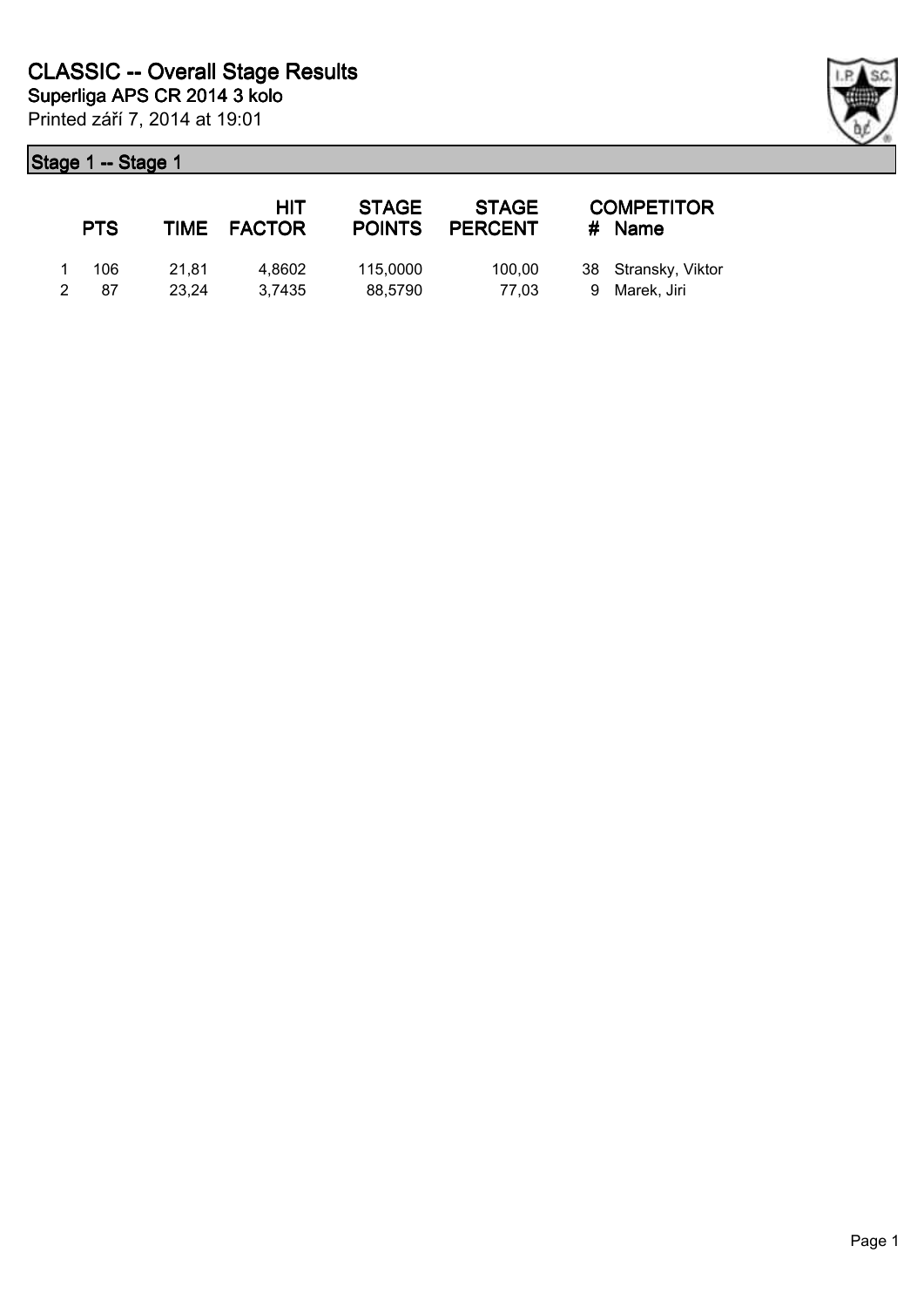# CLASSIC -- Overall Stage Results

**Superliga APS CR 2014 3 kolo**

Printed září 7, 2014 at 19:01

## Stage 1 -- Stage 1

| | PTS | TIME | HIT FACTOR | STAGE POINTS | STAGE PERCENT | # | COMPETITOR Name |
|---|---|---|---|---|---|---|---|
| 1 | 106 | 21,81 | 4,8602 | 115,0000 | 100,00 | 38 | Stransky, Viktor |
| 2 | 87 | 23,24 | 3,7435 | 88,5790 | 77,03 | 9 | Marek, Jiri |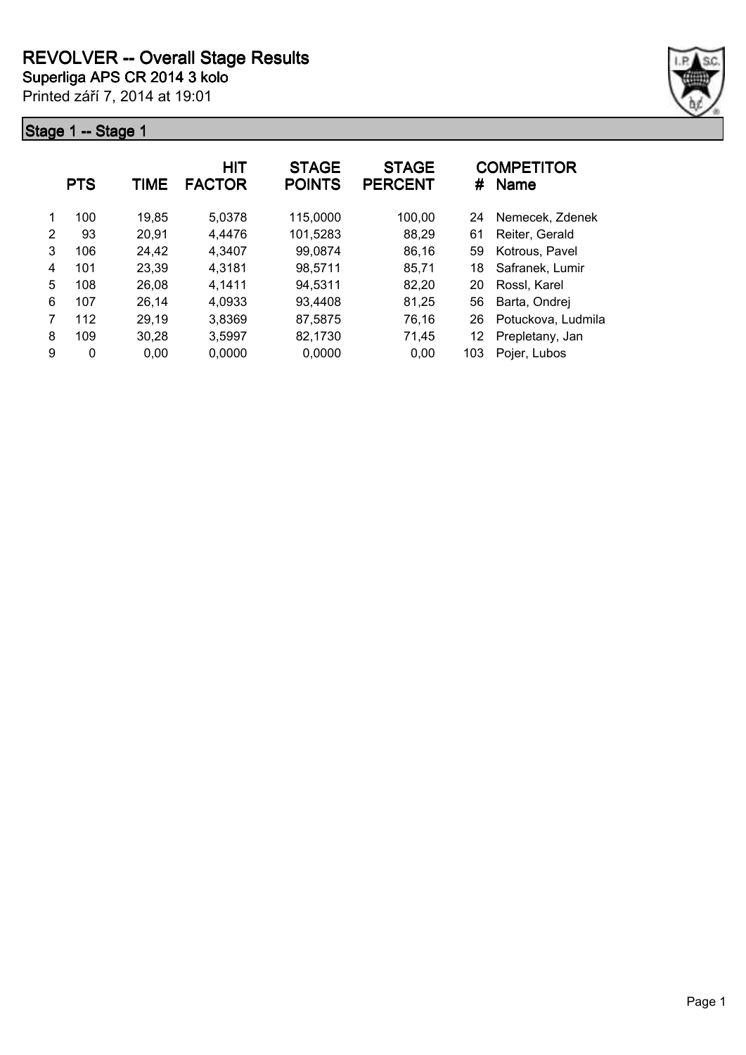# REVOLVER -- Overall Stage Results

**Superliga APS CR 2014 3 kolo**

Printed září 7, 2014 at 19:01

## Stage 1 -- Stage 1

| | PTS | TIME | HIT FACTOR | STAGE POINTS | STAGE PERCENT | # | COMPETITOR Name |
|---|---|---|---|---|---|---|---|
| 1 | 100 | 19,85 | 5,0378 | 115,0000 | 100,00 | 24 | Nemecek, Zdenek |
| 2 | 93 | 20,91 | 4,4476 | 101,5283 | 88,29 | 61 | Reiter, Gerald |
| 3 | 106 | 24,42 | 4,3407 | 99,0874 | 86,16 | 59 | Kotrous, Pavel |
| 4 | 101 | 23,39 | 4,3181 | 98,5711 | 85,71 | 18 | Safranek, Lumir |
| 5 | 108 | 26,08 | 4,1411 | 94,5311 | 82,20 | 20 | Rossl, Karel |
| 6 | 107 | 26,14 | 4,0933 | 93,4408 | 81,25 | 56 | Barta, Ondrej |
| 7 | 112 | 29,19 | 3,8369 | 87,5875 | 76,16 | 26 | Potuckova, Ludmila |
| 8 | 109 | 30,28 | 3,5997 | 82,1730 | 71,45 | 12 | Prepletany, Jan |
| 9 | 0 | 0,00 | 0,0000 | 0,0000 | 0,00 | 103 | Pojer, Lubos |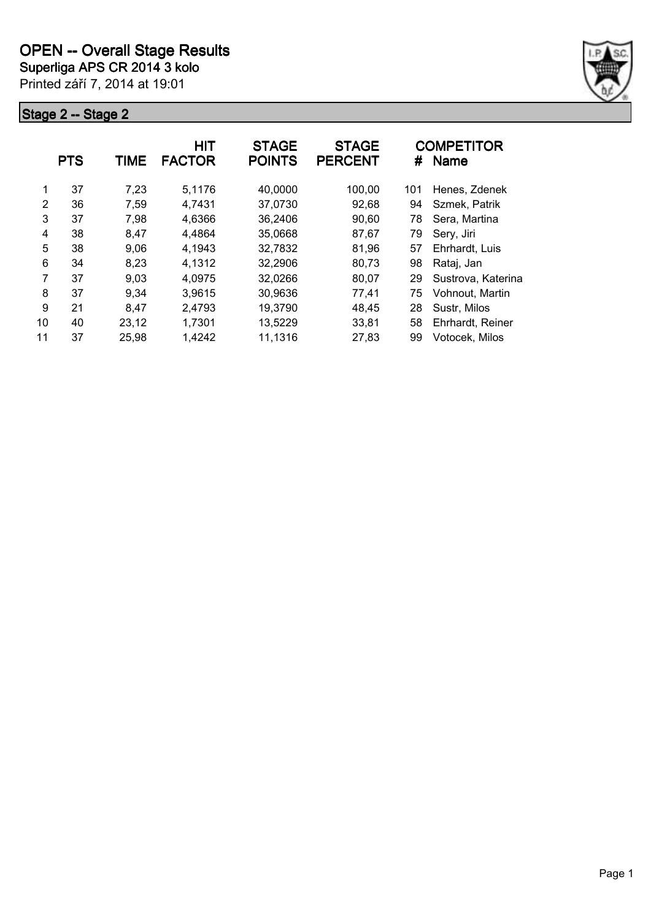# OPEN -- Overall Stage Results

**Superliga APS CR 2014 3 kolo**

Printed září 7, 2014 at 19:01

## Stage 2 -- Stage 2

| | PTS | TIME | HIT FACTOR | STAGE POINTS | STAGE PERCENT | # | COMPETITOR Name |
|---|---|---|---|---|---|---|---|
| 1 | 37 | 7,23 | 5,1176 | 40,0000 | 100,00 | 101 | Henes, Zdenek |
| 2 | 36 | 7,59 | 4,7431 | 37,0730 | 92,68 | 94 | Szmek, Patrik |
| 3 | 37 | 7,98 | 4,6366 | 36,2406 | 90,60 | 78 | Sera, Martina |
| 4 | 38 | 8,47 | 4,4864 | 35,0668 | 87,67 | 79 | Sery, Jiri |
| 5 | 38 | 9,06 | 4,1943 | 32,7832 | 81,96 | 57 | Ehrhardt, Luis |
| 6 | 34 | 8,23 | 4,1312 | 32,2906 | 80,73 | 98 | Rataj, Jan |
| 7 | 37 | 9,03 | 4,0975 | 32,0266 | 80,07 | 29 | Sustrova, Katerina |
| 8 | 37 | 9,34 | 3,9615 | 30,9636 | 77,41 | 75 | Vohnout, Martin |
| 9 | 21 | 8,47 | 2,4793 | 19,3790 | 48,45 | 28 | Sustr, Milos |
| 10 | 40 | 23,12 | 1,7301 | 13,5229 | 33,81 | 58 | Ehrhardt, Reiner |
| 11 | 37 | 25,98 | 1,4242 | 11,1316 | 27,83 | 99 | Votocek, Milos |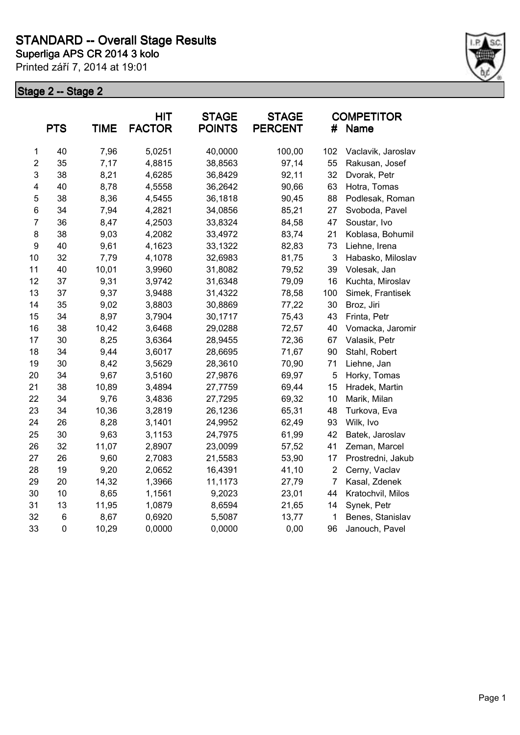# STANDARD -- Overall Stage Results

**Superliga APS CR 2014 3 kolo**

Printed září 7, 2014 at 19:01

## Stage 2 -- Stage 2

| | PTS | TIME | HIT FACTOR | STAGE POINTS | STAGE PERCENT | # | COMPETITOR Name |
|---|---|---|---|---|---|---|---|
| 1 | 40 | 7,96 | 5,0251 | 40,0000 | 100,00 | 102 | Vaclavik, Jaroslav |
| 2 | 35 | 7,17 | 4,8815 | 38,8563 | 97,14 | 55 | Rakusan, Josef |
| 3 | 38 | 8,21 | 4,6285 | 36,8429 | 92,11 | 32 | Dvorak, Petr |
| 4 | 40 | 8,78 | 4,5558 | 36,2642 | 90,66 | 63 | Hotra, Tomas |
| 5 | 38 | 8,36 | 4,5455 | 36,1818 | 90,45 | 88 | Podlesak, Roman |
| 6 | 34 | 7,94 | 4,2821 | 34,0856 | 85,21 | 27 | Svoboda, Pavel |
| 7 | 36 | 8,47 | 4,2503 | 33,8324 | 84,58 | 47 | Soustar, Ivo |
| 8 | 38 | 9,03 | 4,2082 | 33,4972 | 83,74 | 21 | Koblasa, Bohumil |
| 9 | 40 | 9,61 | 4,1623 | 33,1322 | 82,83 | 73 | Liehne, Irena |
| 10 | 32 | 7,79 | 4,1078 | 32,6983 | 81,75 | 3 | Habasko, Miloslav |
| 11 | 40 | 10,01 | 3,9960 | 31,8082 | 79,52 | 39 | Volesak, Jan |
| 12 | 37 | 9,31 | 3,9742 | 31,6348 | 79,09 | 16 | Kuchta, Miroslav |
| 13 | 37 | 9,37 | 3,9488 | 31,4322 | 78,58 | 100 | Simek, Frantisek |
| 14 | 35 | 9,02 | 3,8803 | 30,8869 | 77,22 | 30 | Broz, Jiri |
| 15 | 34 | 8,97 | 3,7904 | 30,1717 | 75,43 | 43 | Frinta, Petr |
| 16 | 38 | 10,42 | 3,6468 | 29,0288 | 72,57 | 40 | Vomacka, Jaromir |
| 17 | 30 | 8,25 | 3,6364 | 28,9455 | 72,36 | 67 | Valasik, Petr |
| 18 | 34 | 9,44 | 3,6017 | 28,6695 | 71,67 | 90 | Stahl, Robert |
| 19 | 30 | 8,42 | 3,5629 | 28,3610 | 70,90 | 71 | Liehne, Jan |
| 20 | 34 | 9,67 | 3,5160 | 27,9876 | 69,97 | 5 | Horky, Tomas |
| 21 | 38 | 10,89 | 3,4894 | 27,7759 | 69,44 | 15 | Hradek, Martin |
| 22 | 34 | 9,76 | 3,4836 | 27,7295 | 69,32 | 10 | Marik, Milan |
| 23 | 34 | 10,36 | 3,2819 | 26,1236 | 65,31 | 48 | Turkova, Eva |
| 24 | 26 | 8,28 | 3,1401 | 24,9952 | 62,49 | 93 | Wilk, Ivo |
| 25 | 30 | 9,63 | 3,1153 | 24,7975 | 61,99 | 42 | Batek, Jaroslav |
| 26 | 32 | 11,07 | 2,8907 | 23,0099 | 57,52 | 41 | Zeman, Marcel |
| 27 | 26 | 9,60 | 2,7083 | 21,5583 | 53,90 | 17 | Prostredni, Jakub |
| 28 | 19 | 9,20 | 2,0652 | 16,4391 | 41,10 | 2 | Cerny, Vaclav |
| 29 | 20 | 14,32 | 1,3966 | 11,1173 | 27,79 | 7 | Kasal, Zdenek |
| 30 | 10 | 8,65 | 1,1561 | 9,2023 | 23,01 | 44 | Kratochvil, Milos |
| 31 | 13 | 11,95 | 1,0879 | 8,6594 | 21,65 | 14 | Synek, Petr |
| 32 | 6 | 8,67 | 0,6920 | 5,5087 | 13,77 | 1 | Benes, Stanislav |
| 33 | 0 | 10,29 | 0,0000 | 0,0000 | 0,00 | 96 | Janouch, Pavel |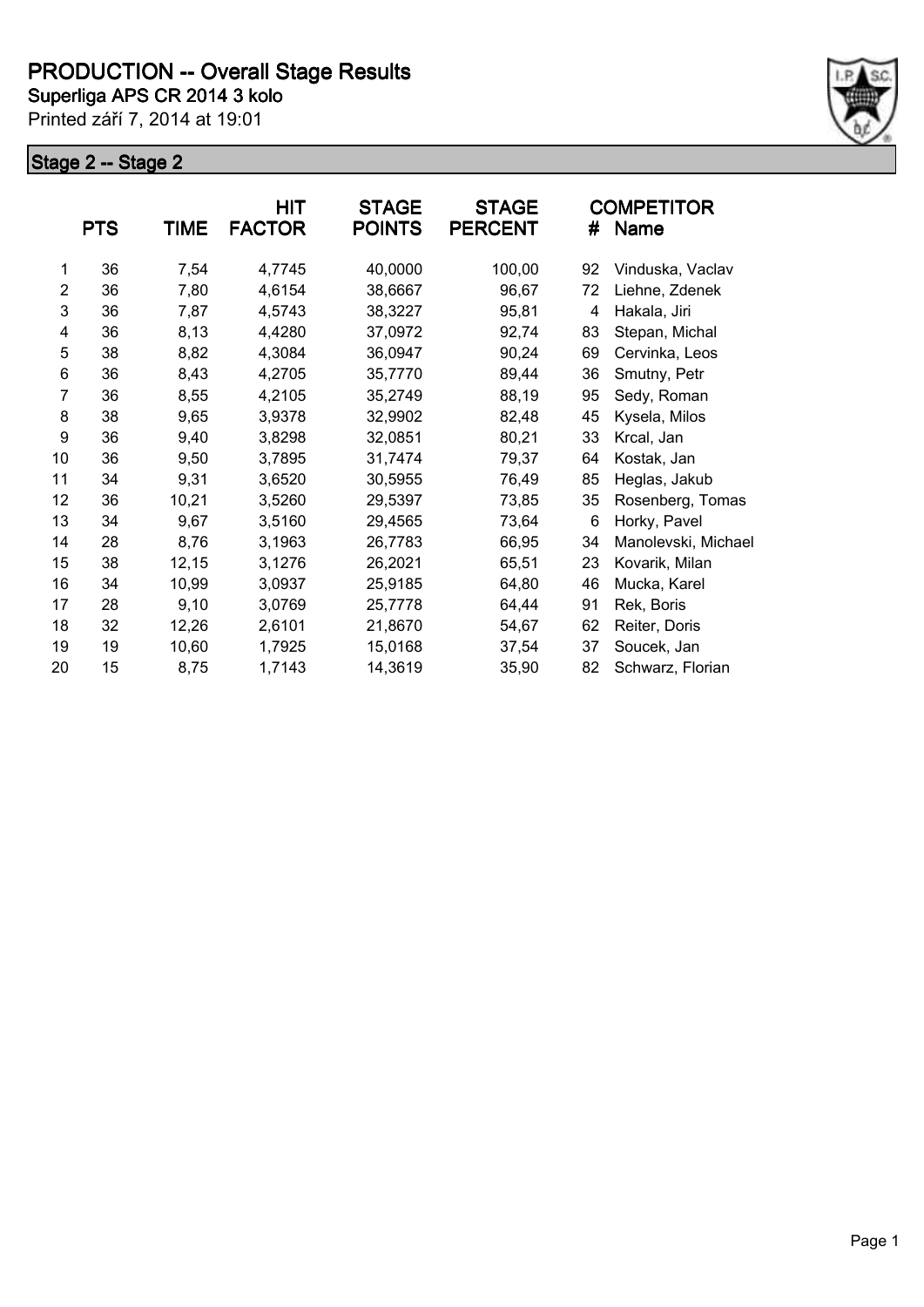# PRODUCTION -- Overall Stage Results

**Superliga APS CR 2014 3 kolo**

Printed září 7, 2014 at 19:01

## Stage 2 -- Stage 2

| | PTS | TIME | HIT FACTOR | STAGE POINTS | STAGE PERCENT | # | COMPETITOR Name |
|---|---|---|---|---|---|---|---|
| 1 | 36 | 7,54 | 4,7745 | 40,0000 | 100,00 | 92 | Vinduska, Vaclav |
| 2 | 36 | 7,80 | 4,6154 | 38,6667 | 96,67 | 72 | Liehne, Zdenek |
| 3 | 36 | 7,87 | 4,5743 | 38,3227 | 95,81 | 4 | Hakala, Jiri |
| 4 | 36 | 8,13 | 4,4280 | 37,0972 | 92,74 | 83 | Stepan, Michal |
| 5 | 38 | 8,82 | 4,3084 | 36,0947 | 90,24 | 69 | Cervinka, Leos |
| 6 | 36 | 8,43 | 4,2705 | 35,7770 | 89,44 | 36 | Smutny, Petr |
| 7 | 36 | 8,55 | 4,2105 | 35,2749 | 88,19 | 95 | Sedy, Roman |
| 8 | 38 | 9,65 | 3,9378 | 32,9902 | 82,48 | 45 | Kysela, Milos |
| 9 | 36 | 9,40 | 3,8298 | 32,0851 | 80,21 | 33 | Krcal, Jan |
| 10 | 36 | 9,50 | 3,7895 | 31,7474 | 79,37 | 64 | Kostak, Jan |
| 11 | 34 | 9,31 | 3,6520 | 30,5955 | 76,49 | 85 | Heglas, Jakub |
| 12 | 36 | 10,21 | 3,5260 | 29,5397 | 73,85 | 35 | Rosenberg, Tomas |
| 13 | 34 | 9,67 | 3,5160 | 29,4565 | 73,64 | 6 | Horky, Pavel |
| 14 | 28 | 8,76 | 3,1963 | 26,7783 | 66,95 | 34 | Manolevski, Michael |
| 15 | 38 | 12,15 | 3,1276 | 26,2021 | 65,51 | 23 | Kovarik, Milan |
| 16 | 34 | 10,99 | 3,0937 | 25,9185 | 64,80 | 46 | Mucka, Karel |
| 17 | 28 | 9,10 | 3,0769 | 25,7778 | 64,44 | 91 | Rek, Boris |
| 18 | 32 | 12,26 | 2,6101 | 21,8670 | 54,67 | 62 | Reiter, Doris |
| 19 | 19 | 10,60 | 1,7925 | 15,0168 | 37,54 | 37 | Soucek, Jan |
| 20 | 15 | 8,75 | 1,7143 | 14,3619 | 35,90 | 82 | Schwarz, Florian |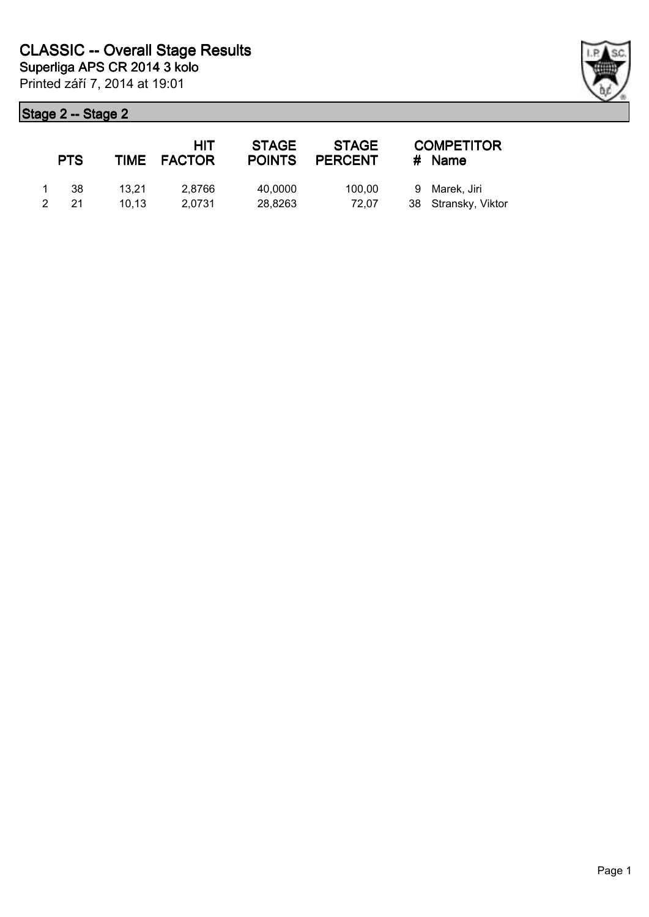# CLASSIC -- Overall Stage Results

**Superliga APS CR 2014 3 kolo**

Printed září 7, 2014 at 19:01

## Stage 2 -- Stage 2

| | PTS | TIME | HIT FACTOR | STAGE POINTS | STAGE PERCENT | # | COMPETITOR Name |
|---|---|---|---|---|---|---|---|
| 1 | 38 | 13,21 | 2,8766 | 40,0000 | 100,00 | 9 | Marek, Jiri |
| 2 | 21 | 10,13 | 2,0731 | 28,8263 | 72,07 | 38 | Stransky, Viktor |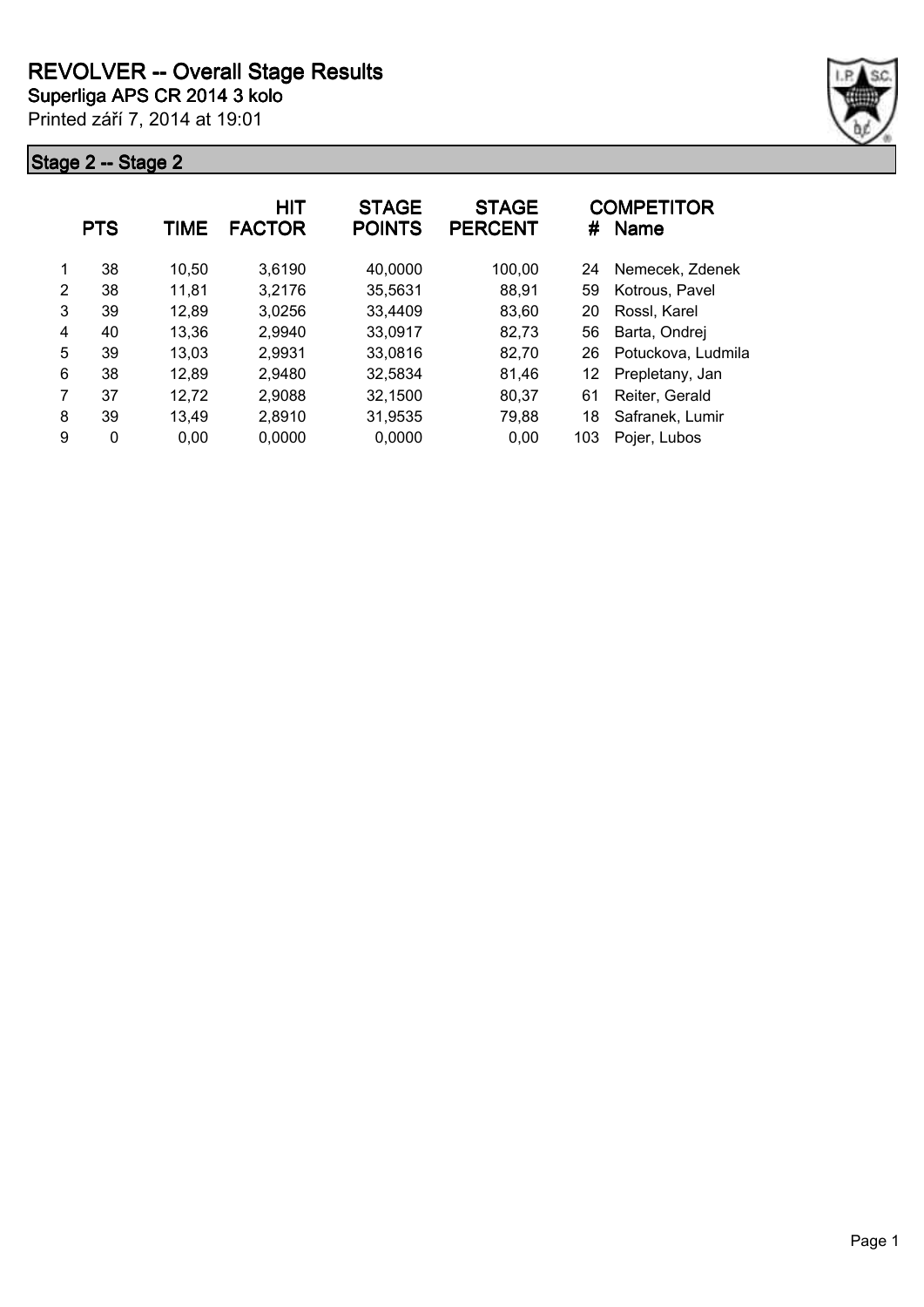# REVOLVER -- Overall Stage Results

**Superliga APS CR 2014 3 kolo**

Printed září 7, 2014 at 19:01

## Stage 2 -- Stage 2

| | PTS | TIME | HIT FACTOR | STAGE POINTS | STAGE PERCENT | # | COMPETITOR Name |
|---|---|---|---|---|---|---|---|
| 1 | 38 | 10,50 | 3,6190 | 40,0000 | 100,00 | 24 | Nemecek, Zdenek |
| 2 | 38 | 11,81 | 3,2176 | 35,5631 | 88,91 | 59 | Kotrous, Pavel |
| 3 | 39 | 12,89 | 3,0256 | 33,4409 | 83,60 | 20 | Rossl, Karel |
| 4 | 40 | 13,36 | 2,9940 | 33,0917 | 82,73 | 56 | Barta, Ondrej |
| 5 | 39 | 13,03 | 2,9931 | 33,0816 | 82,70 | 26 | Potuckova, Ludmila |
| 6 | 38 | 12,89 | 2,9480 | 32,5834 | 81,46 | 12 | Prepletany, Jan |
| 7 | 37 | 12,72 | 2,9088 | 32,1500 | 80,37 | 61 | Reiter, Gerald |
| 8 | 39 | 13,49 | 2,8910 | 31,9535 | 79,88 | 18 | Safranek, Lumir |
| 9 | 0 | 0,00 | 0,0000 | 0,0000 | 0,00 | 103 | Pojer, Lubos |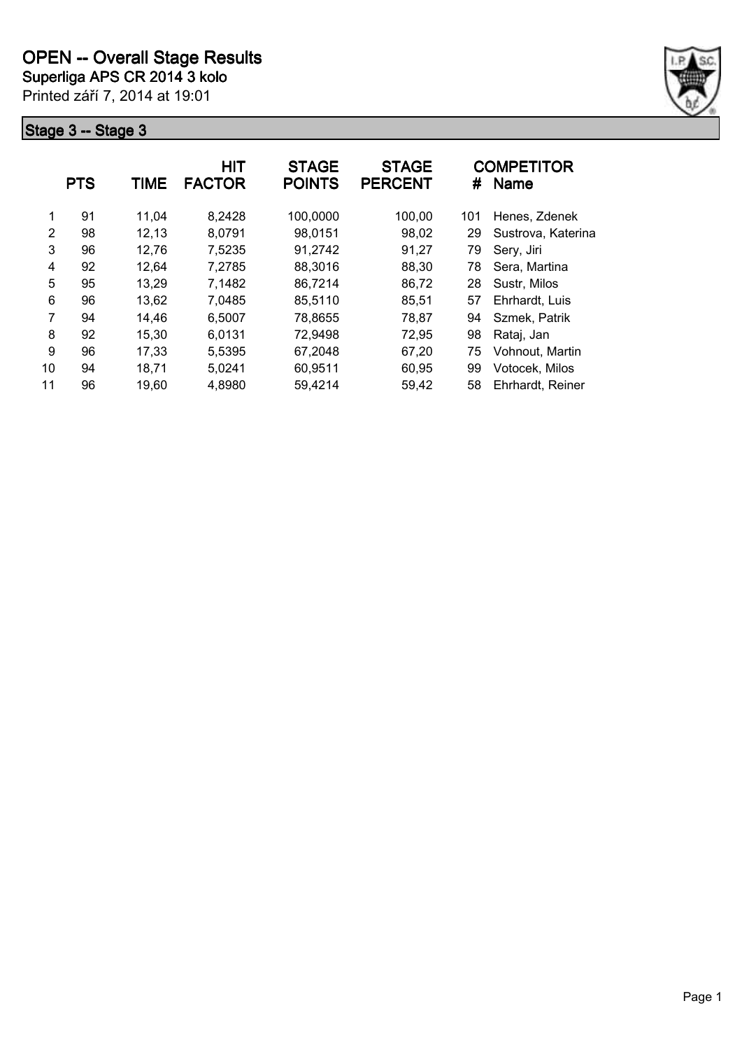# OPEN -- Overall Stage Results

**Superliga APS CR 2014 3 kolo**

Printed září 7, 2014 at 19:01

## Stage 3 -- Stage 3

|  | PTS | TIME | HIT FACTOR | STAGE POINTS | STAGE PERCENT | # | COMPETITOR Name |
|---|---|---|---|---|---|---|---|
| 1 | 91 | 11,04 | 8,2428 | 100,0000 | 100,00 | 101 | Henes, Zdenek |
| 2 | 98 | 12,13 | 8,0791 | 98,0151 | 98,02 | 29 | Sustrova, Katerina |
| 3 | 96 | 12,76 | 7,5235 | 91,2742 | 91,27 | 79 | Sery, Jiri |
| 4 | 92 | 12,64 | 7,2785 | 88,3016 | 88,30 | 78 | Sera, Martina |
| 5 | 95 | 13,29 | 7,1482 | 86,7214 | 86,72 | 28 | Sustr, Milos |
| 6 | 96 | 13,62 | 7,0485 | 85,5110 | 85,51 | 57 | Ehrhardt, Luis |
| 7 | 94 | 14,46 | 6,5007 | 78,8655 | 78,87 | 94 | Szmek, Patrik |
| 8 | 92 | 15,30 | 6,0131 | 72,9498 | 72,95 | 98 | Rataj, Jan |
| 9 | 96 | 17,33 | 5,5395 | 67,2048 | 67,20 | 75 | Vohnout, Martin |
| 10 | 94 | 18,71 | 5,0241 | 60,9511 | 60,95 | 99 | Votocek, Milos |
| 11 | 96 | 19,60 | 4,8980 | 59,4214 | 59,42 | 58 | Ehrhardt, Reiner |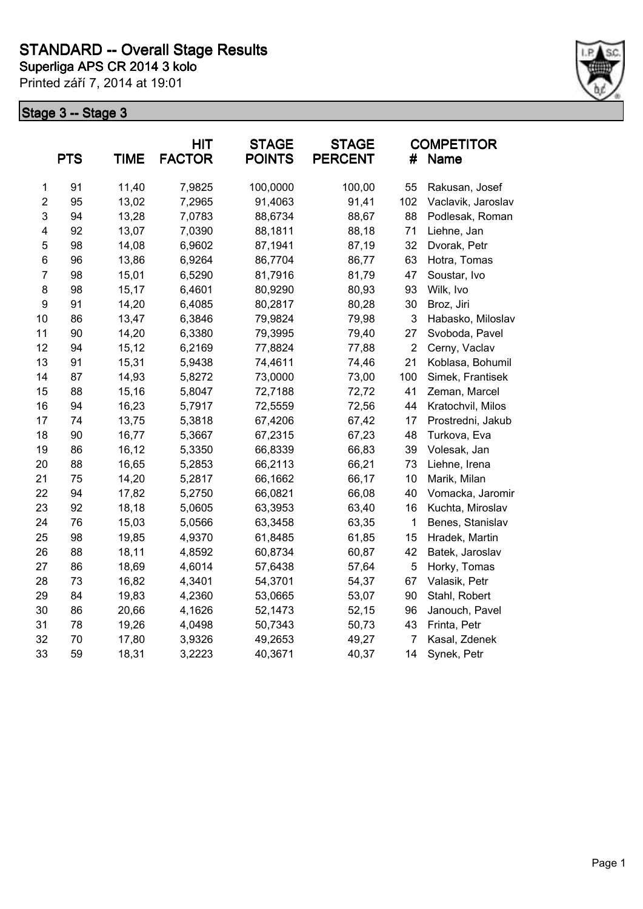# STANDARD -- Overall Stage Results

**Superliga APS CR 2014 3 kolo**

Printed září 7, 2014 at 19:01

## Stage 3 -- Stage 3

| | PTS | TIME | HIT FACTOR | STAGE POINTS | STAGE PERCENT | # | COMPETITOR Name |
|---|---|---|---|---|---|---|---|
| 1 | 91 | 11,40 | 7,9825 | 100,0000 | 100,00 | 55 | Rakusan, Josef |
| 2 | 95 | 13,02 | 7,2965 | 91,4063 | 91,41 | 102 | Vaclavik, Jaroslav |
| 3 | 94 | 13,28 | 7,0783 | 88,6734 | 88,67 | 88 | Podlesak, Roman |
| 4 | 92 | 13,07 | 7,0390 | 88,1811 | 88,18 | 71 | Liehne, Jan |
| 5 | 98 | 14,08 | 6,9602 | 87,1941 | 87,19 | 32 | Dvorak, Petr |
| 6 | 96 | 13,86 | 6,9264 | 86,7704 | 86,77 | 63 | Hotra, Tomas |
| 7 | 98 | 15,01 | 6,5290 | 81,7916 | 81,79 | 47 | Soustar, Ivo |
| 8 | 98 | 15,17 | 6,4601 | 80,9290 | 80,93 | 93 | Wilk, Ivo |
| 9 | 91 | 14,20 | 6,4085 | 80,2817 | 80,28 | 30 | Broz, Jiri |
| 10 | 86 | 13,47 | 6,3846 | 79,9824 | 79,98 | 3 | Habasko, Miloslav |
| 11 | 90 | 14,20 | 6,3380 | 79,3995 | 79,40 | 27 | Svoboda, Pavel |
| 12 | 94 | 15,12 | 6,2169 | 77,8824 | 77,88 | 2 | Cerny, Vaclav |
| 13 | 91 | 15,31 | 5,9438 | 74,4611 | 74,46 | 21 | Koblasa, Bohumil |
| 14 | 87 | 14,93 | 5,8272 | 73,0000 | 73,00 | 100 | Simek, Frantisek |
| 15 | 88 | 15,16 | 5,8047 | 72,7188 | 72,72 | 41 | Zeman, Marcel |
| 16 | 94 | 16,23 | 5,7917 | 72,5559 | 72,56 | 44 | Kratochvil, Milos |
| 17 | 74 | 13,75 | 5,3818 | 67,4206 | 67,42 | 17 | Prostredni, Jakub |
| 18 | 90 | 16,77 | 5,3667 | 67,2315 | 67,23 | 48 | Turkova, Eva |
| 19 | 86 | 16,12 | 5,3350 | 66,8339 | 66,83 | 39 | Volesak, Jan |
| 20 | 88 | 16,65 | 5,2853 | 66,2113 | 66,21 | 73 | Liehne, Irena |
| 21 | 75 | 14,20 | 5,2817 | 66,1662 | 66,17 | 10 | Marik, Milan |
| 22 | 94 | 17,82 | 5,2750 | 66,0821 | 66,08 | 40 | Vomacka, Jaromir |
| 23 | 92 | 18,18 | 5,0605 | 63,3953 | 63,40 | 16 | Kuchta, Miroslav |
| 24 | 76 | 15,03 | 5,0566 | 63,3458 | 63,35 | 1 | Benes, Stanislav |
| 25 | 98 | 19,85 | 4,9370 | 61,8485 | 61,85 | 15 | Hradek, Martin |
| 26 | 88 | 18,11 | 4,8592 | 60,8734 | 60,87 | 42 | Batek, Jaroslav |
| 27 | 86 | 18,69 | 4,6014 | 57,6438 | 57,64 | 5 | Horky, Tomas |
| 28 | 73 | 16,82 | 4,3401 | 54,3701 | 54,37 | 67 | Valasik, Petr |
| 29 | 84 | 19,83 | 4,2360 | 53,0665 | 53,07 | 90 | Stahl, Robert |
| 30 | 86 | 20,66 | 4,1626 | 52,1473 | 52,15 | 96 | Janouch, Pavel |
| 31 | 78 | 19,26 | 4,0498 | 50,7343 | 50,73 | 43 | Frinta, Petr |
| 32 | 70 | 17,80 | 3,9326 | 49,2653 | 49,27 | 7 | Kasal, Zdenek |
| 33 | 59 | 18,31 | 3,2223 | 40,3671 | 40,37 | 14 | Synek, Petr |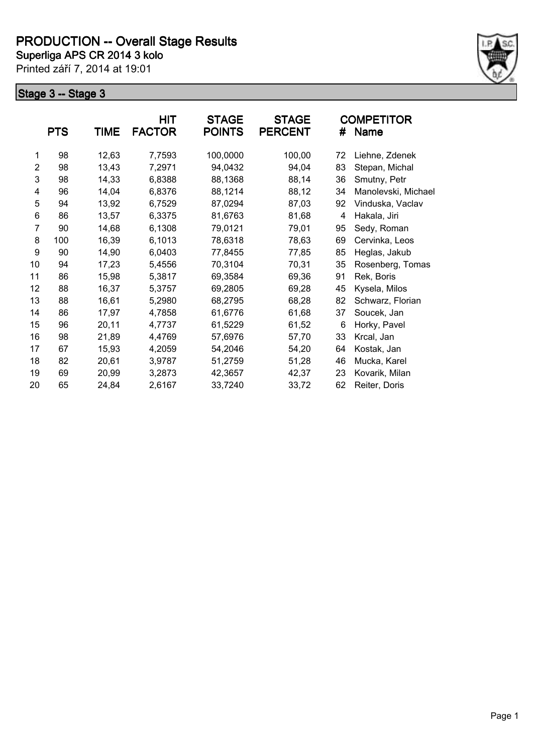# PRODUCTION -- Overall Stage Results

**Superliga APS CR 2014 3 kolo**

Printed září 7, 2014 at 19:01

## Stage 3 -- Stage 3

| | PTS | TIME | HIT FACTOR | STAGE POINTS | STAGE PERCENT | # | COMPETITOR Name |
|---|---|---|---|---|---|---|---|
| 1 | 98 | 12,63 | 7,7593 | 100,0000 | 100,00 | 72 | Liehne, Zdenek |
| 2 | 98 | 13,43 | 7,2971 | 94,0432 | 94,04 | 83 | Stepan, Michal |
| 3 | 98 | 14,33 | 6,8388 | 88,1368 | 88,14 | 36 | Smutny, Petr |
| 4 | 96 | 14,04 | 6,8376 | 88,1214 | 88,12 | 34 | Manolevski, Michael |
| 5 | 94 | 13,92 | 6,7529 | 87,0294 | 87,03 | 92 | Vinduska, Vaclav |
| 6 | 86 | 13,57 | 6,3375 | 81,6763 | 81,68 | 4 | Hakala, Jiri |
| 7 | 90 | 14,68 | 6,1308 | 79,0121 | 79,01 | 95 | Sedy, Roman |
| 8 | 100 | 16,39 | 6,1013 | 78,6318 | 78,63 | 69 | Cervinka, Leos |
| 9 | 90 | 14,90 | 6,0403 | 77,8455 | 77,85 | 85 | Heglas, Jakub |
| 10 | 94 | 17,23 | 5,4556 | 70,3104 | 70,31 | 35 | Rosenberg, Tomas |
| 11 | 86 | 15,98 | 5,3817 | 69,3584 | 69,36 | 91 | Rek, Boris |
| 12 | 88 | 16,37 | 5,3757 | 69,2805 | 69,28 | 45 | Kysela, Milos |
| 13 | 88 | 16,61 | 5,2980 | 68,2795 | 68,28 | 82 | Schwarz, Florian |
| 14 | 86 | 17,97 | 4,7858 | 61,6776 | 61,68 | 37 | Soucek, Jan |
| 15 | 96 | 20,11 | 4,7737 | 61,5229 | 61,52 | 6 | Horky, Pavel |
| 16 | 98 | 21,89 | 4,4769 | 57,6976 | 57,70 | 33 | Krcal, Jan |
| 17 | 67 | 15,93 | 4,2059 | 54,2046 | 54,20 | 64 | Kostak, Jan |
| 18 | 82 | 20,61 | 3,9787 | 51,2759 | 51,28 | 46 | Mucka, Karel |
| 19 | 69 | 20,99 | 3,2873 | 42,3657 | 42,37 | 23 | Kovarik, Milan |
| 20 | 65 | 24,84 | 2,6167 | 33,7240 | 33,72 | 62 | Reiter, Doris |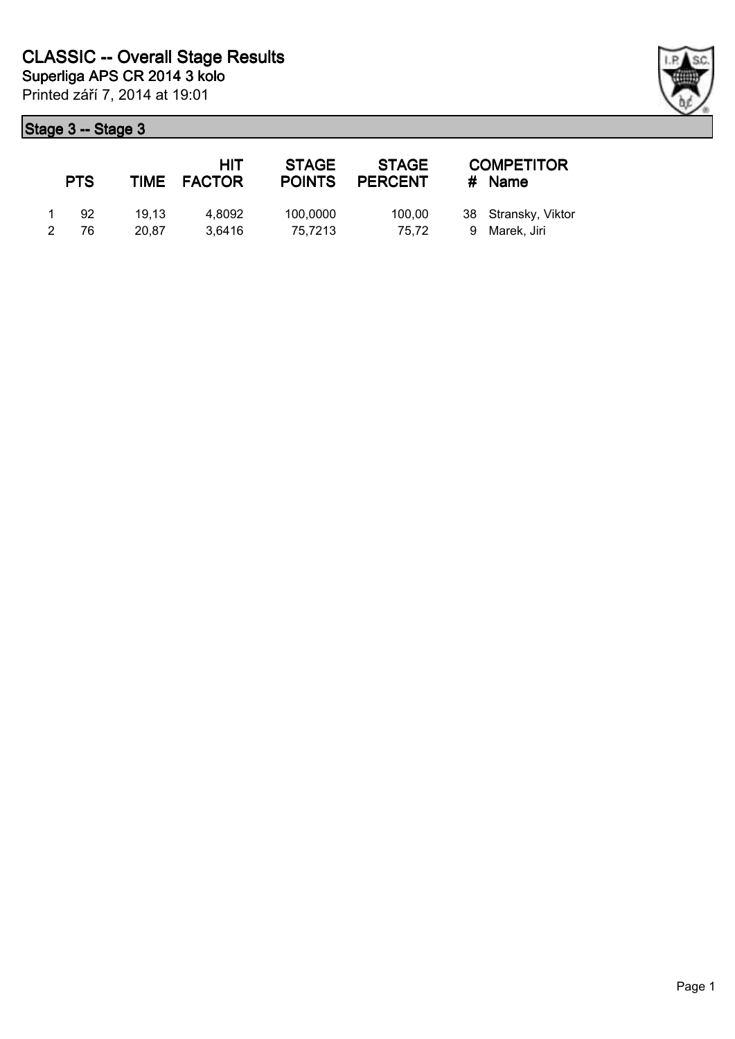# CLASSIC -- Overall Stage Results

**Superliga APS CR 2014 3 kolo**

Printed září 7, 2014 at 19:01

## Stage 3 -- Stage 3

| | PTS | TIME | HIT FACTOR | STAGE POINTS | STAGE PERCENT | # | COMPETITOR Name |
|---|---|---|---|---|---|---|---|
| 1 | 92 | 19,13 | 4,8092 | 100,0000 | 100,00 | 38 | Stransky, Viktor |
| 2 | 76 | 20,87 | 3,6416 | 75,7213 | 75,72 | 9 | Marek, Jiri |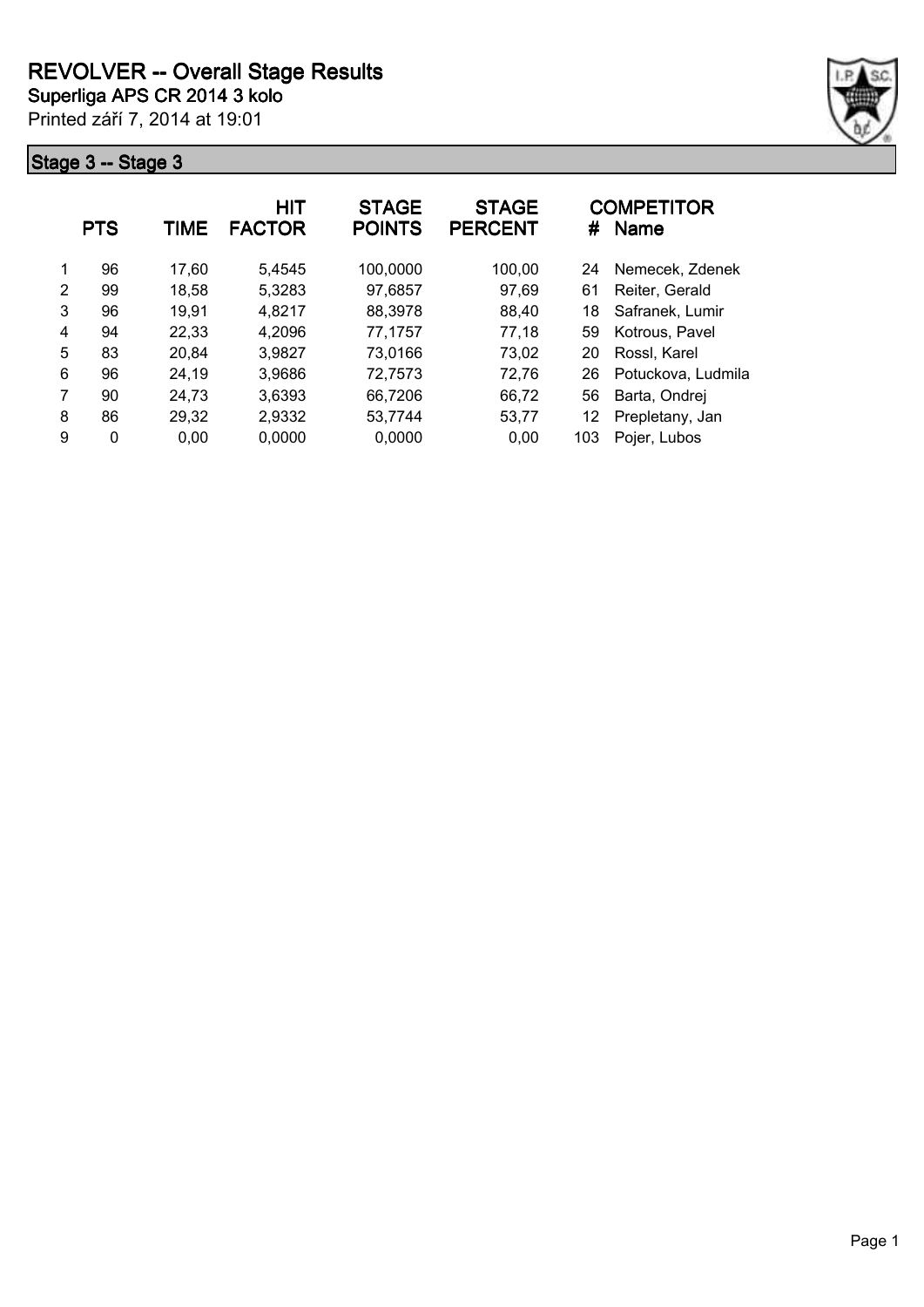# REVOLVER -- Overall Stage Results

**Superliga APS CR 2014 3 kolo**

Printed září 7, 2014 at 19:01

## Stage 3 -- Stage 3

|  | PTS | TIME | HIT FACTOR | STAGE POINTS | STAGE PERCENT | # | COMPETITOR Name |
|---|---|---|---|---|---|---|---|
| 1 | 96 | 17,60 | 5,4545 | 100,0000 | 100,00 | 24 | Nemecek, Zdenek |
| 2 | 99 | 18,58 | 5,3283 | 97,6857 | 97,69 | 61 | Reiter, Gerald |
| 3 | 96 | 19,91 | 4,8217 | 88,3978 | 88,40 | 18 | Safranek, Lumir |
| 4 | 94 | 22,33 | 4,2096 | 77,1757 | 77,18 | 59 | Kotrous, Pavel |
| 5 | 83 | 20,84 | 3,9827 | 73,0166 | 73,02 | 20 | Rossl, Karel |
| 6 | 96 | 24,19 | 3,9686 | 72,7573 | 72,76 | 26 | Potuckova, Ludmila |
| 7 | 90 | 24,73 | 3,6393 | 66,7206 | 66,72 | 56 | Barta, Ondrej |
| 8 | 86 | 29,32 | 2,9332 | 53,7744 | 53,77 | 12 | Prepletany, Jan |
| 9 | 0 | 0,00 | 0,0000 | 0,0000 | 0,00 | 103 | Pojer, Lubos |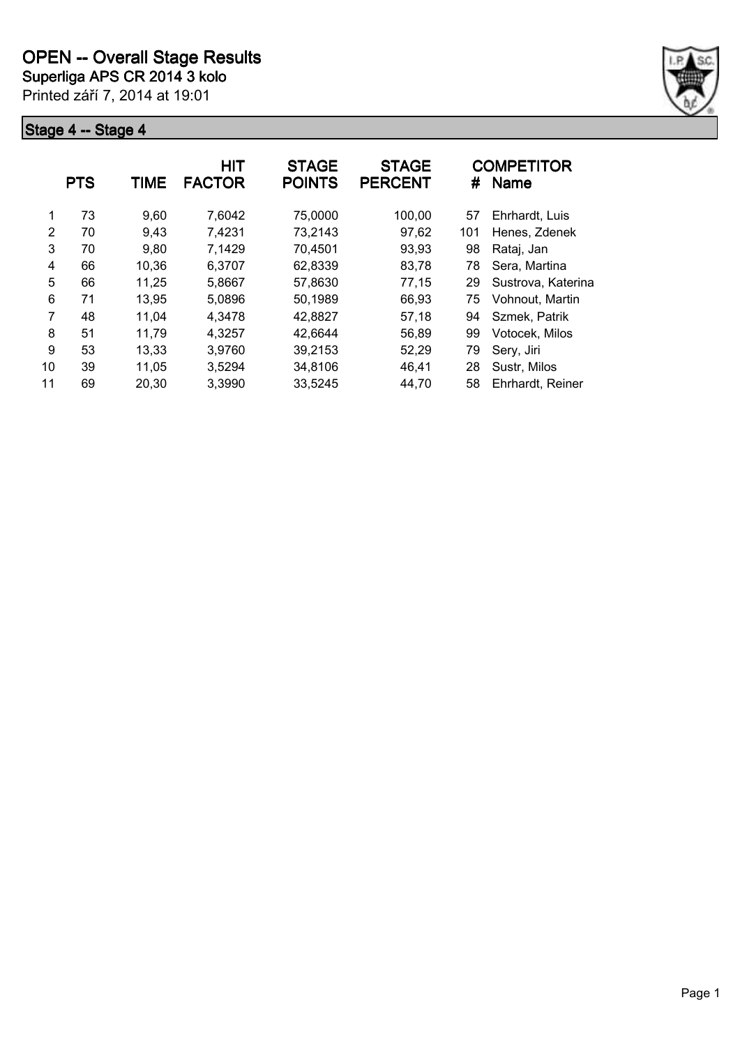# OPEN -- Overall Stage Results

**Superliga APS CR 2014 3 kolo**

Printed září 7, 2014 at 19:01

## Stage 4 -- Stage 4

| | PTS | TIME | HIT FACTOR | STAGE POINTS | STAGE PERCENT | # | COMPETITOR Name |
|---|---|---|---|---|---|---|---|
| 1 | 73 | 9,60 | 7,6042 | 75,0000 | 100,00 | 57 | Ehrhardt, Luis |
| 2 | 70 | 9,43 | 7,4231 | 73,2143 | 97,62 | 101 | Henes, Zdenek |
| 3 | 70 | 9,80 | 7,1429 | 70,4501 | 93,93 | 98 | Rataj, Jan |
| 4 | 66 | 10,36 | 6,3707 | 62,8339 | 83,78 | 78 | Sera, Martina |
| 5 | 66 | 11,25 | 5,8667 | 57,8630 | 77,15 | 29 | Sustrova, Katerina |
| 6 | 71 | 13,95 | 5,0896 | 50,1989 | 66,93 | 75 | Vohnout, Martin |
| 7 | 48 | 11,04 | 4,3478 | 42,8827 | 57,18 | 94 | Szmek, Patrik |
| 8 | 51 | 11,79 | 4,3257 | 42,6644 | 56,89 | 99 | Votocek, Milos |
| 9 | 53 | 13,33 | 3,9760 | 39,2153 | 52,29 | 79 | Sery, Jiri |
| 10 | 39 | 11,05 | 3,5294 | 34,8106 | 46,41 | 28 | Sustr, Milos |
| 11 | 69 | 20,30 | 3,3990 | 33,5245 | 44,70 | 58 | Ehrhardt, Reiner |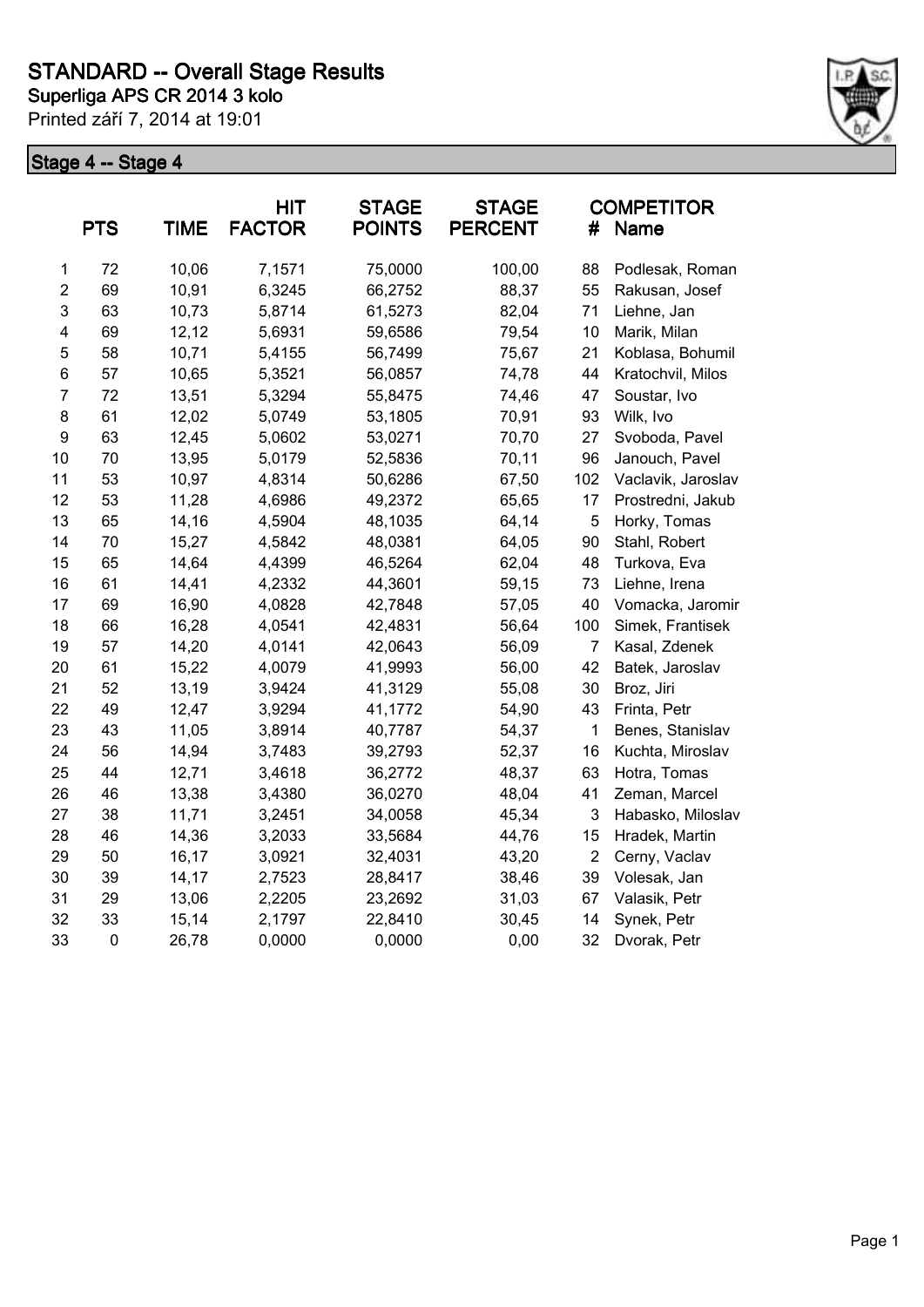# STANDARD -- Overall Stage Results

## Superliga APS CR 2014 3 kolo

Printed září 7, 2014 at 19:01

### Stage 4 -- Stage 4

| | PTS | TIME | HIT FACTOR | STAGE POINTS | STAGE PERCENT | # | COMPETITOR Name |
|---|---|---|---|---|---|---|---|
| 1 | 72 | 10,06 | 7,1571 | 75,0000 | 100,00 | 88 | Podlesak, Roman |
| 2 | 69 | 10,91 | 6,3245 | 66,2752 | 88,37 | 55 | Rakusan, Josef |
| 3 | 63 | 10,73 | 5,8714 | 61,5273 | 82,04 | 71 | Liehne, Jan |
| 4 | 69 | 12,12 | 5,6931 | 59,6586 | 79,54 | 10 | Marik, Milan |
| 5 | 58 | 10,71 | 5,4155 | 56,7499 | 75,67 | 21 | Koblasa, Bohumil |
| 6 | 57 | 10,65 | 5,3521 | 56,0857 | 74,78 | 44 | Kratochvil, Milos |
| 7 | 72 | 13,51 | 5,3294 | 55,8475 | 74,46 | 47 | Soustar, Ivo |
| 8 | 61 | 12,02 | 5,0749 | 53,1805 | 70,91 | 93 | Wilk, Ivo |
| 9 | 63 | 12,45 | 5,0602 | 53,0271 | 70,70 | 27 | Svoboda, Pavel |
| 10 | 70 | 13,95 | 5,0179 | 52,5836 | 70,11 | 96 | Janouch, Pavel |
| 11 | 53 | 10,97 | 4,8314 | 50,6286 | 67,50 | 102 | Vaclavik, Jaroslav |
| 12 | 53 | 11,28 | 4,6986 | 49,2372 | 65,65 | 17 | Prostredni, Jakub |
| 13 | 65 | 14,16 | 4,5904 | 48,1035 | 64,14 | 5 | Horky, Tomas |
| 14 | 70 | 15,27 | 4,5842 | 48,0381 | 64,05 | 90 | Stahl, Robert |
| 15 | 65 | 14,64 | 4,4399 | 46,5264 | 62,04 | 48 | Turkova, Eva |
| 16 | 61 | 14,41 | 4,2332 | 44,3601 | 59,15 | 73 | Liehne, Irena |
| 17 | 69 | 16,90 | 4,0828 | 42,7848 | 57,05 | 40 | Vomacka, Jaromir |
| 18 | 66 | 16,28 | 4,0541 | 42,4831 | 56,64 | 100 | Simek, Frantisek |
| 19 | 57 | 14,20 | 4,0141 | 42,0643 | 56,09 | 7 | Kasal, Zdenek |
| 20 | 61 | 15,22 | 4,0079 | 41,9993 | 56,00 | 42 | Batek, Jaroslav |
| 21 | 52 | 13,19 | 3,9424 | 41,3129 | 55,08 | 30 | Broz, Jiri |
| 22 | 49 | 12,47 | 3,9294 | 41,1772 | 54,90 | 43 | Frinta, Petr |
| 23 | 43 | 11,05 | 3,8914 | 40,7787 | 54,37 | 1 | Benes, Stanislav |
| 24 | 56 | 14,94 | 3,7483 | 39,2793 | 52,37 | 16 | Kuchta, Miroslav |
| 25 | 44 | 12,71 | 3,4618 | 36,2772 | 48,37 | 63 | Hotra, Tomas |
| 26 | 46 | 13,38 | 3,4380 | 36,0270 | 48,04 | 41 | Zeman, Marcel |
| 27 | 38 | 11,71 | 3,2451 | 34,0058 | 45,34 | 3 | Habasko, Miloslav |
| 28 | 46 | 14,36 | 3,2033 | 33,5684 | 44,76 | 15 | Hradek, Martin |
| 29 | 50 | 16,17 | 3,0921 | 32,4031 | 43,20 | 2 | Cerny, Vaclav |
| 30 | 39 | 14,17 | 2,7523 | 28,8417 | 38,46 | 39 | Volesak, Jan |
| 31 | 29 | 13,06 | 2,2205 | 23,2692 | 31,03 | 67 | Valasik, Petr |
| 32 | 33 | 15,14 | 2,1797 | 22,8410 | 30,45 | 14 | Synek, Petr |
| 33 | 0 | 26,78 | 0,0000 | 0,0000 | 0,00 | 32 | Dvorak, Petr |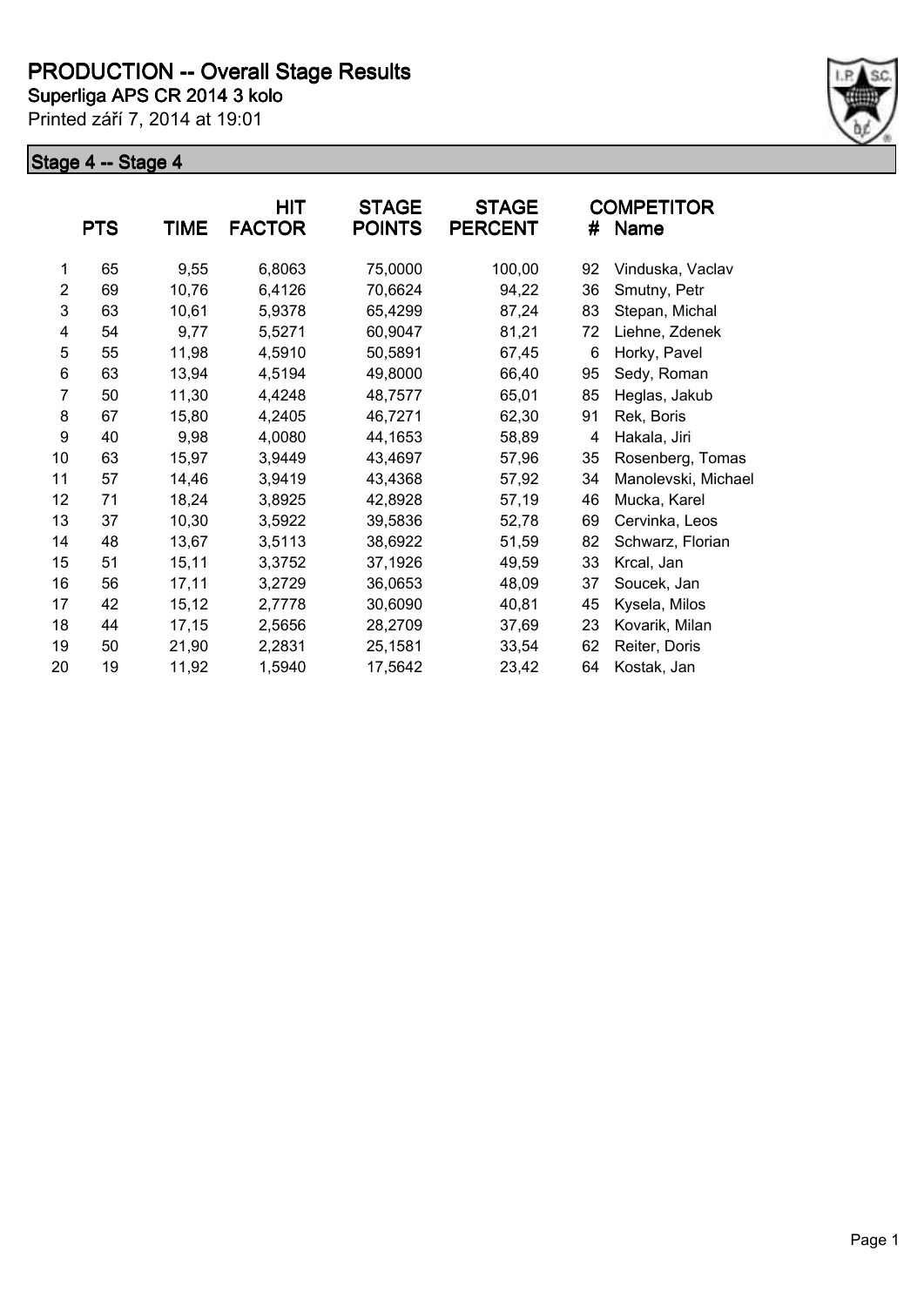# PRODUCTION -- Overall Stage Results

**Superliga APS CR 2014 3 kolo**

Printed září 7, 2014 at 19:01

## Stage 4 -- Stage 4

| | PTS | TIME | HIT FACTOR | STAGE POINTS | STAGE PERCENT | # | COMPETITOR Name |
|---|---|---|---|---|---|---|---|
| 1 | 65 | 9,55 | 6,8063 | 75,0000 | 100,00 | 92 | Vinduska, Vaclav |
| 2 | 69 | 10,76 | 6,4126 | 70,6624 | 94,22 | 36 | Smutny, Petr |
| 3 | 63 | 10,61 | 5,9378 | 65,4299 | 87,24 | 83 | Stepan, Michal |
| 4 | 54 | 9,77 | 5,5271 | 60,9047 | 81,21 | 72 | Liehne, Zdenek |
| 5 | 55 | 11,98 | 4,5910 | 50,5891 | 67,45 | 6 | Horky, Pavel |
| 6 | 63 | 13,94 | 4,5194 | 49,8000 | 66,40 | 95 | Sedy, Roman |
| 7 | 50 | 11,30 | 4,4248 | 48,7577 | 65,01 | 85 | Heglas, Jakub |
| 8 | 67 | 15,80 | 4,2405 | 46,7271 | 62,30 | 91 | Rek, Boris |
| 9 | 40 | 9,98 | 4,0080 | 44,1653 | 58,89 | 4 | Hakala, Jiri |
| 10 | 63 | 15,97 | 3,9449 | 43,4697 | 57,96 | 35 | Rosenberg, Tomas |
| 11 | 57 | 14,46 | 3,9419 | 43,4368 | 57,92 | 34 | Manolevski, Michael |
| 12 | 71 | 18,24 | 3,8925 | 42,8928 | 57,19 | 46 | Mucka, Karel |
| 13 | 37 | 10,30 | 3,5922 | 39,5836 | 52,78 | 69 | Cervinka, Leos |
| 14 | 48 | 13,67 | 3,5113 | 38,6922 | 51,59 | 82 | Schwarz, Florian |
| 15 | 51 | 15,11 | 3,3752 | 37,1926 | 49,59 | 33 | Krcal, Jan |
| 16 | 56 | 17,11 | 3,2729 | 36,0653 | 48,09 | 37 | Soucek, Jan |
| 17 | 42 | 15,12 | 2,7778 | 30,6090 | 40,81 | 45 | Kysela, Milos |
| 18 | 44 | 17,15 | 2,5656 | 28,2709 | 37,69 | 23 | Kovarik, Milan |
| 19 | 50 | 21,90 | 2,2831 | 25,1581 | 33,54 | 62 | Reiter, Doris |
| 20 | 19 | 11,92 | 1,5940 | 17,5642 | 23,42 | 64 | Kostak, Jan |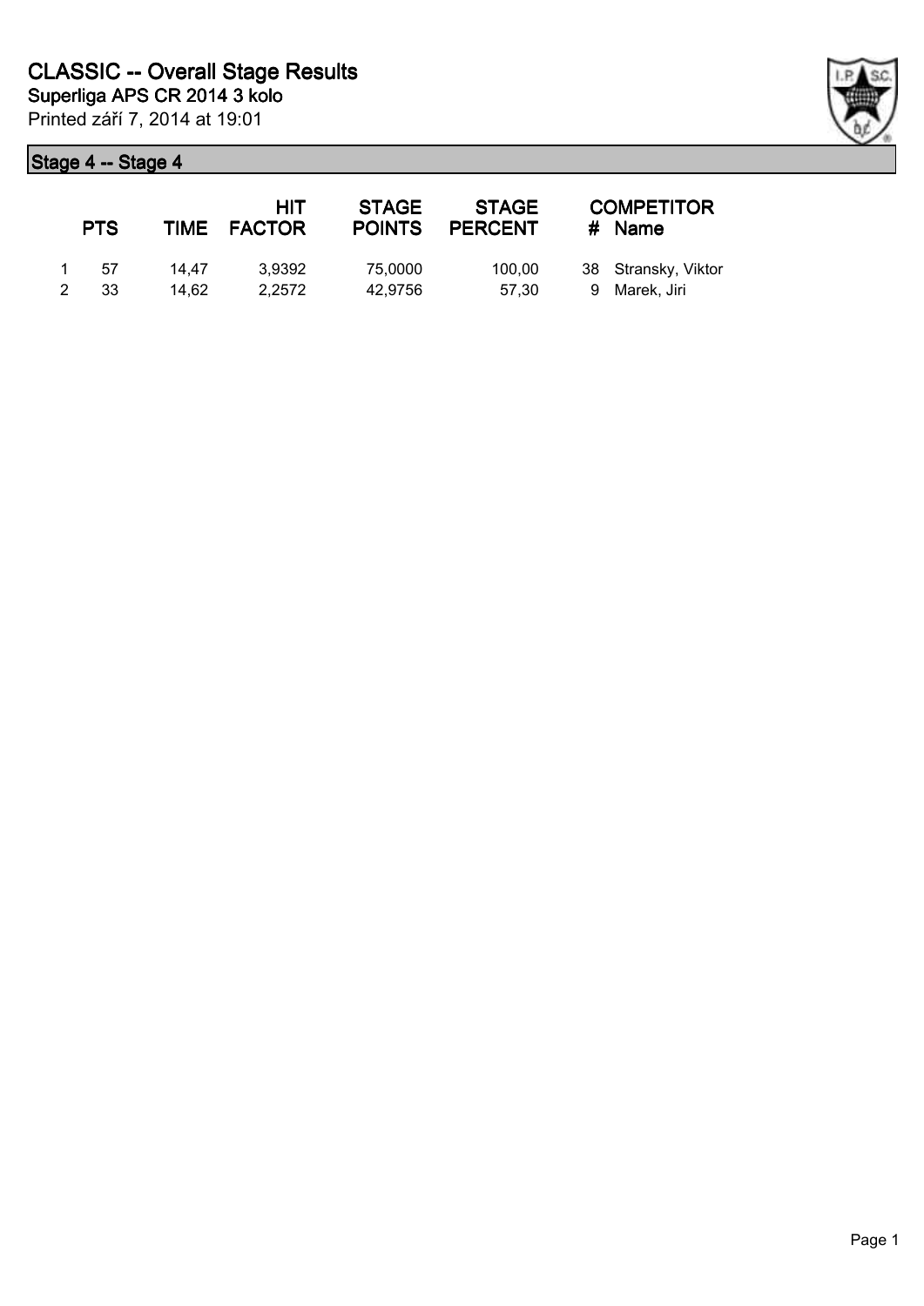# CLASSIC -- Overall Stage Results

**Superliga APS CR 2014 3 kolo**

Printed září 7, 2014 at 19:01

## Stage 4 -- Stage 4

| | PTS | TIME | HIT FACTOR | STAGE POINTS | STAGE PERCENT | # | COMPETITOR Name |
|---|---|---|---|---|---|---|---|
| 1 | 57 | 14,47 | 3,9392 | 75,0000 | 100,00 | 38 | Stransky, Viktor |
| 2 | 33 | 14,62 | 2,2572 | 42,9756 | 57,30 | 9 | Marek, Jiri |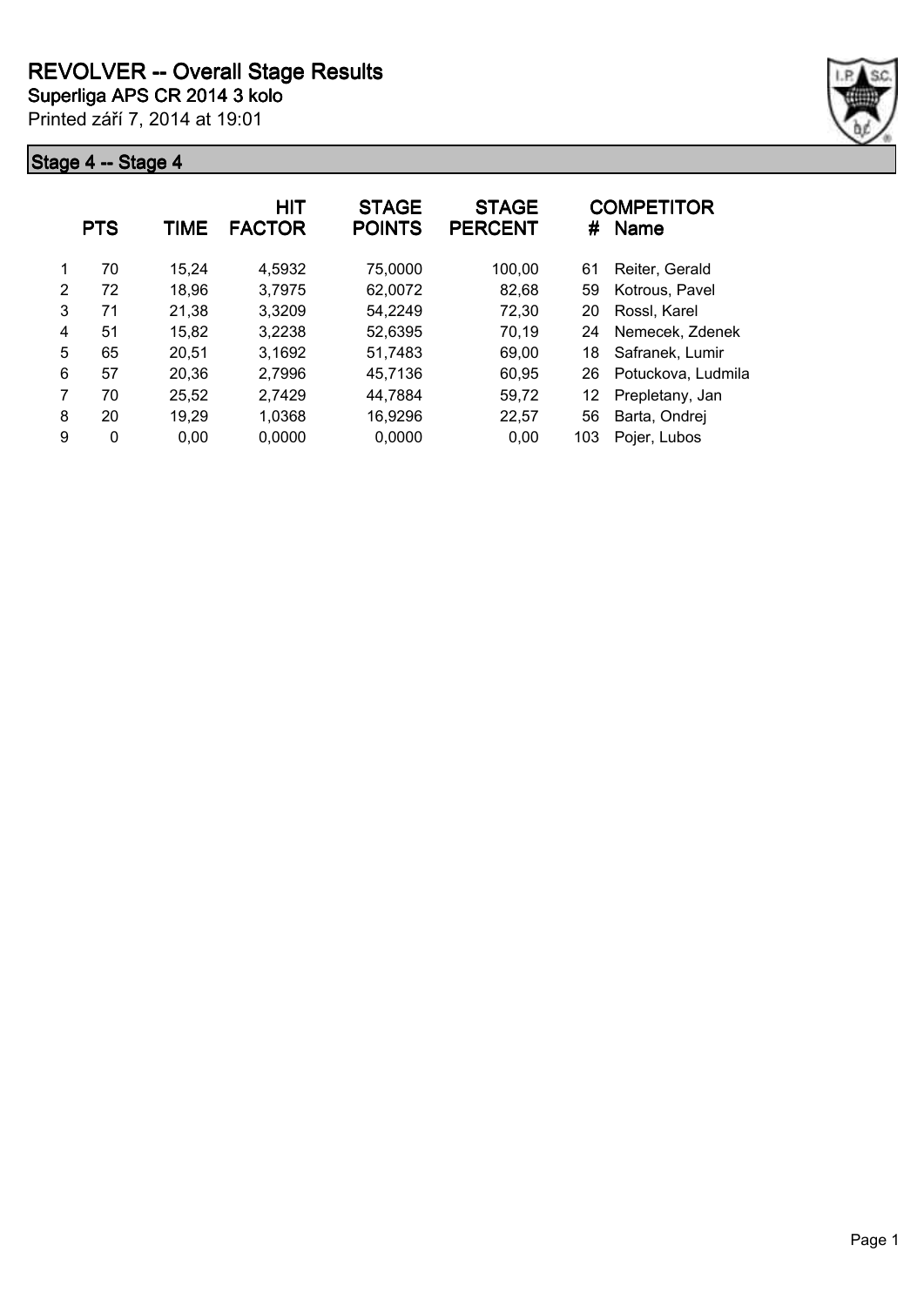# REVOLVER -- Overall Stage Results

**Superliga APS CR 2014 3 kolo**

Printed září 7, 2014 at 19:01

## Stage 4 -- Stage 4

| | PTS | TIME | HIT FACTOR | STAGE POINTS | STAGE PERCENT | # | COMPETITOR Name |
|---|---|---|---|---|---|---|---|
| 1 | 70 | 15,24 | 4,5932 | 75,0000 | 100,00 | 61 | Reiter, Gerald |
| 2 | 72 | 18,96 | 3,7975 | 62,0072 | 82,68 | 59 | Kotrous, Pavel |
| 3 | 71 | 21,38 | 3,3209 | 54,2249 | 72,30 | 20 | Rossl, Karel |
| 4 | 51 | 15,82 | 3,2238 | 52,6395 | 70,19 | 24 | Nemecek, Zdenek |
| 5 | 65 | 20,51 | 3,1692 | 51,7483 | 69,00 | 18 | Safranek, Lumir |
| 6 | 57 | 20,36 | 2,7996 | 45,7136 | 60,95 | 26 | Potuckova, Ludmila |
| 7 | 70 | 25,52 | 2,7429 | 44,7884 | 59,72 | 12 | Prepletany, Jan |
| 8 | 20 | 19,29 | 1,0368 | 16,9296 | 22,57 | 56 | Barta, Ondrej |
| 9 | 0 | 0,00 | 0,0000 | 0,0000 | 0,00 | 103 | Pojer, Lubos |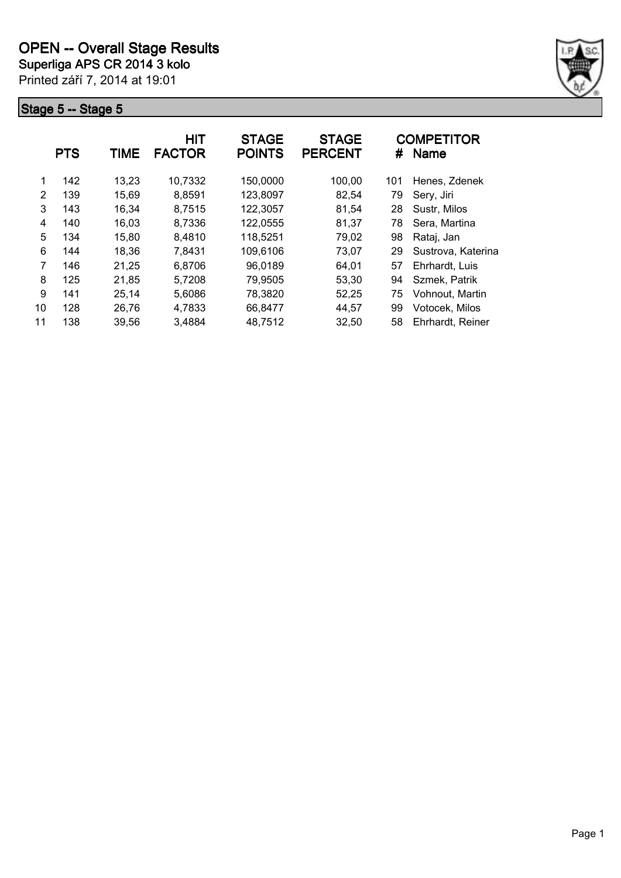# OPEN -- Overall Stage Results

**Superliga APS CR 2014 3 kolo**

Printed září 7, 2014 at 19:01

## Stage 5 -- Stage 5

| | PTS | TIME | HIT FACTOR | STAGE POINTS | STAGE PERCENT | # | COMPETITOR Name |
|---|---|---|---|---|---|---|---|
| 1 | 142 | 13,23 | 10,7332 | 150,0000 | 100,00 | 101 | Henes, Zdenek |
| 2 | 139 | 15,69 | 8,8591 | 123,8097 | 82,54 | 79 | Sery, Jiri |
| 3 | 143 | 16,34 | 8,7515 | 122,3057 | 81,54 | 28 | Sustr, Milos |
| 4 | 140 | 16,03 | 8,7336 | 122,0555 | 81,37 | 78 | Sera, Martina |
| 5 | 134 | 15,80 | 8,4810 | 118,5251 | 79,02 | 98 | Rataj, Jan |
| 6 | 144 | 18,36 | 7,8431 | 109,6106 | 73,07 | 29 | Sustrova, Katerina |
| 7 | 146 | 21,25 | 6,8706 | 96,0189 | 64,01 | 57 | Ehrhardt, Luis |
| 8 | 125 | 21,85 | 5,7208 | 79,9505 | 53,30 | 94 | Szmek, Patrik |
| 9 | 141 | 25,14 | 5,6086 | 78,3820 | 52,25 | 75 | Vohnout, Martin |
| 10 | 128 | 26,76 | 4,7833 | 66,8477 | 44,57 | 99 | Votocek, Milos |
| 11 | 138 | 39,56 | 3,4884 | 48,7512 | 32,50 | 58 | Ehrhardt, Reiner |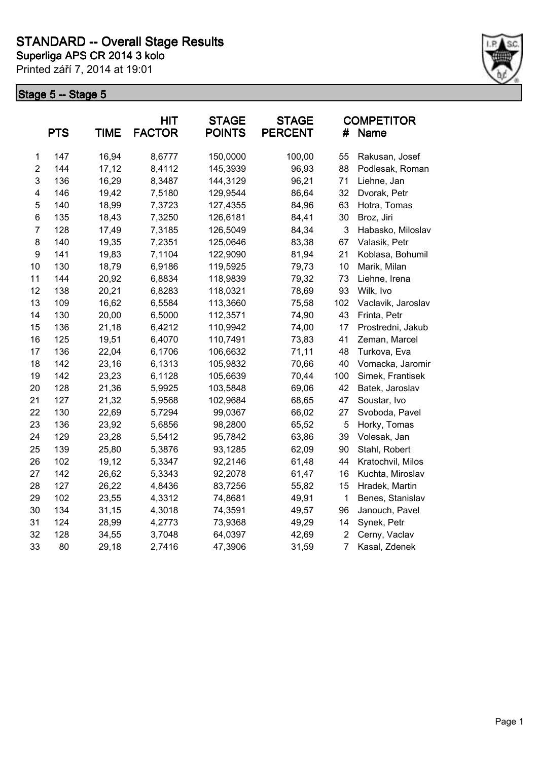# STANDARD -- Overall Stage Results

**Superliga APS CR 2014 3 kolo**

Printed září 7, 2014 at 19:01

## Stage 5 -- Stage 5

| | PTS | TIME | HIT FACTOR | STAGE POINTS | STAGE PERCENT | # | COMPETITOR Name |
|---|---|---|---|---|---|---|---|
| 1 | 147 | 16,94 | 8,6777 | 150,0000 | 100,00 | 55 | Rakusan, Josef |
| 2 | 144 | 17,12 | 8,4112 | 145,3939 | 96,93 | 88 | Podlesak, Roman |
| 3 | 136 | 16,29 | 8,3487 | 144,3129 | 96,21 | 71 | Liehne, Jan |
| 4 | 146 | 19,42 | 7,5180 | 129,9544 | 86,64 | 32 | Dvorak, Petr |
| 5 | 140 | 18,99 | 7,3723 | 127,4355 | 84,96 | 63 | Hotra, Tomas |
| 6 | 135 | 18,43 | 7,3250 | 126,6181 | 84,41 | 30 | Broz, Jiri |
| 7 | 128 | 17,49 | 7,3185 | 126,5049 | 84,34 | 3 | Habasko, Miloslav |
| 8 | 140 | 19,35 | 7,2351 | 125,0646 | 83,38 | 67 | Valasik, Petr |
| 9 | 141 | 19,83 | 7,1104 | 122,9090 | 81,94 | 21 | Koblasa, Bohumil |
| 10 | 130 | 18,79 | 6,9186 | 119,5925 | 79,73 | 10 | Marik, Milan |
| 11 | 144 | 20,92 | 6,8834 | 118,9839 | 79,32 | 73 | Liehne, Irena |
| 12 | 138 | 20,21 | 6,8283 | 118,0321 | 78,69 | 93 | Wilk, Ivo |
| 13 | 109 | 16,62 | 6,5584 | 113,3660 | 75,58 | 102 | Vaclavik, Jaroslav |
| 14 | 130 | 20,00 | 6,5000 | 112,3571 | 74,90 | 43 | Frinta, Petr |
| 15 | 136 | 21,18 | 6,4212 | 110,9942 | 74,00 | 17 | Prostredni, Jakub |
| 16 | 125 | 19,51 | 6,4070 | 110,7491 | 73,83 | 41 | Zeman, Marcel |
| 17 | 136 | 22,04 | 6,1706 | 106,6632 | 71,11 | 48 | Turkova, Eva |
| 18 | 142 | 23,16 | 6,1313 | 105,9832 | 70,66 | 40 | Vomacka, Jaromir |
| 19 | 142 | 23,23 | 6,1128 | 105,6639 | 70,44 | 100 | Simek, Frantisek |
| 20 | 128 | 21,36 | 5,9925 | 103,5848 | 69,06 | 42 | Batek, Jaroslav |
| 21 | 127 | 21,32 | 5,9568 | 102,9684 | 68,65 | 47 | Soustar, Ivo |
| 22 | 130 | 22,69 | 5,7294 | 99,0367 | 66,02 | 27 | Svoboda, Pavel |
| 23 | 136 | 23,92 | 5,6856 | 98,2800 | 65,52 | 5 | Horky, Tomas |
| 24 | 129 | 23,28 | 5,5412 | 95,7842 | 63,86 | 39 | Volesak, Jan |
| 25 | 139 | 25,80 | 5,3876 | 93,1285 | 62,09 | 90 | Stahl, Robert |
| 26 | 102 | 19,12 | 5,3347 | 92,2146 | 61,48 | 44 | Kratochvil, Milos |
| 27 | 142 | 26,62 | 5,3343 | 92,2078 | 61,47 | 16 | Kuchta, Miroslav |
| 28 | 127 | 26,22 | 4,8436 | 83,7256 | 55,82 | 15 | Hradek, Martin |
| 29 | 102 | 23,55 | 4,3312 | 74,8681 | 49,91 | 1 | Benes, Stanislav |
| 30 | 134 | 31,15 | 4,3018 | 74,3591 | 49,57 | 96 | Janouch, Pavel |
| 31 | 124 | 28,99 | 4,2773 | 73,9368 | 49,29 | 14 | Synek, Petr |
| 32 | 128 | 34,55 | 3,7048 | 64,0397 | 42,69 | 2 | Cerny, Vaclav |
| 33 | 80 | 29,18 | 2,7416 | 47,3906 | 31,59 | 7 | Kasal, Zdenek |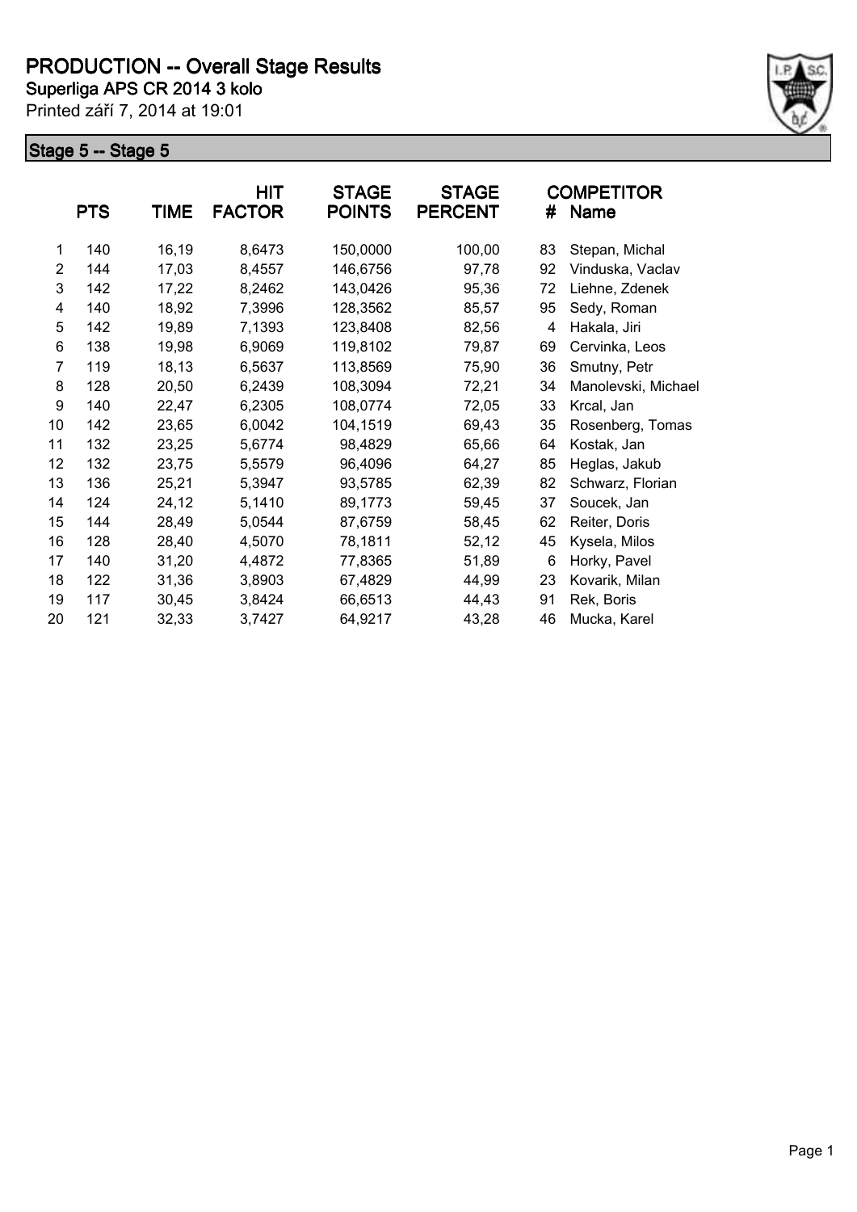# PRODUCTION -- Overall Stage Results

**Superliga APS CR 2014 3 kolo**

Printed září 7, 2014 at 19:01

## Stage 5 -- Stage 5

| | PTS | TIME | HIT FACTOR | STAGE POINTS | STAGE PERCENT | # | COMPETITOR Name |
|---|---|---|---|---|---|---|---|
| 1 | 140 | 16,19 | 8,6473 | 150,0000 | 100,00 | 83 | Stepan, Michal |
| 2 | 144 | 17,03 | 8,4557 | 146,6756 | 97,78 | 92 | Vinduska, Vaclav |
| 3 | 142 | 17,22 | 8,2462 | 143,0426 | 95,36 | 72 | Liehne, Zdenek |
| 4 | 140 | 18,92 | 7,3996 | 128,3562 | 85,57 | 95 | Sedy, Roman |
| 5 | 142 | 19,89 | 7,1393 | 123,8408 | 82,56 | 4 | Hakala, Jiri |
| 6 | 138 | 19,98 | 6,9069 | 119,8102 | 79,87 | 69 | Cervinka, Leos |
| 7 | 119 | 18,13 | 6,5637 | 113,8569 | 75,90 | 36 | Smutny, Petr |
| 8 | 128 | 20,50 | 6,2439 | 108,3094 | 72,21 | 34 | Manolevski, Michael |
| 9 | 140 | 22,47 | 6,2305 | 108,0774 | 72,05 | 33 | Krcal, Jan |
| 10 | 142 | 23,65 | 6,0042 | 104,1519 | 69,43 | 35 | Rosenberg, Tomas |
| 11 | 132 | 23,25 | 5,6774 | 98,4829 | 65,66 | 64 | Kostak, Jan |
| 12 | 132 | 23,75 | 5,5579 | 96,4096 | 64,27 | 85 | Heglas, Jakub |
| 13 | 136 | 25,21 | 5,3947 | 93,5785 | 62,39 | 82 | Schwarz, Florian |
| 14 | 124 | 24,12 | 5,1410 | 89,1773 | 59,45 | 37 | Soucek, Jan |
| 15 | 144 | 28,49 | 5,0544 | 87,6759 | 58,45 | 62 | Reiter, Doris |
| 16 | 128 | 28,40 | 4,5070 | 78,1811 | 52,12 | 45 | Kysela, Milos |
| 17 | 140 | 31,20 | 4,4872 | 77,8365 | 51,89 | 6 | Horky, Pavel |
| 18 | 122 | 31,36 | 3,8903 | 67,4829 | 44,99 | 23 | Kovarik, Milan |
| 19 | 117 | 30,45 | 3,8424 | 66,6513 | 44,43 | 91 | Rek, Boris |
| 20 | 121 | 32,33 | 3,7427 | 64,9217 | 43,28 | 46 | Mucka, Karel |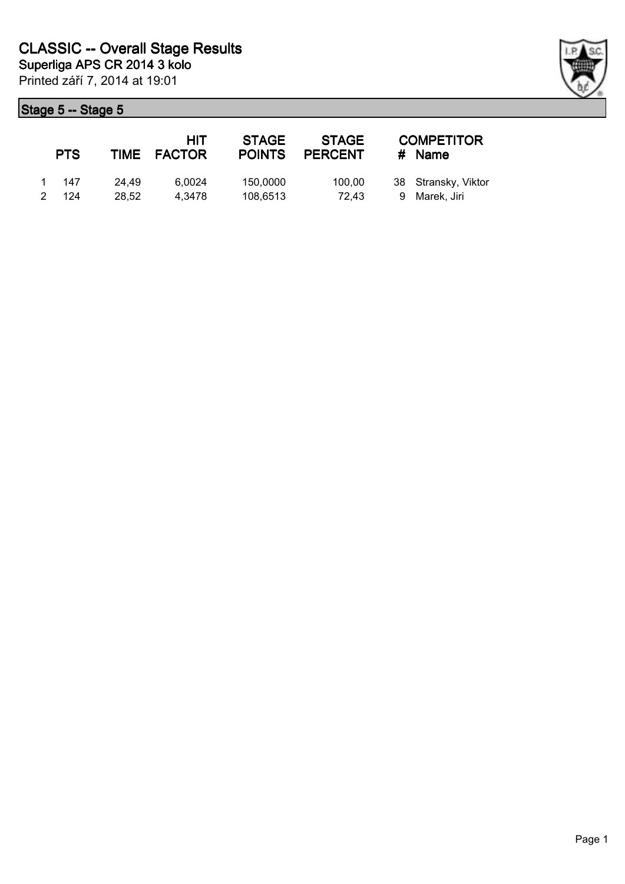# CLASSIC -- Overall Stage Results

## Superliga APS CR 2014 3 kolo

Printed září 7, 2014 at 19:01

### Stage 5 -- Stage 5

| | PTS | TIME | HIT FACTOR | STAGE POINTS | STAGE PERCENT | # | COMPETITOR Name |
|---|---|---|---|---|---|---|---|
| 1 | 147 | 24,49 | 6,0024 | 150,0000 | 100,00 | 38 | Stransky, Viktor |
| 2 | 124 | 28,52 | 4,3478 | 108,6513 | 72,43 | 9 | Marek, Jiri |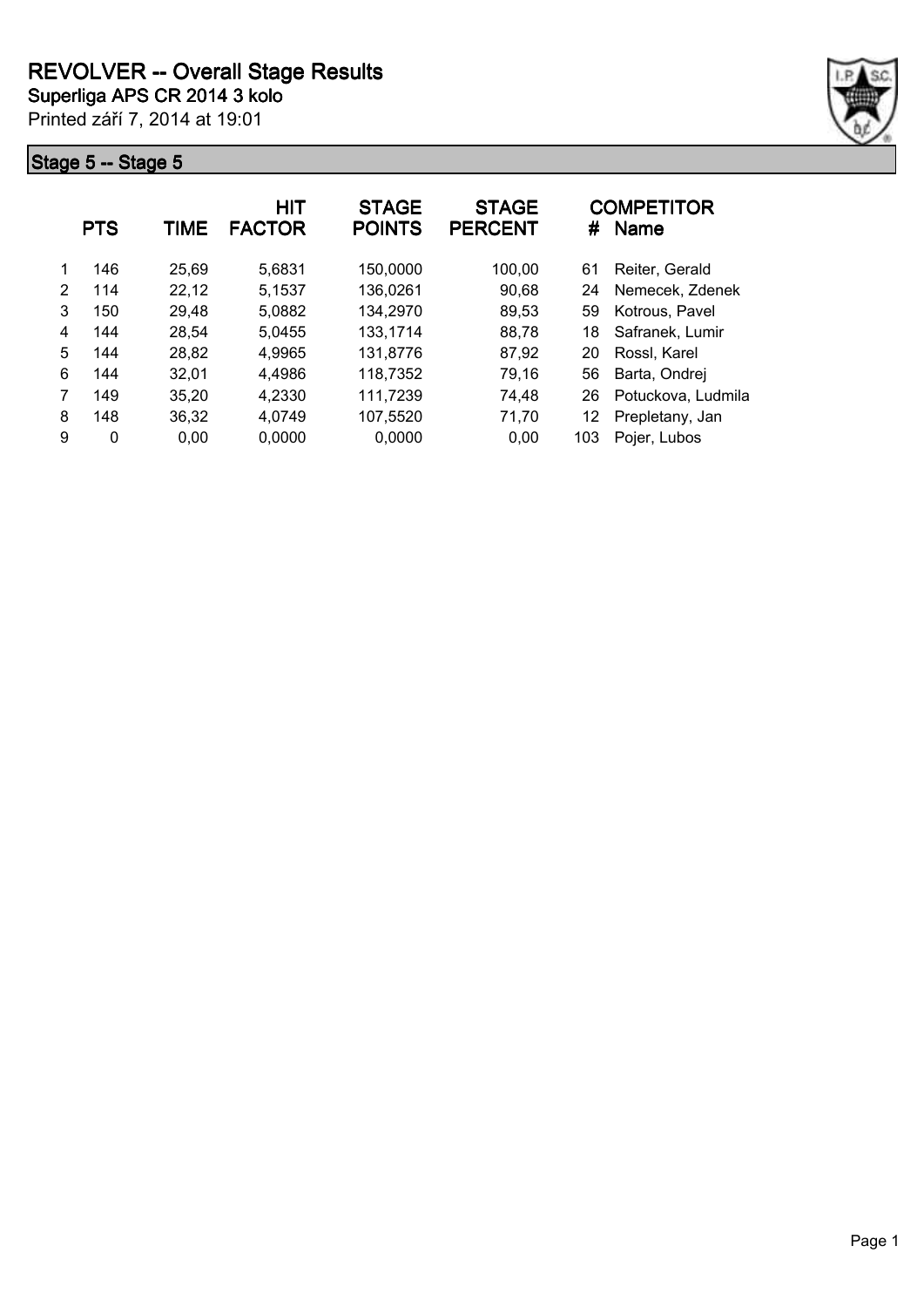# REVOLVER -- Overall Stage Results

**Superliga APS CR 2014 3 kolo**

Printed září 7, 2014 at 19:01

## Stage 5 -- Stage 5

| | PTS | TIME | HIT FACTOR | STAGE POINTS | STAGE PERCENT | # | COMPETITOR Name |
|---|---|---|---|---|---|---|---|
| 1 | 146 | 25,69 | 5,6831 | 150,0000 | 100,00 | 61 | Reiter, Gerald |
| 2 | 114 | 22,12 | 5,1537 | 136,0261 | 90,68 | 24 | Nemecek, Zdenek |
| 3 | 150 | 29,48 | 5,0882 | 134,2970 | 89,53 | 59 | Kotrous, Pavel |
| 4 | 144 | 28,54 | 5,0455 | 133,1714 | 88,78 | 18 | Safranek, Lumir |
| 5 | 144 | 28,82 | 4,9965 | 131,8776 | 87,92 | 20 | Rossl, Karel |
| 6 | 144 | 32,01 | 4,4986 | 118,7352 | 79,16 | 56 | Barta, Ondrej |
| 7 | 149 | 35,20 | 4,2330 | 111,7239 | 74,48 | 26 | Potuckova, Ludmila |
| 8 | 148 | 36,32 | 4,0749 | 107,5520 | 71,70 | 12 | Prepletany, Jan |
| 9 | 0 | 0,00 | 0,0000 | 0,0000 | 0,00 | 103 | Pojer, Lubos |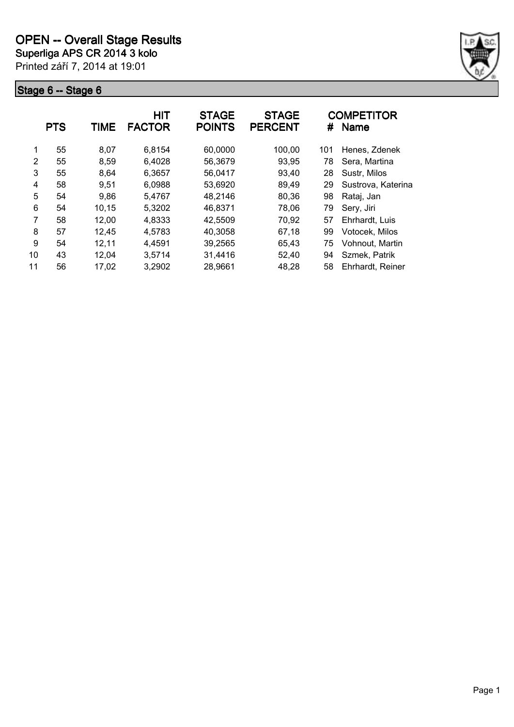# OPEN -- Overall Stage Results

**Superliga APS CR 2014 3 kolo**

Printed září 7, 2014 at 19:01

## Stage 6 -- Stage 6

| | PTS | TIME | HIT FACTOR | STAGE POINTS | STAGE PERCENT | # | COMPETITOR Name |
|---|---|---|---|---|---|---|---|
| 1 | 55 | 8,07 | 6,8154 | 60,0000 | 100,00 | 101 | Henes, Zdenek |
| 2 | 55 | 8,59 | 6,4028 | 56,3679 | 93,95 | 78 | Sera, Martina |
| 3 | 55 | 8,64 | 6,3657 | 56,0417 | 93,40 | 28 | Sustr, Milos |
| 4 | 58 | 9,51 | 6,0988 | 53,6920 | 89,49 | 29 | Sustrova, Katerina |
| 5 | 54 | 9,86 | 5,4767 | 48,2146 | 80,36 | 98 | Rataj, Jan |
| 6 | 54 | 10,15 | 5,3202 | 46,8371 | 78,06 | 79 | Sery, Jiri |
| 7 | 58 | 12,00 | 4,8333 | 42,5509 | 70,92 | 57 | Ehrhardt, Luis |
| 8 | 57 | 12,45 | 4,5783 | 40,3058 | 67,18 | 99 | Votocek, Milos |
| 9 | 54 | 12,11 | 4,4591 | 39,2565 | 65,43 | 75 | Vohnout, Martin |
| 10 | 43 | 12,04 | 3,5714 | 31,4416 | 52,40 | 94 | Szmek, Patrik |
| 11 | 56 | 17,02 | 3,2902 | 28,9661 | 48,28 | 58 | Ehrhardt, Reiner |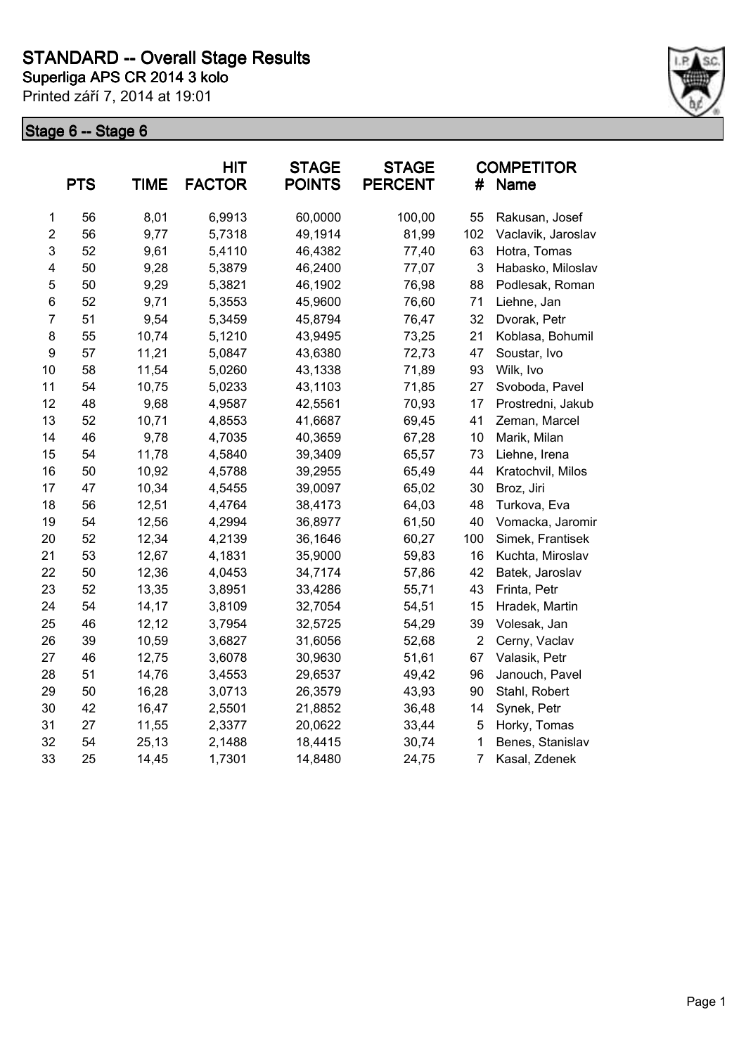# STANDARD -- Overall Stage Results

**Superliga APS CR 2014 3 kolo**

Printed září 7, 2014 at 19:01

## Stage 6 -- Stage 6

| | PTS | TIME | HIT FACTOR | STAGE POINTS | STAGE PERCENT | # | COMPETITOR Name |
|---|---|---|---|---|---|---|---|
| 1 | 56 | 8,01 | 6,9913 | 60,0000 | 100,00 | 55 | Rakusan, Josef |
| 2 | 56 | 9,77 | 5,7318 | 49,1914 | 81,99 | 102 | Vaclavik, Jaroslav |
| 3 | 52 | 9,61 | 5,4110 | 46,4382 | 77,40 | 63 | Hotra, Tomas |
| 4 | 50 | 9,28 | 5,3879 | 46,2400 | 77,07 | 3 | Habasko, Miloslav |
| 5 | 50 | 9,29 | 5,3821 | 46,1902 | 76,98 | 88 | Podlesak, Roman |
| 6 | 52 | 9,71 | 5,3553 | 45,9600 | 76,60 | 71 | Liehne, Jan |
| 7 | 51 | 9,54 | 5,3459 | 45,8794 | 76,47 | 32 | Dvorak, Petr |
| 8 | 55 | 10,74 | 5,1210 | 43,9495 | 73,25 | 21 | Koblasa, Bohumil |
| 9 | 57 | 11,21 | 5,0847 | 43,6380 | 72,73 | 47 | Soustar, Ivo |
| 10 | 58 | 11,54 | 5,0260 | 43,1338 | 71,89 | 93 | Wilk, Ivo |
| 11 | 54 | 10,75 | 5,0233 | 43,1103 | 71,85 | 27 | Svoboda, Pavel |
| 12 | 48 | 9,68 | 4,9587 | 42,5561 | 70,93 | 17 | Prostredni, Jakub |
| 13 | 52 | 10,71 | 4,8553 | 41,6687 | 69,45 | 41 | Zeman, Marcel |
| 14 | 46 | 9,78 | 4,7035 | 40,3659 | 67,28 | 10 | Marik, Milan |
| 15 | 54 | 11,78 | 4,5840 | 39,3409 | 65,57 | 73 | Liehne, Irena |
| 16 | 50 | 10,92 | 4,5788 | 39,2955 | 65,49 | 44 | Kratochvil, Milos |
| 17 | 47 | 10,34 | 4,5455 | 39,0097 | 65,02 | 30 | Broz, Jiri |
| 18 | 56 | 12,51 | 4,4764 | 38,4173 | 64,03 | 48 | Turkova, Eva |
| 19 | 54 | 12,56 | 4,2994 | 36,8977 | 61,50 | 40 | Vomacka, Jaromir |
| 20 | 52 | 12,34 | 4,2139 | 36,1646 | 60,27 | 100 | Simek, Frantisek |
| 21 | 53 | 12,67 | 4,1831 | 35,9000 | 59,83 | 16 | Kuchta, Miroslav |
| 22 | 50 | 12,36 | 4,0453 | 34,7174 | 57,86 | 42 | Batek, Jaroslav |
| 23 | 52 | 13,35 | 3,8951 | 33,4286 | 55,71 | 43 | Frinta, Petr |
| 24 | 54 | 14,17 | 3,8109 | 32,7054 | 54,51 | 15 | Hradek, Martin |
| 25 | 46 | 12,12 | 3,7954 | 32,5725 | 54,29 | 39 | Volesak, Jan |
| 26 | 39 | 10,59 | 3,6827 | 31,6056 | 52,68 | 2 | Cerny, Vaclav |
| 27 | 46 | 12,75 | 3,6078 | 30,9630 | 51,61 | 67 | Valasik, Petr |
| 28 | 51 | 14,76 | 3,4553 | 29,6537 | 49,42 | 96 | Janouch, Pavel |
| 29 | 50 | 16,28 | 3,0713 | 26,3579 | 43,93 | 90 | Stahl, Robert |
| 30 | 42 | 16,47 | 2,5501 | 21,8852 | 36,48 | 14 | Synek, Petr |
| 31 | 27 | 11,55 | 2,3377 | 20,0622 | 33,44 | 5 | Horky, Tomas |
| 32 | 54 | 25,13 | 2,1488 | 18,4415 | 30,74 | 1 | Benes, Stanislav |
| 33 | 25 | 14,45 | 1,7301 | 14,8480 | 24,75 | 7 | Kasal, Zdenek |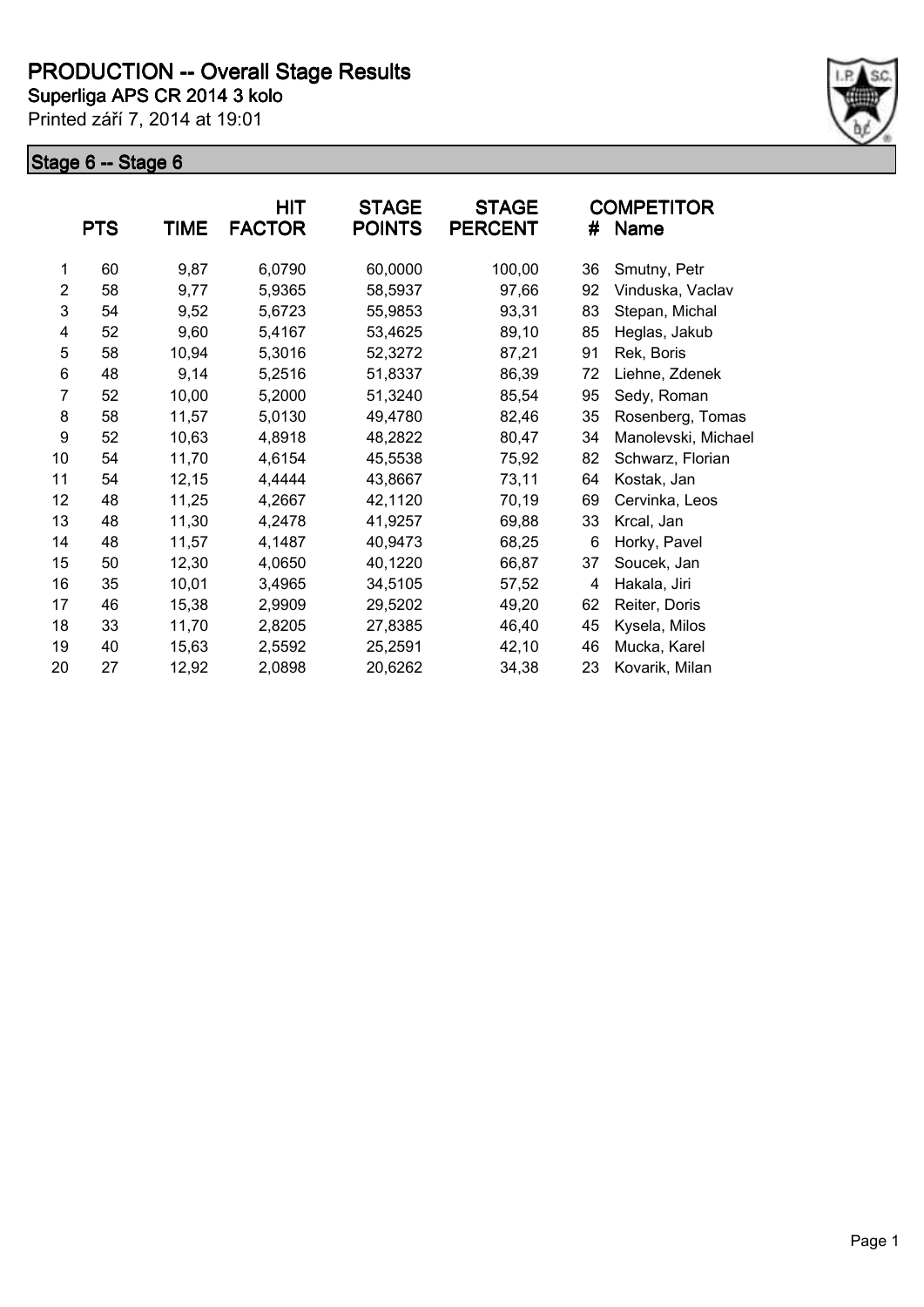# PRODUCTION -- Overall Stage Results

**Superliga APS CR 2014 3 kolo**

Printed září 7, 2014 at 19:01

## Stage 6 -- Stage 6

| | PTS | TIME | HIT FACTOR | STAGE POINTS | STAGE PERCENT | # | COMPETITOR Name |
|---|---|---|---|---|---|---|---|
| 1 | 60 | 9,87 | 6,0790 | 60,0000 | 100,00 | 36 | Smutny, Petr |
| 2 | 58 | 9,77 | 5,9365 | 58,5937 | 97,66 | 92 | Vinduska, Vaclav |
| 3 | 54 | 9,52 | 5,6723 | 55,9853 | 93,31 | 83 | Stepan, Michal |
| 4 | 52 | 9,60 | 5,4167 | 53,4625 | 89,10 | 85 | Heglas, Jakub |
| 5 | 58 | 10,94 | 5,3016 | 52,3272 | 87,21 | 91 | Rek, Boris |
| 6 | 48 | 9,14 | 5,2516 | 51,8337 | 86,39 | 72 | Liehne, Zdenek |
| 7 | 52 | 10,00 | 5,2000 | 51,3240 | 85,54 | 95 | Sedy, Roman |
| 8 | 58 | 11,57 | 5,0130 | 49,4780 | 82,46 | 35 | Rosenberg, Tomas |
| 9 | 52 | 10,63 | 4,8918 | 48,2822 | 80,47 | 34 | Manolevski, Michael |
| 10 | 54 | 11,70 | 4,6154 | 45,5538 | 75,92 | 82 | Schwarz, Florian |
| 11 | 54 | 12,15 | 4,4444 | 43,8667 | 73,11 | 64 | Kostak, Jan |
| 12 | 48 | 11,25 | 4,2667 | 42,1120 | 70,19 | 69 | Cervinka, Leos |
| 13 | 48 | 11,30 | 4,2478 | 41,9257 | 69,88 | 33 | Krcal, Jan |
| 14 | 48 | 11,57 | 4,1487 | 40,9473 | 68,25 | 6 | Horky, Pavel |
| 15 | 50 | 12,30 | 4,0650 | 40,1220 | 66,87 | 37 | Soucek, Jan |
| 16 | 35 | 10,01 | 3,4965 | 34,5105 | 57,52 | 4 | Hakala, Jiri |
| 17 | 46 | 15,38 | 2,9909 | 29,5202 | 49,20 | 62 | Reiter, Doris |
| 18 | 33 | 11,70 | 2,8205 | 27,8385 | 46,40 | 45 | Kysela, Milos |
| 19 | 40 | 15,63 | 2,5592 | 25,2591 | 42,10 | 46 | Mucka, Karel |
| 20 | 27 | 12,92 | 2,0898 | 20,6262 | 34,38 | 23 | Kovarik, Milan |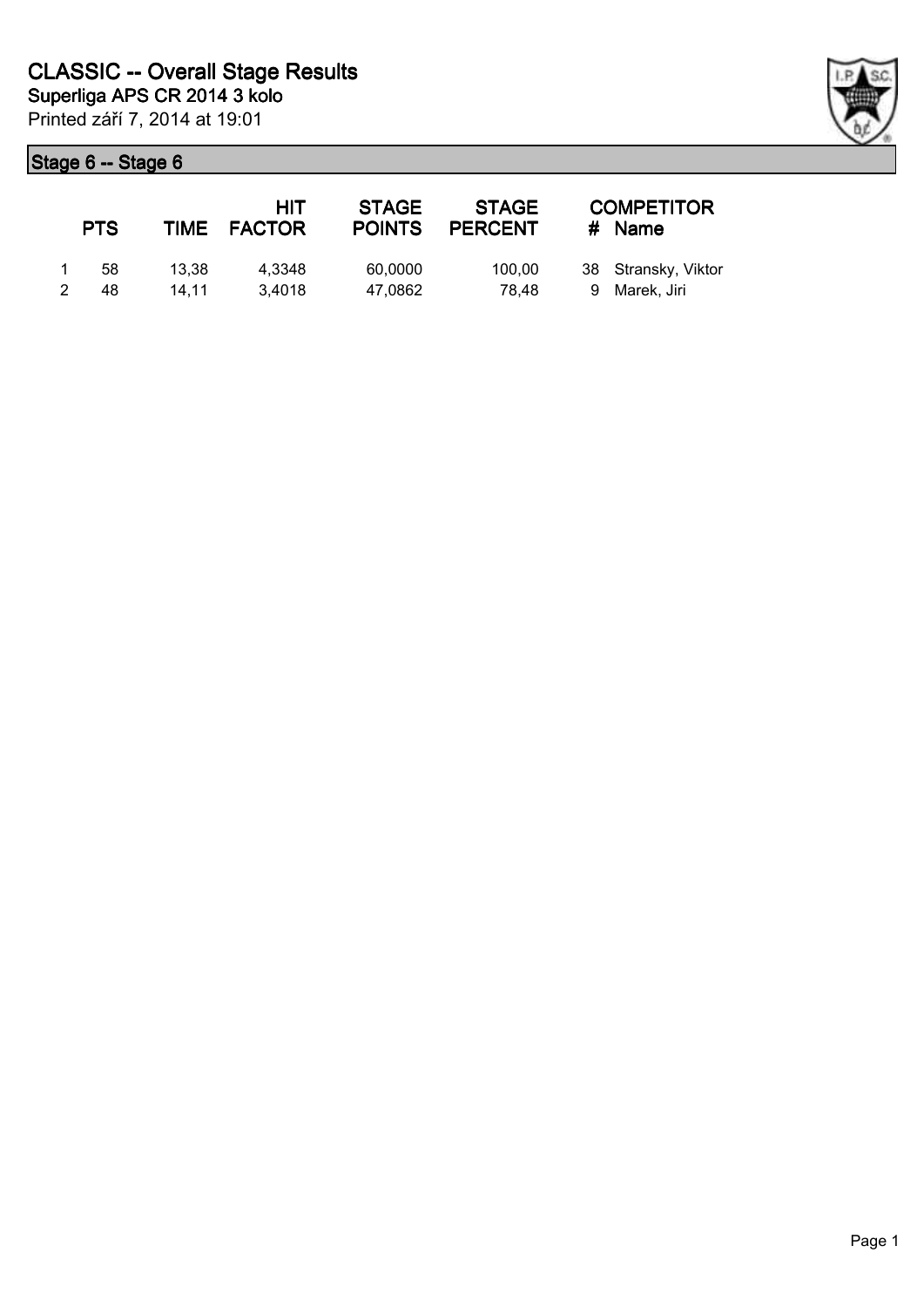# CLASSIC -- Overall Stage Results

**Superliga APS CR 2014 3 kolo**

Printed září 7, 2014 at 19:01

## Stage 6 -- Stage 6

| | PTS | TIME | HIT FACTOR | STAGE POINTS | STAGE PERCENT | # | COMPETITOR Name |
|---|---|---|---|---|---|---|---|
| 1 | 58 | 13,38 | 4,3348 | 60,0000 | 100,00 | 38 | Stransky, Viktor |
| 2 | 48 | 14,11 | 3,4018 | 47,0862 | 78,48 | 9 | Marek, Jiri |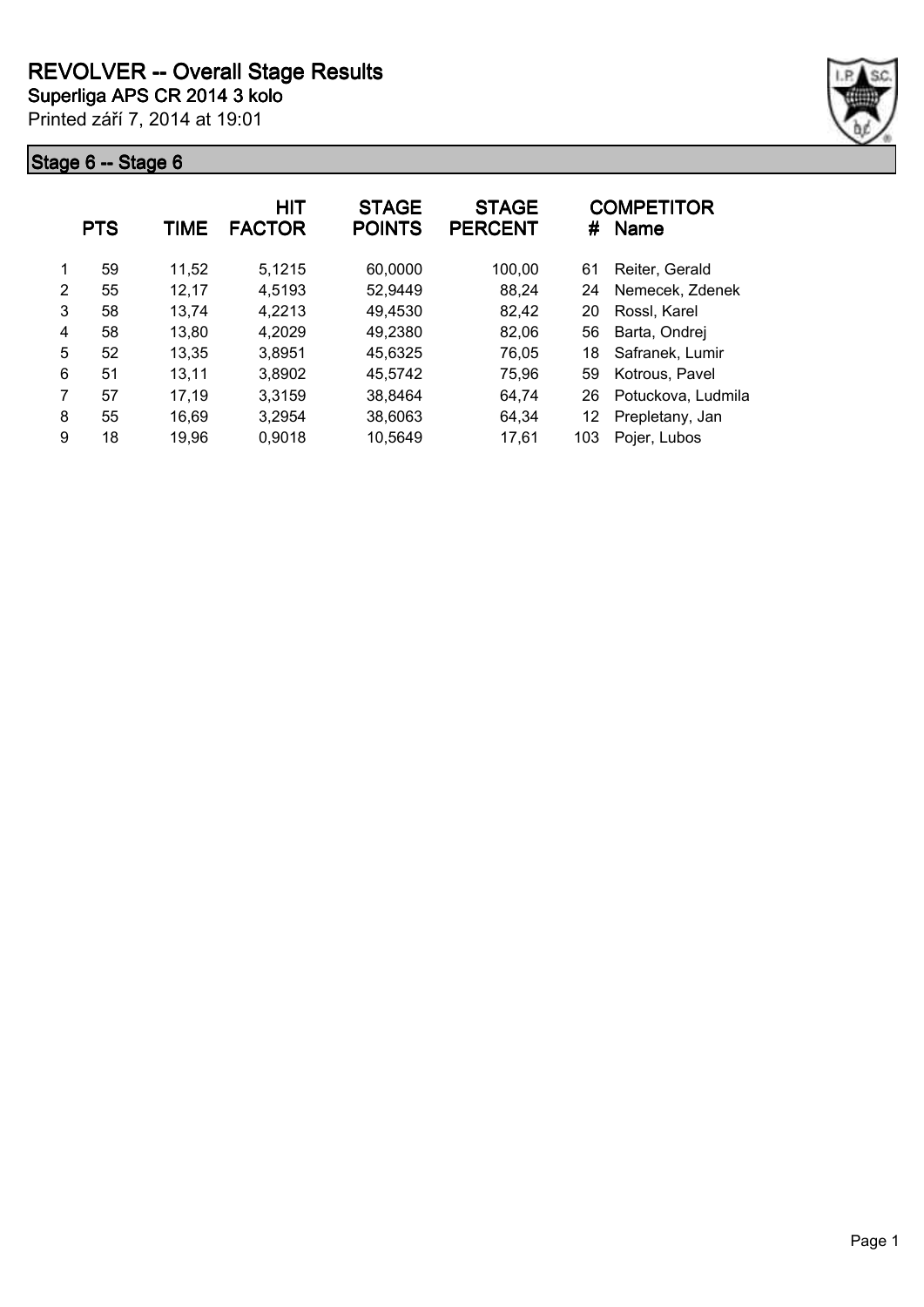# REVOLVER -- Overall Stage Results

**Superliga APS CR 2014 3 kolo**

Printed září 7, 2014 at 19:01

## Stage 6 -- Stage 6

| | PTS | TIME | HIT FACTOR | STAGE POINTS | STAGE PERCENT | # | COMPETITOR Name |
|---|---|---|---|---|---|---|---|
| 1 | 59 | 11,52 | 5,1215 | 60,0000 | 100,00 | 61 | Reiter, Gerald |
| 2 | 55 | 12,17 | 4,5193 | 52,9449 | 88,24 | 24 | Nemecek, Zdenek |
| 3 | 58 | 13,74 | 4,2213 | 49,4530 | 82,42 | 20 | Rossl, Karel |
| 4 | 58 | 13,80 | 4,2029 | 49,2380 | 82,06 | 56 | Barta, Ondrej |
| 5 | 52 | 13,35 | 3,8951 | 45,6325 | 76,05 | 18 | Safranek, Lumir |
| 6 | 51 | 13,11 | 3,8902 | 45,5742 | 75,96 | 59 | Kotrous, Pavel |
| 7 | 57 | 17,19 | 3,3159 | 38,8464 | 64,74 | 26 | Potuckova, Ludmila |
| 8 | 55 | 16,69 | 3,2954 | 38,6063 | 64,34 | 12 | Prepletany, Jan |
| 9 | 18 | 19,96 | 0,9018 | 10,5649 | 17,61 | 103 | Pojer, Lubos |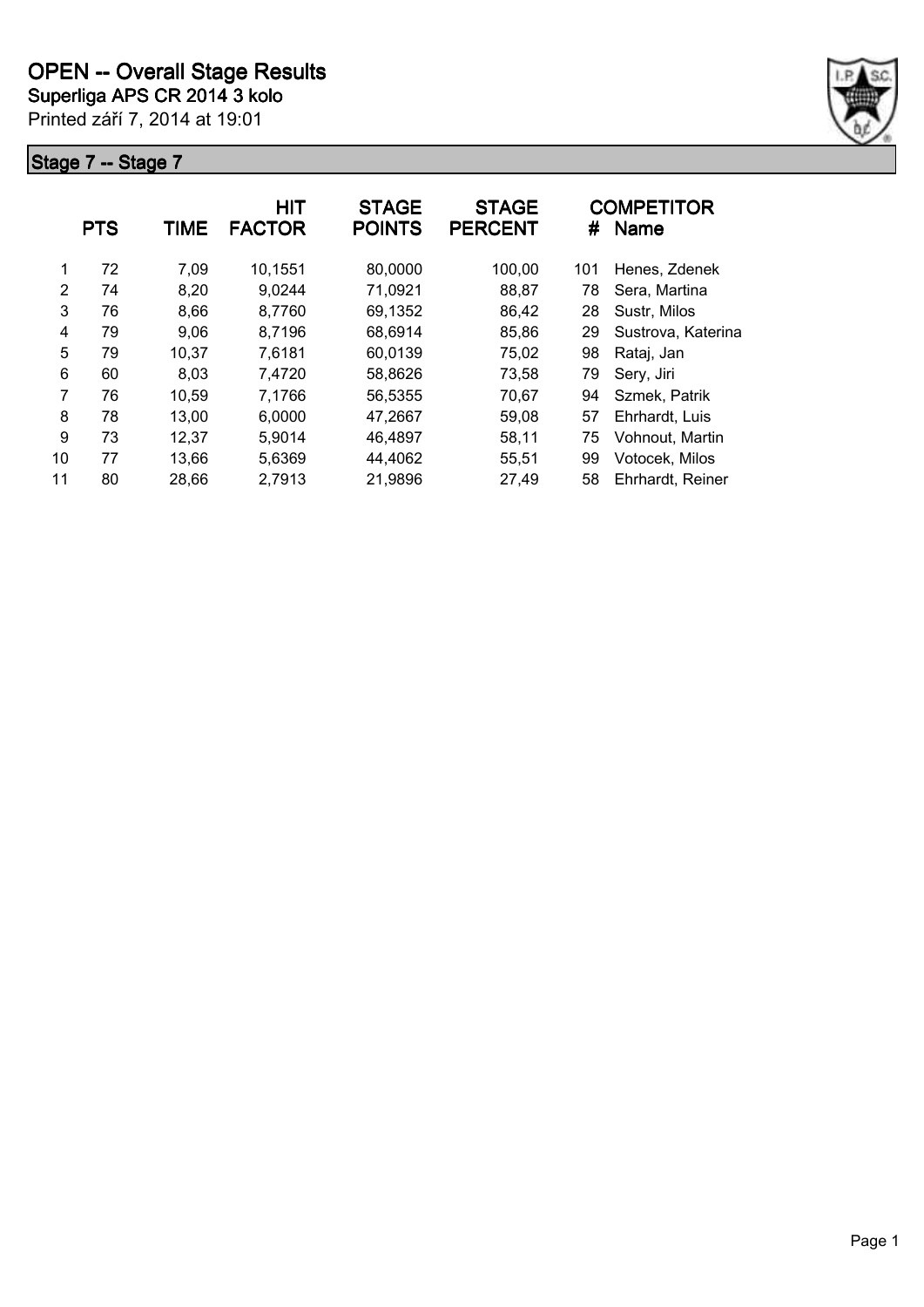# OPEN -- Overall Stage Results

**Superliga APS CR 2014 3 kolo**

Printed září 7, 2014 at 19:01

## Stage 7 -- Stage 7

| | PTS | TIME | HIT FACTOR | STAGE POINTS | STAGE PERCENT | # | COMPETITOR Name |
|---|---|---|---|---|---|---|---|
| 1 | 72 | 7,09 | 10,1551 | 80,0000 | 100,00 | 101 | Henes, Zdenek |
| 2 | 74 | 8,20 | 9,0244 | 71,0921 | 88,87 | 78 | Sera, Martina |
| 3 | 76 | 8,66 | 8,7760 | 69,1352 | 86,42 | 28 | Sustr, Milos |
| 4 | 79 | 9,06 | 8,7196 | 68,6914 | 85,86 | 29 | Sustrova, Katerina |
| 5 | 79 | 10,37 | 7,6181 | 60,0139 | 75,02 | 98 | Rataj, Jan |
| 6 | 60 | 8,03 | 7,4720 | 58,8626 | 73,58 | 79 | Sery, Jiri |
| 7 | 76 | 10,59 | 7,1766 | 56,5355 | 70,67 | 94 | Szmek, Patrik |
| 8 | 78 | 13,00 | 6,0000 | 47,2667 | 59,08 | 57 | Ehrhardt, Luis |
| 9 | 73 | 12,37 | 5,9014 | 46,4897 | 58,11 | 75 | Vohnout, Martin |
| 10 | 77 | 13,66 | 5,6369 | 44,4062 | 55,51 | 99 | Votocek, Milos |
| 11 | 80 | 28,66 | 2,7913 | 21,9896 | 27,49 | 58 | Ehrhardt, Reiner |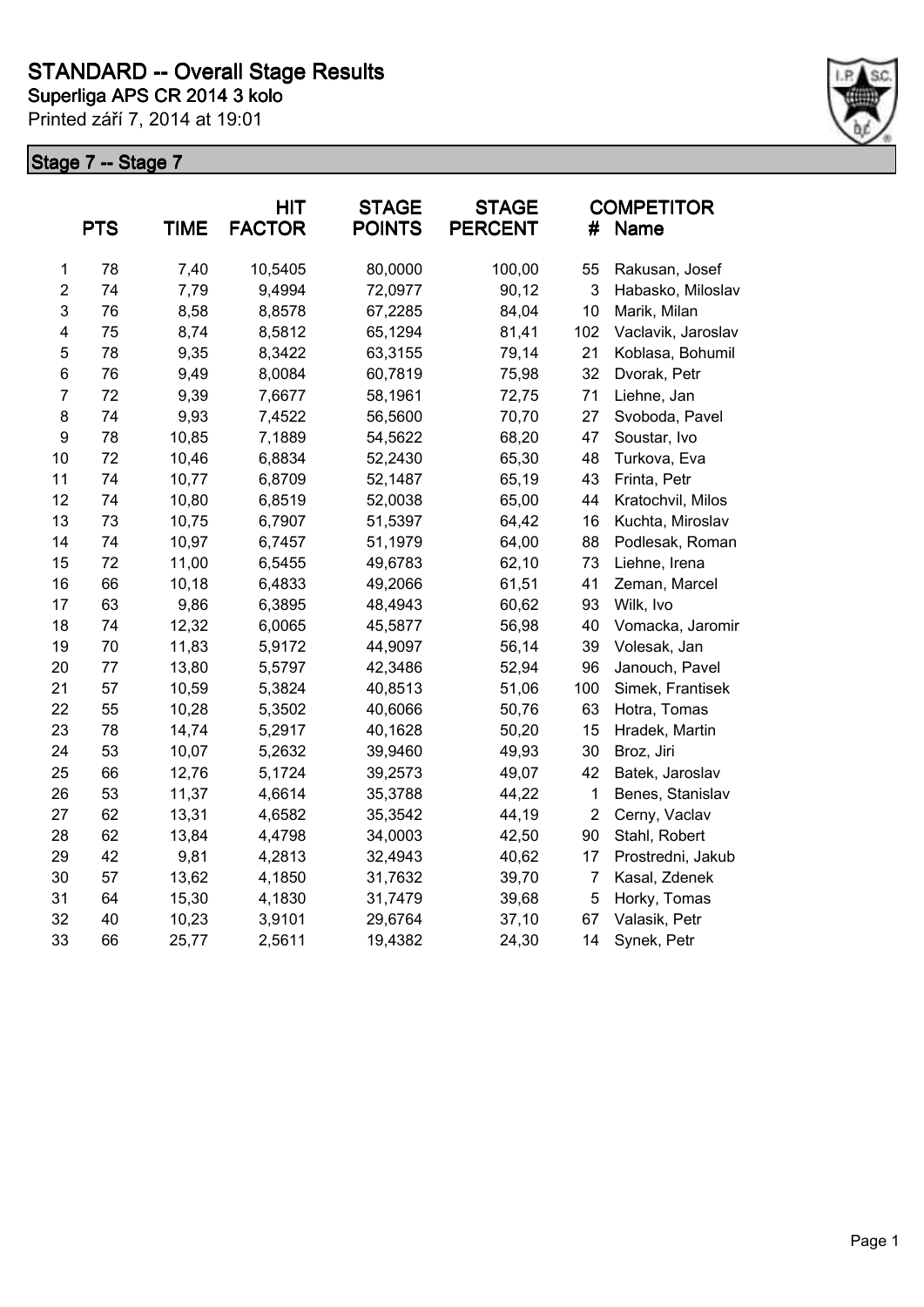# STANDARD -- Overall Stage Results

**Superliga APS CR 2014 3 kolo**

Printed září 7, 2014 at 19:01

## Stage 7 -- Stage 7

| | PTS | TIME | HIT FACTOR | STAGE POINTS | STAGE PERCENT | # | COMPETITOR Name |
|---|---|---|---|---|---|---|---|
| 1 | 78 | 7,40 | 10,5405 | 80,0000 | 100,00 | 55 | Rakusan, Josef |
| 2 | 74 | 7,79 | 9,4994 | 72,0977 | 90,12 | 3 | Habasko, Miloslav |
| 3 | 76 | 8,58 | 8,8578 | 67,2285 | 84,04 | 10 | Marik, Milan |
| 4 | 75 | 8,74 | 8,5812 | 65,1294 | 81,41 | 102 | Vaclavik, Jaroslav |
| 5 | 78 | 9,35 | 8,3422 | 63,3155 | 79,14 | 21 | Koblasa, Bohumil |
| 6 | 76 | 9,49 | 8,0084 | 60,7819 | 75,98 | 32 | Dvorak, Petr |
| 7 | 72 | 9,39 | 7,6677 | 58,1961 | 72,75 | 71 | Liehne, Jan |
| 8 | 74 | 9,93 | 7,4522 | 56,5600 | 70,70 | 27 | Svoboda, Pavel |
| 9 | 78 | 10,85 | 7,1889 | 54,5622 | 68,20 | 47 | Soustar, Ivo |
| 10 | 72 | 10,46 | 6,8834 | 52,2430 | 65,30 | 48 | Turkova, Eva |
| 11 | 74 | 10,77 | 6,8709 | 52,1487 | 65,19 | 43 | Frinta, Petr |
| 12 | 74 | 10,80 | 6,8519 | 52,0038 | 65,00 | 44 | Kratochvil, Milos |
| 13 | 73 | 10,75 | 6,7907 | 51,5397 | 64,42 | 16 | Kuchta, Miroslav |
| 14 | 74 | 10,97 | 6,7457 | 51,1979 | 64,00 | 88 | Podlesak, Roman |
| 15 | 72 | 11,00 | 6,5455 | 49,6783 | 62,10 | 73 | Liehne, Irena |
| 16 | 66 | 10,18 | 6,4833 | 49,2066 | 61,51 | 41 | Zeman, Marcel |
| 17 | 63 | 9,86 | 6,3895 | 48,4943 | 60,62 | 93 | Wilk, Ivo |
| 18 | 74 | 12,32 | 6,0065 | 45,5877 | 56,98 | 40 | Vomacka, Jaromir |
| 19 | 70 | 11,83 | 5,9172 | 44,9097 | 56,14 | 39 | Volesak, Jan |
| 20 | 77 | 13,80 | 5,5797 | 42,3486 | 52,94 | 96 | Janouch, Pavel |
| 21 | 57 | 10,59 | 5,3824 | 40,8513 | 51,06 | 100 | Simek, Frantisek |
| 22 | 55 | 10,28 | 5,3502 | 40,6066 | 50,76 | 63 | Hotra, Tomas |
| 23 | 78 | 14,74 | 5,2917 | 40,1628 | 50,20 | 15 | Hradek, Martin |
| 24 | 53 | 10,07 | 5,2632 | 39,9460 | 49,93 | 30 | Broz, Jiri |
| 25 | 66 | 12,76 | 5,1724 | 39,2573 | 49,07 | 42 | Batek, Jaroslav |
| 26 | 53 | 11,37 | 4,6614 | 35,3788 | 44,22 | 1 | Benes, Stanislav |
| 27 | 62 | 13,31 | 4,6582 | 35,3542 | 44,19 | 2 | Cerny, Vaclav |
| 28 | 62 | 13,84 | 4,4798 | 34,0003 | 42,50 | 90 | Stahl, Robert |
| 29 | 42 | 9,81 | 4,2813 | 32,4943 | 40,62 | 17 | Prostredni, Jakub |
| 30 | 57 | 13,62 | 4,1850 | 31,7632 | 39,70 | 7 | Kasal, Zdenek |
| 31 | 64 | 15,30 | 4,1830 | 31,7479 | 39,68 | 5 | Horky, Tomas |
| 32 | 40 | 10,23 | 3,9101 | 29,6764 | 37,10 | 67 | Valasik, Petr |
| 33 | 66 | 25,77 | 2,5611 | 19,4382 | 24,30 | 14 | Synek, Petr |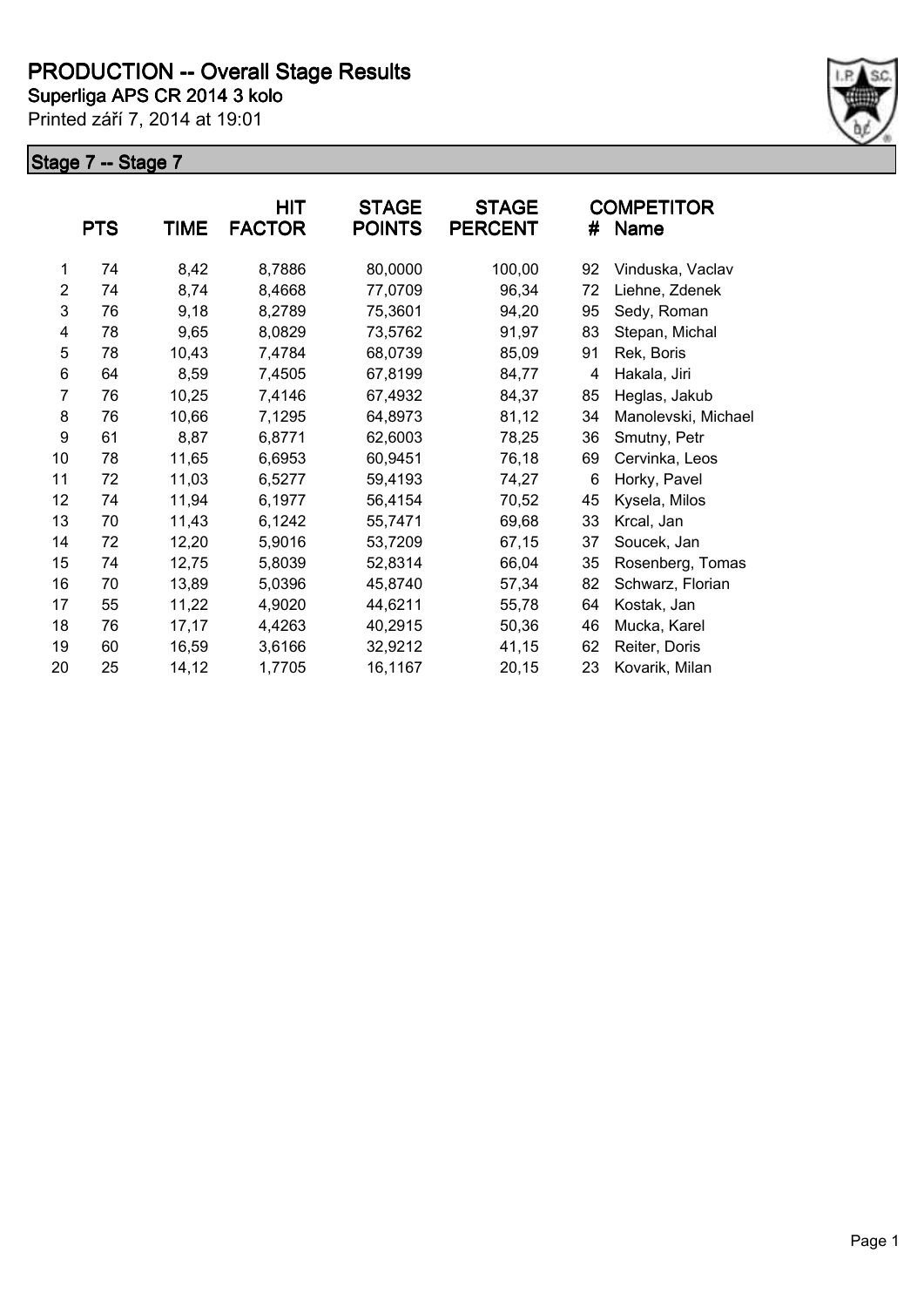# PRODUCTION -- Overall Stage Results

**Superliga APS CR 2014 3 kolo**

Printed září 7, 2014 at 19:01

## Stage 7 -- Stage 7

| | PTS | TIME | HIT FACTOR | STAGE POINTS | STAGE PERCENT | # | COMPETITOR Name |
|---|---|---|---|---|---|---|---|
| 1 | 74 | 8,42 | 8,7886 | 80,0000 | 100,00 | 92 | Vinduska, Vaclav |
| 2 | 74 | 8,74 | 8,4668 | 77,0709 | 96,34 | 72 | Liehne, Zdenek |
| 3 | 76 | 9,18 | 8,2789 | 75,3601 | 94,20 | 95 | Sedy, Roman |
| 4 | 78 | 9,65 | 8,0829 | 73,5762 | 91,97 | 83 | Stepan, Michal |
| 5 | 78 | 10,43 | 7,4784 | 68,0739 | 85,09 | 91 | Rek, Boris |
| 6 | 64 | 8,59 | 7,4505 | 67,8199 | 84,77 | 4 | Hakala, Jiri |
| 7 | 76 | 10,25 | 7,4146 | 67,4932 | 84,37 | 85 | Heglas, Jakub |
| 8 | 76 | 10,66 | 7,1295 | 64,8973 | 81,12 | 34 | Manolevski, Michael |
| 9 | 61 | 8,87 | 6,8771 | 62,6003 | 78,25 | 36 | Smutny, Petr |
| 10 | 78 | 11,65 | 6,6953 | 60,9451 | 76,18 | 69 | Cervinka, Leos |
| 11 | 72 | 11,03 | 6,5277 | 59,4193 | 74,27 | 6 | Horky, Pavel |
| 12 | 74 | 11,94 | 6,1977 | 56,4154 | 70,52 | 45 | Kysela, Milos |
| 13 | 70 | 11,43 | 6,1242 | 55,7471 | 69,68 | 33 | Krcal, Jan |
| 14 | 72 | 12,20 | 5,9016 | 53,7209 | 67,15 | 37 | Soucek, Jan |
| 15 | 74 | 12,75 | 5,8039 | 52,8314 | 66,04 | 35 | Rosenberg, Tomas |
| 16 | 70 | 13,89 | 5,0396 | 45,8740 | 57,34 | 82 | Schwarz, Florian |
| 17 | 55 | 11,22 | 4,9020 | 44,6211 | 55,78 | 64 | Kostak, Jan |
| 18 | 76 | 17,17 | 4,4263 | 40,2915 | 50,36 | 46 | Mucka, Karel |
| 19 | 60 | 16,59 | 3,6166 | 32,9212 | 41,15 | 62 | Reiter, Doris |
| 20 | 25 | 14,12 | 1,7705 | 16,1167 | 20,15 | 23 | Kovarik, Milan |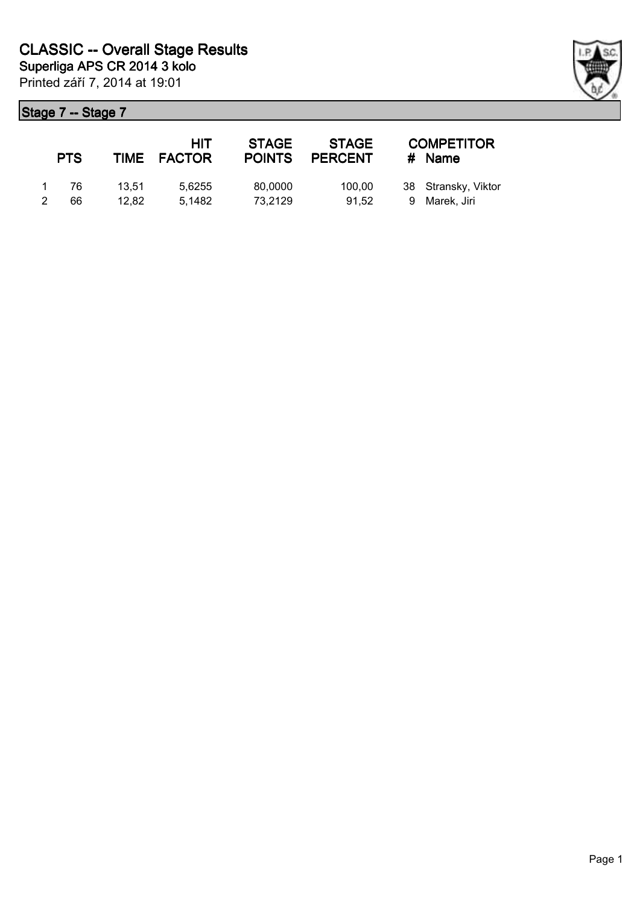# CLASSIC -- Overall Stage Results

**Superliga APS CR 2014 3 kolo**

Printed září 7, 2014 at 19:01

## Stage 7 -- Stage 7

| | PTS | TIME | HIT FACTOR | STAGE POINTS | STAGE PERCENT | # | COMPETITOR Name |
|---|---|---|---|---|---|---|---|
| 1 | 76 | 13,51 | 5,6255 | 80,0000 | 100,00 | 38 | Stransky, Viktor |
| 2 | 66 | 12,82 | 5,1482 | 73,2129 | 91,52 | 9 | Marek, Jiri |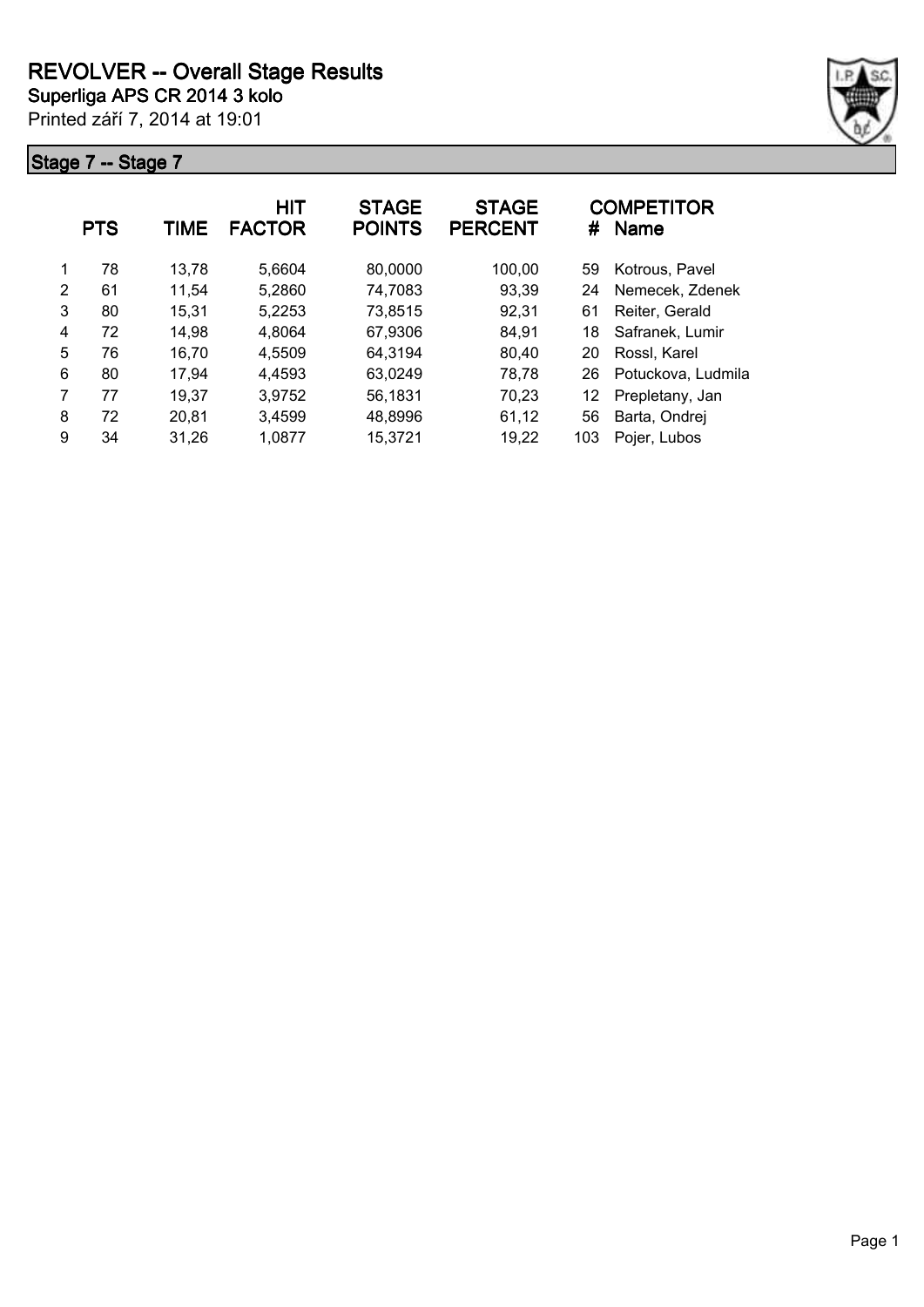# REVOLVER -- Overall Stage Results

**Superliga APS CR 2014 3 kolo**

Printed září 7, 2014 at 19:01

## Stage 7 -- Stage 7

| | PTS | TIME | HIT FACTOR | STAGE POINTS | STAGE PERCENT | # | COMPETITOR Name |
|---|---|---|---|---|---|---|---|
| 1 | 78 | 13,78 | 5,6604 | 80,0000 | 100,00 | 59 | Kotrous, Pavel |
| 2 | 61 | 11,54 | 5,2860 | 74,7083 | 93,39 | 24 | Nemecek, Zdenek |
| 3 | 80 | 15,31 | 5,2253 | 73,8515 | 92,31 | 61 | Reiter, Gerald |
| 4 | 72 | 14,98 | 4,8064 | 67,9306 | 84,91 | 18 | Safranek, Lumir |
| 5 | 76 | 16,70 | 4,5509 | 64,3194 | 80,40 | 20 | Rossl, Karel |
| 6 | 80 | 17,94 | 4,4593 | 63,0249 | 78,78 | 26 | Potuckova, Ludmila |
| 7 | 77 | 19,37 | 3,9752 | 56,1831 | 70,23 | 12 | Prepletany, Jan |
| 8 | 72 | 20,81 | 3,4599 | 48,8996 | 61,12 | 56 | Barta, Ondrej |
| 9 | 34 | 31,26 | 1,0877 | 15,3721 | 19,22 | 103 | Pojer, Lubos |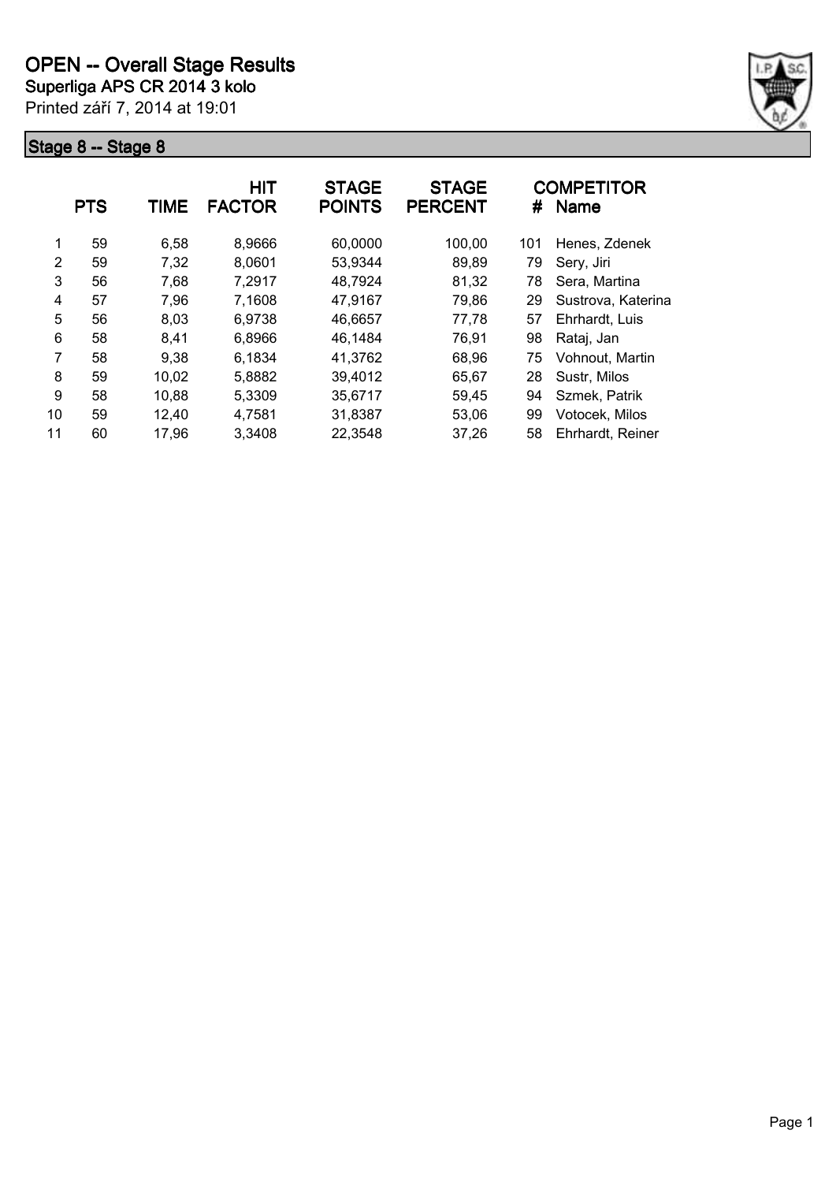# OPEN -- Overall Stage Results

**Superliga APS CR 2014 3 kolo**

Printed září 7, 2014 at 19:01

## Stage 8 -- Stage 8

| | PTS | TIME | HIT FACTOR | STAGE POINTS | STAGE PERCENT | # | COMPETITOR Name |
|---|---|---|---|---|---|---|---|
| 1 | 59 | 6,58 | 8,9666 | 60,0000 | 100,00 | 101 | Henes, Zdenek |
| 2 | 59 | 7,32 | 8,0601 | 53,9344 | 89,89 | 79 | Sery, Jiri |
| 3 | 56 | 7,68 | 7,2917 | 48,7924 | 81,32 | 78 | Sera, Martina |
| 4 | 57 | 7,96 | 7,1608 | 47,9167 | 79,86 | 29 | Sustrova, Katerina |
| 5 | 56 | 8,03 | 6,9738 | 46,6657 | 77,78 | 57 | Ehrhardt, Luis |
| 6 | 58 | 8,41 | 6,8966 | 46,1484 | 76,91 | 98 | Rataj, Jan |
| 7 | 58 | 9,38 | 6,1834 | 41,3762 | 68,96 | 75 | Vohnout, Martin |
| 8 | 59 | 10,02 | 5,8882 | 39,4012 | 65,67 | 28 | Sustr, Milos |
| 9 | 58 | 10,88 | 5,3309 | 35,6717 | 59,45 | 94 | Szmek, Patrik |
| 10 | 59 | 12,40 | 4,7581 | 31,8387 | 53,06 | 99 | Votocek, Milos |
| 11 | 60 | 17,96 | 3,3408 | 22,3548 | 37,26 | 58 | Ehrhardt, Reiner |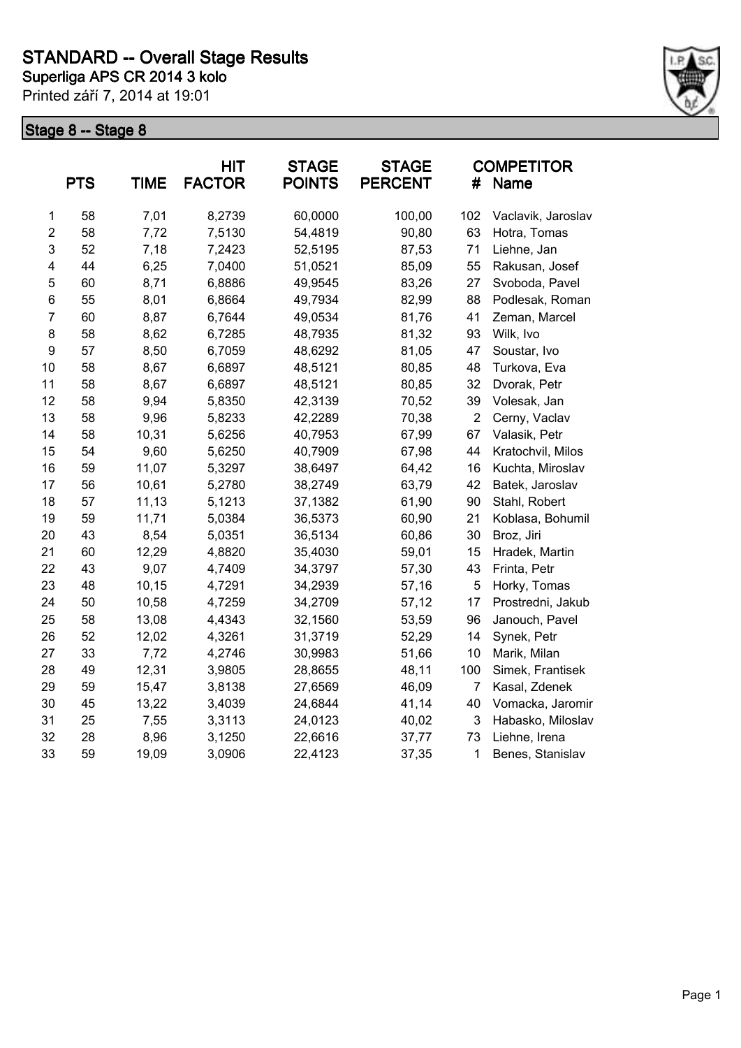# STANDARD -- Overall Stage Results

**Superliga APS CR 2014 3 kolo**

Printed září 7, 2014 at 19:01

## Stage 8 -- Stage 8

| | PTS | TIME | HIT FACTOR | STAGE POINTS | STAGE PERCENT | # | COMPETITOR Name |
|---|---|---|---|---|---|---|---|
| 1 | 58 | 7,01 | 8,2739 | 60,0000 | 100,00 | 102 | Vaclavik, Jaroslav |
| 2 | 58 | 7,72 | 7,5130 | 54,4819 | 90,80 | 63 | Hotra, Tomas |
| 3 | 52 | 7,18 | 7,2423 | 52,5195 | 87,53 | 71 | Liehne, Jan |
| 4 | 44 | 6,25 | 7,0400 | 51,0521 | 85,09 | 55 | Rakusan, Josef |
| 5 | 60 | 8,71 | 6,8886 | 49,9545 | 83,26 | 27 | Svoboda, Pavel |
| 6 | 55 | 8,01 | 6,8664 | 49,7934 | 82,99 | 88 | Podlesak, Roman |
| 7 | 60 | 8,87 | 6,7644 | 49,0534 | 81,76 | 41 | Zeman, Marcel |
| 8 | 58 | 8,62 | 6,7285 | 48,7935 | 81,32 | 93 | Wilk, Ivo |
| 9 | 57 | 8,50 | 6,7059 | 48,6292 | 81,05 | 47 | Soustar, Ivo |
| 10 | 58 | 8,67 | 6,6897 | 48,5121 | 80,85 | 48 | Turkova, Eva |
| 11 | 58 | 8,67 | 6,6897 | 48,5121 | 80,85 | 32 | Dvorak, Petr |
| 12 | 58 | 9,94 | 5,8350 | 42,3139 | 70,52 | 39 | Volesak, Jan |
| 13 | 58 | 9,96 | 5,8233 | 42,2289 | 70,38 | 2 | Cerny, Vaclav |
| 14 | 58 | 10,31 | 5,6256 | 40,7953 | 67,99 | 67 | Valasik, Petr |
| 15 | 54 | 9,60 | 5,6250 | 40,7909 | 67,98 | 44 | Kratochvil, Milos |
| 16 | 59 | 11,07 | 5,3297 | 38,6497 | 64,42 | 16 | Kuchta, Miroslav |
| 17 | 56 | 10,61 | 5,2780 | 38,2749 | 63,79 | 42 | Batek, Jaroslav |
| 18 | 57 | 11,13 | 5,1213 | 37,1382 | 61,90 | 90 | Stahl, Robert |
| 19 | 59 | 11,71 | 5,0384 | 36,5373 | 60,90 | 21 | Koblasa, Bohumil |
| 20 | 43 | 8,54 | 5,0351 | 36,5134 | 60,86 | 30 | Broz, Jiri |
| 21 | 60 | 12,29 | 4,8820 | 35,4030 | 59,01 | 15 | Hradek, Martin |
| 22 | 43 | 9,07 | 4,7409 | 34,3797 | 57,30 | 43 | Frinta, Petr |
| 23 | 48 | 10,15 | 4,7291 | 34,2939 | 57,16 | 5 | Horky, Tomas |
| 24 | 50 | 10,58 | 4,7259 | 34,2709 | 57,12 | 17 | Prostredni, Jakub |
| 25 | 58 | 13,08 | 4,4343 | 32,1560 | 53,59 | 96 | Janouch, Pavel |
| 26 | 52 | 12,02 | 4,3261 | 31,3719 | 52,29 | 14 | Synek, Petr |
| 27 | 33 | 7,72 | 4,2746 | 30,9983 | 51,66 | 10 | Marik, Milan |
| 28 | 49 | 12,31 | 3,9805 | 28,8655 | 48,11 | 100 | Simek, Frantisek |
| 29 | 59 | 15,47 | 3,8138 | 27,6569 | 46,09 | 7 | Kasal, Zdenek |
| 30 | 45 | 13,22 | 3,4039 | 24,6844 | 41,14 | 40 | Vomacka, Jaromir |
| 31 | 25 | 7,55 | 3,3113 | 24,0123 | 40,02 | 3 | Habasko, Miloslav |
| 32 | 28 | 8,96 | 3,1250 | 22,6616 | 37,77 | 73 | Liehne, Irena |
| 33 | 59 | 19,09 | 3,0906 | 22,4123 | 37,35 | 1 | Benes, Stanislav |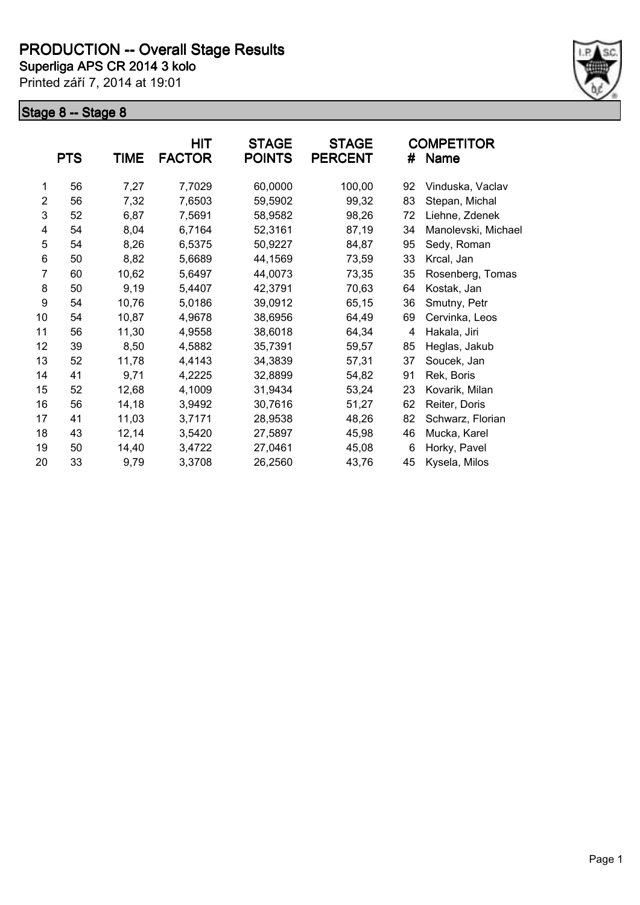# PRODUCTION -- Overall Stage Results

**Superliga APS CR 2014 3 kolo**

Printed září 7, 2014 at 19:01

## Stage 8 -- Stage 8

| | PTS | TIME | HIT FACTOR | STAGE POINTS | STAGE PERCENT | # | COMPETITOR Name |
|---|---|---|---|---|---|---|---|
| 1 | 56 | 7,27 | 7,7029 | 60,0000 | 100,00 | 92 | Vinduska, Vaclav |
| 2 | 56 | 7,32 | 7,6503 | 59,5902 | 99,32 | 83 | Stepan, Michal |
| 3 | 52 | 6,87 | 7,5691 | 58,9582 | 98,26 | 72 | Liehne, Zdenek |
| 4 | 54 | 8,04 | 6,7164 | 52,3161 | 87,19 | 34 | Manolevski, Michael |
| 5 | 54 | 8,26 | 6,5375 | 50,9227 | 84,87 | 95 | Sedy, Roman |
| 6 | 50 | 8,82 | 5,6689 | 44,1569 | 73,59 | 33 | Krcal, Jan |
| 7 | 60 | 10,62 | 5,6497 | 44,0073 | 73,35 | 35 | Rosenberg, Tomas |
| 8 | 50 | 9,19 | 5,4407 | 42,3791 | 70,63 | 64 | Kostak, Jan |
| 9 | 54 | 10,76 | 5,0186 | 39,0912 | 65,15 | 36 | Smutny, Petr |
| 10 | 54 | 10,87 | 4,9678 | 38,6956 | 64,49 | 69 | Cervinka, Leos |
| 11 | 56 | 11,30 | 4,9558 | 38,6018 | 64,34 | 4 | Hakala, Jiri |
| 12 | 39 | 8,50 | 4,5882 | 35,7391 | 59,57 | 85 | Heglas, Jakub |
| 13 | 52 | 11,78 | 4,4143 | 34,3839 | 57,31 | 37 | Soucek, Jan |
| 14 | 41 | 9,71 | 4,2225 | 32,8899 | 54,82 | 91 | Rek, Boris |
| 15 | 52 | 12,68 | 4,1009 | 31,9434 | 53,24 | 23 | Kovarik, Milan |
| 16 | 56 | 14,18 | 3,9492 | 30,7616 | 51,27 | 62 | Reiter, Doris |
| 17 | 41 | 11,03 | 3,7171 | 28,9538 | 48,26 | 82 | Schwarz, Florian |
| 18 | 43 | 12,14 | 3,5420 | 27,5897 | 45,98 | 46 | Mucka, Karel |
| 19 | 50 | 14,40 | 3,4722 | 27,0461 | 45,08 | 6 | Horky, Pavel |
| 20 | 33 | 9,79 | 3,3708 | 26,2560 | 43,76 | 45 | Kysela, Milos |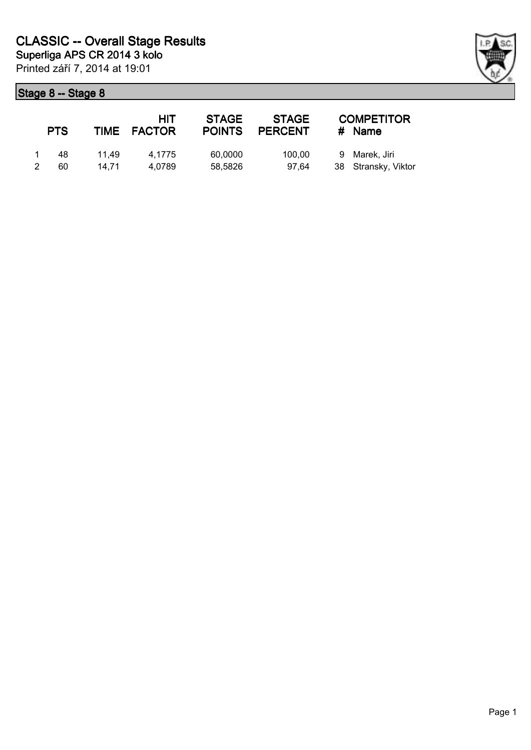# CLASSIC -- Overall Stage Results

**Superliga APS CR 2014 3 kolo**

Printed září 7, 2014 at 19:01

## Stage 8 -- Stage 8

| | PTS | TIME | HIT FACTOR | STAGE POINTS | STAGE PERCENT | # | COMPETITOR Name |
|---|---|---|---|---|---|---|---|
| 1 | 48 | 11,49 | 4,1775 | 60,0000 | 100,00 | 9 | Marek, Jiri |
| 2 | 60 | 14,71 | 4,0789 | 58,5826 | 97,64 | 38 | Stransky, Viktor |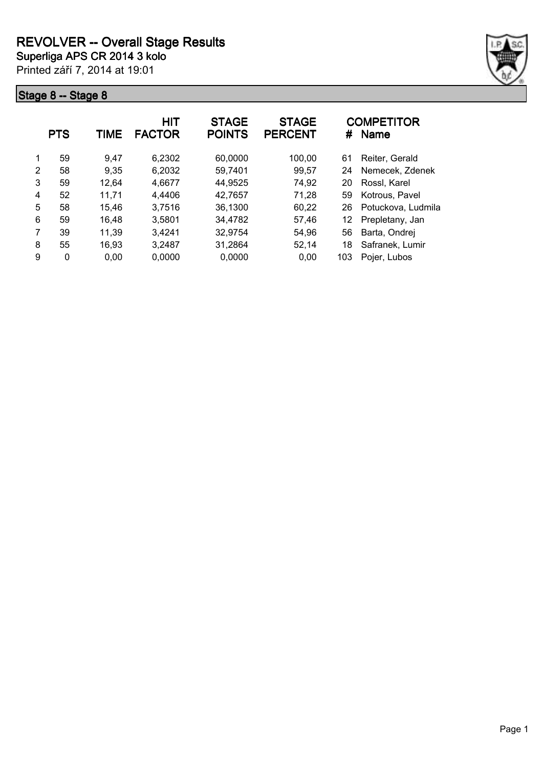# REVOLVER -- Overall Stage Results

**Superliga APS CR 2014 3 kolo**

Printed září 7, 2014 at 19:01

## Stage 8 -- Stage 8

| | PTS | TIME | HIT FACTOR | STAGE POINTS | STAGE PERCENT | # | COMPETITOR Name |
|---|---|---|---|---|---|---|---|
| 1 | 59 | 9,47 | 6,2302 | 60,0000 | 100,00 | 61 | Reiter, Gerald |
| 2 | 58 | 9,35 | 6,2032 | 59,7401 | 99,57 | 24 | Nemecek, Zdenek |
| 3 | 59 | 12,64 | 4,6677 | 44,9525 | 74,92 | 20 | Rossl, Karel |
| 4 | 52 | 11,71 | 4,4406 | 42,7657 | 71,28 | 59 | Kotrous, Pavel |
| 5 | 58 | 15,46 | 3,7516 | 36,1300 | 60,22 | 26 | Potuckova, Ludmila |
| 6 | 59 | 16,48 | 3,5801 | 34,4782 | 57,46 | 12 | Prepletany, Jan |
| 7 | 39 | 11,39 | 3,4241 | 32,9754 | 54,96 | 56 | Barta, Ondrej |
| 8 | 55 | 16,93 | 3,2487 | 31,2864 | 52,14 | 18 | Safranek, Lumir |
| 9 | 0 | 0,00 | 0,0000 | 0,0000 | 0,00 | 103 | Pojer, Lubos |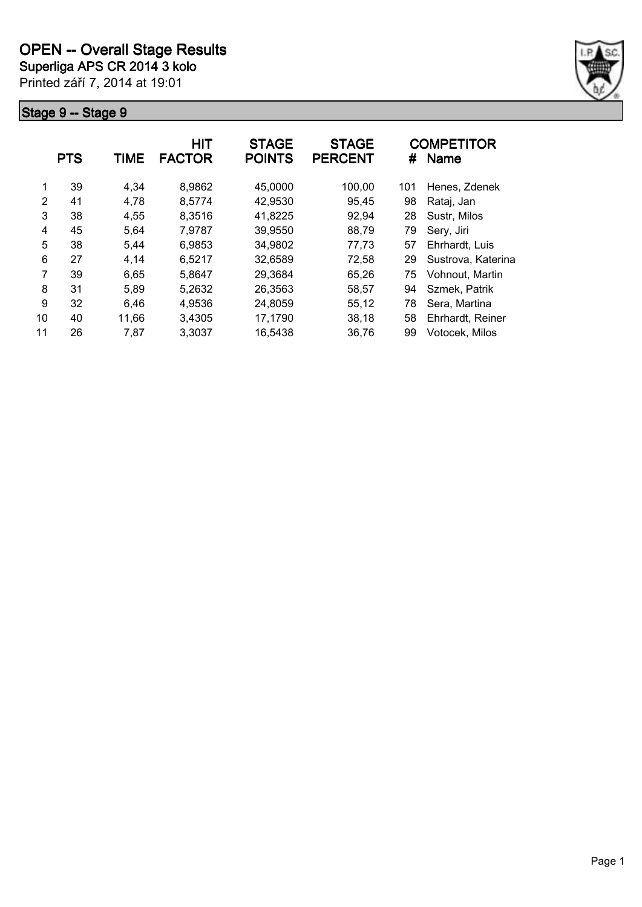# OPEN -- Overall Stage Results

**Superliga APS CR 2014 3 kolo**

Printed září 7, 2014 at 19:01

## Stage 9 -- Stage 9

| | PTS | TIME | HIT FACTOR | STAGE POINTS | STAGE PERCENT | # | COMPETITOR Name |
|---|---|---|---|---|---|---|---|
| 1 | 39 | 4,34 | 8,9862 | 45,0000 | 100,00 | 101 | Henes, Zdenek |
| 2 | 41 | 4,78 | 8,5774 | 42,9530 | 95,45 | 98 | Rataj, Jan |
| 3 | 38 | 4,55 | 8,3516 | 41,8225 | 92,94 | 28 | Sustr, Milos |
| 4 | 45 | 5,64 | 7,9787 | 39,9550 | 88,79 | 79 | Sery, Jiri |
| 5 | 38 | 5,44 | 6,9853 | 34,9802 | 77,73 | 57 | Ehrhardt, Luis |
| 6 | 27 | 4,14 | 6,5217 | 32,6589 | 72,58 | 29 | Sustrova, Katerina |
| 7 | 39 | 6,65 | 5,8647 | 29,3684 | 65,26 | 75 | Vohnout, Martin |
| 8 | 31 | 5,89 | 5,2632 | 26,3563 | 58,57 | 94 | Szmek, Patrik |
| 9 | 32 | 6,46 | 4,9536 | 24,8059 | 55,12 | 78 | Sera, Martina |
| 10 | 40 | 11,66 | 3,4305 | 17,1790 | 38,18 | 58 | Ehrhardt, Reiner |
| 11 | 26 | 7,87 | 3,3037 | 16,5438 | 36,76 | 99 | Votocek, Milos |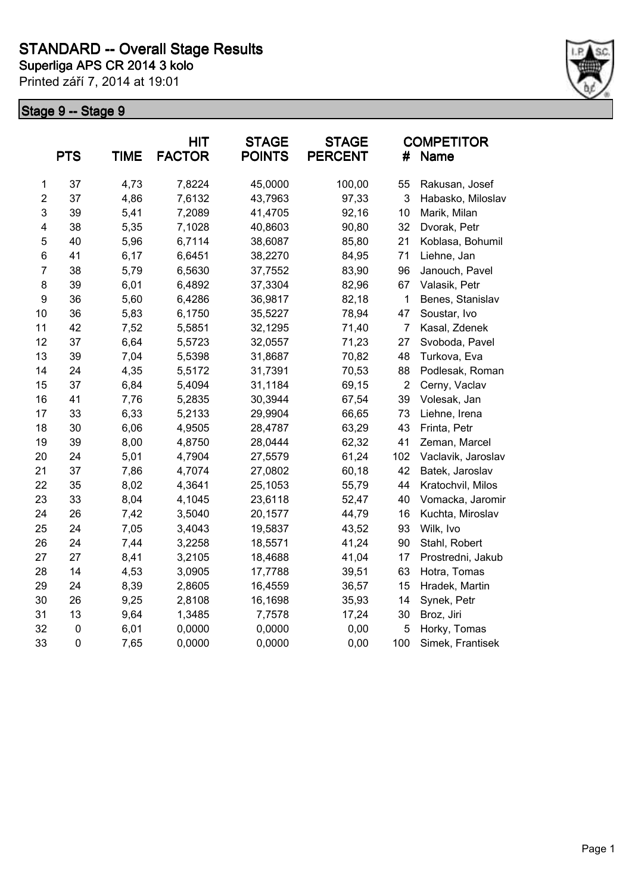# STANDARD -- Overall Stage Results

**Superliga APS CR 2014 3 kolo**

Printed září 7, 2014 at 19:01

## Stage 9 -- Stage 9

| | PTS | TIME | HIT FACTOR | STAGE POINTS | STAGE PERCENT | # | COMPETITOR Name |
|---|---|---|---|---|---|---|---|
| 1 | 37 | 4,73 | 7,8224 | 45,0000 | 100,00 | 55 | Rakusan, Josef |
| 2 | 37 | 4,86 | 7,6132 | 43,7963 | 97,33 | 3 | Habasko, Miloslav |
| 3 | 39 | 5,41 | 7,2089 | 41,4705 | 92,16 | 10 | Marik, Milan |
| 4 | 38 | 5,35 | 7,1028 | 40,8603 | 90,80 | 32 | Dvorak, Petr |
| 5 | 40 | 5,96 | 6,7114 | 38,6087 | 85,80 | 21 | Koblasa, Bohumil |
| 6 | 41 | 6,17 | 6,6451 | 38,2270 | 84,95 | 71 | Liehne, Jan |
| 7 | 38 | 5,79 | 6,5630 | 37,7552 | 83,90 | 96 | Janouch, Pavel |
| 8 | 39 | 6,01 | 6,4892 | 37,3304 | 82,96 | 67 | Valasik, Petr |
| 9 | 36 | 5,60 | 6,4286 | 36,9817 | 82,18 | 1 | Benes, Stanislav |
| 10 | 36 | 5,83 | 6,1750 | 35,5227 | 78,94 | 47 | Soustar, Ivo |
| 11 | 42 | 7,52 | 5,5851 | 32,1295 | 71,40 | 7 | Kasal, Zdenek |
| 12 | 37 | 6,64 | 5,5723 | 32,0557 | 71,23 | 27 | Svoboda, Pavel |
| 13 | 39 | 7,04 | 5,5398 | 31,8687 | 70,82 | 48 | Turkova, Eva |
| 14 | 24 | 4,35 | 5,5172 | 31,7391 | 70,53 | 88 | Podlesak, Roman |
| 15 | 37 | 6,84 | 5,4094 | 31,1184 | 69,15 | 2 | Cerny, Vaclav |
| 16 | 41 | 7,76 | 5,2835 | 30,3944 | 67,54 | 39 | Volesak, Jan |
| 17 | 33 | 6,33 | 5,2133 | 29,9904 | 66,65 | 73 | Liehne, Irena |
| 18 | 30 | 6,06 | 4,9505 | 28,4787 | 63,29 | 43 | Frinta, Petr |
| 19 | 39 | 8,00 | 4,8750 | 28,0444 | 62,32 | 41 | Zeman, Marcel |
| 20 | 24 | 5,01 | 4,7904 | 27,5579 | 61,24 | 102 | Vaclavik, Jaroslav |
| 21 | 37 | 7,86 | 4,7074 | 27,0802 | 60,18 | 42 | Batek, Jaroslav |
| 22 | 35 | 8,02 | 4,3641 | 25,1053 | 55,79 | 44 | Kratochvil, Milos |
| 23 | 33 | 8,04 | 4,1045 | 23,6118 | 52,47 | 40 | Vomacka, Jaromir |
| 24 | 26 | 7,42 | 3,5040 | 20,1577 | 44,79 | 16 | Kuchta, Miroslav |
| 25 | 24 | 7,05 | 3,4043 | 19,5837 | 43,52 | 93 | Wilk, Ivo |
| 26 | 24 | 7,44 | 3,2258 | 18,5571 | 41,24 | 90 | Stahl, Robert |
| 27 | 27 | 8,41 | 3,2105 | 18,4688 | 41,04 | 17 | Prostredni, Jakub |
| 28 | 14 | 4,53 | 3,0905 | 17,7788 | 39,51 | 63 | Hotra, Tomas |
| 29 | 24 | 8,39 | 2,8605 | 16,4559 | 36,57 | 15 | Hradek, Martin |
| 30 | 26 | 9,25 | 2,8108 | 16,1698 | 35,93 | 14 | Synek, Petr |
| 31 | 13 | 9,64 | 1,3485 | 7,7578 | 17,24 | 30 | Broz, Jiri |
| 32 | 0 | 6,01 | 0,0000 | 0,0000 | 0,00 | 5 | Horky, Tomas |
| 33 | 0 | 7,65 | 0,0000 | 0,0000 | 0,00 | 100 | Simek, Frantisek |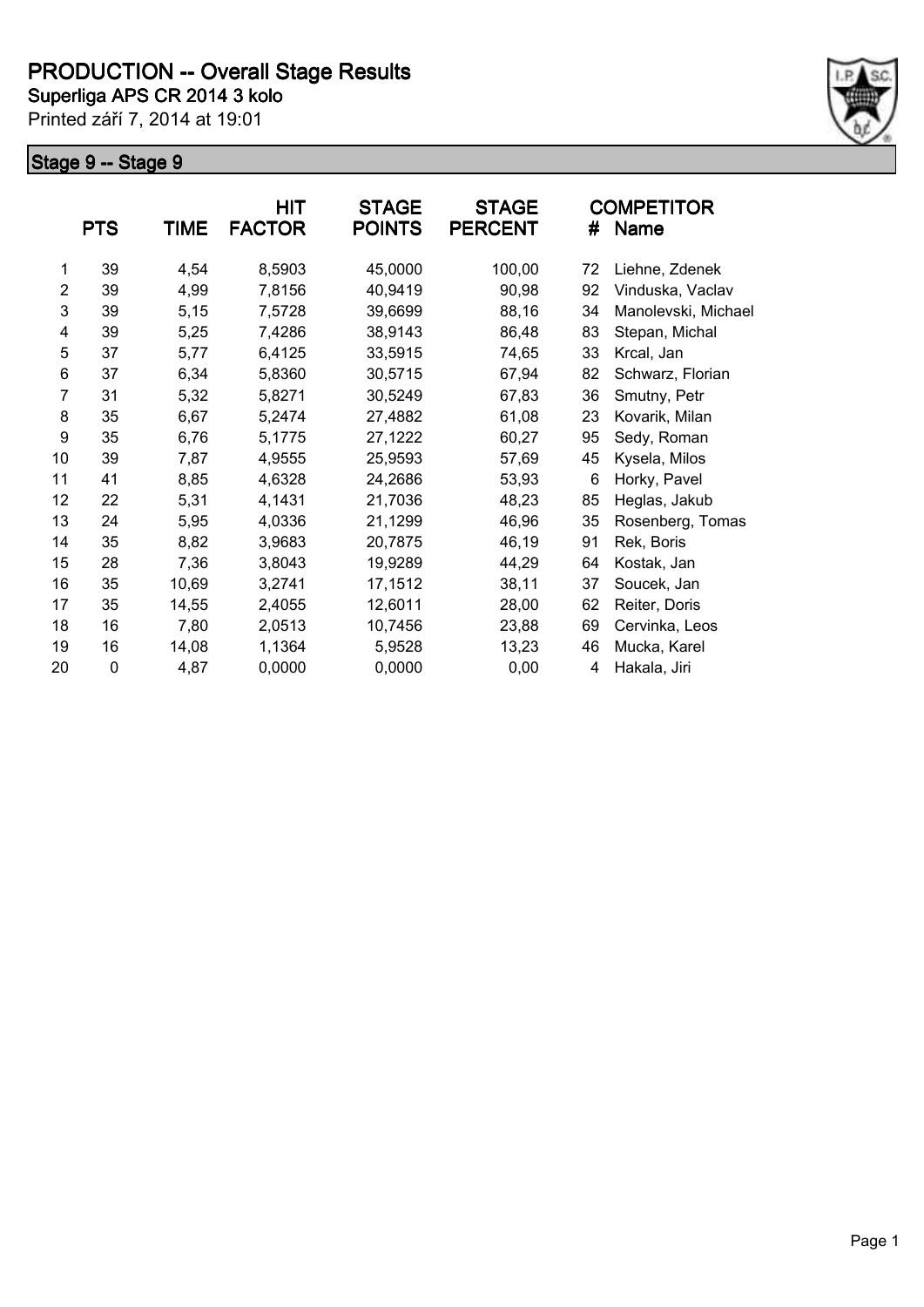# PRODUCTION -- Overall Stage Results

**Superliga APS CR 2014 3 kolo**

Printed září 7, 2014 at 19:01

## Stage 9 -- Stage 9

| | PTS | TIME | HIT FACTOR | STAGE POINTS | STAGE PERCENT | # | COMPETITOR Name |
|---|---|---|---|---|---|---|---|
| 1 | 39 | 4,54 | 8,5903 | 45,0000 | 100,00 | 72 | Liehne, Zdenek |
| 2 | 39 | 4,99 | 7,8156 | 40,9419 | 90,98 | 92 | Vinduska, Vaclav |
| 3 | 39 | 5,15 | 7,5728 | 39,6699 | 88,16 | 34 | Manolevski, Michael |
| 4 | 39 | 5,25 | 7,4286 | 38,9143 | 86,48 | 83 | Stepan, Michal |
| 5 | 37 | 5,77 | 6,4125 | 33,5915 | 74,65 | 33 | Krcal, Jan |
| 6 | 37 | 6,34 | 5,8360 | 30,5715 | 67,94 | 82 | Schwarz, Florian |
| 7 | 31 | 5,32 | 5,8271 | 30,5249 | 67,83 | 36 | Smutny, Petr |
| 8 | 35 | 6,67 | 5,2474 | 27,4882 | 61,08 | 23 | Kovarik, Milan |
| 9 | 35 | 6,76 | 5,1775 | 27,1222 | 60,27 | 95 | Sedy, Roman |
| 10 | 39 | 7,87 | 4,9555 | 25,9593 | 57,69 | 45 | Kysela, Milos |
| 11 | 41 | 8,85 | 4,6328 | 24,2686 | 53,93 | 6 | Horky, Pavel |
| 12 | 22 | 5,31 | 4,1431 | 21,7036 | 48,23 | 85 | Heglas, Jakub |
| 13 | 24 | 5,95 | 4,0336 | 21,1299 | 46,96 | 35 | Rosenberg, Tomas |
| 14 | 35 | 8,82 | 3,9683 | 20,7875 | 46,19 | 91 | Rek, Boris |
| 15 | 28 | 7,36 | 3,8043 | 19,9289 | 44,29 | 64 | Kostak, Jan |
| 16 | 35 | 10,69 | 3,2741 | 17,1512 | 38,11 | 37 | Soucek, Jan |
| 17 | 35 | 14,55 | 2,4055 | 12,6011 | 28,00 | 62 | Reiter, Doris |
| 18 | 16 | 7,80 | 2,0513 | 10,7456 | 23,88 | 69 | Cervinka, Leos |
| 19 | 16 | 14,08 | 1,1364 | 5,9528 | 13,23 | 46 | Mucka, Karel |
| 20 | 0 | 4,87 | 0,0000 | 0,0000 | 0,00 | 4 | Hakala, Jiri |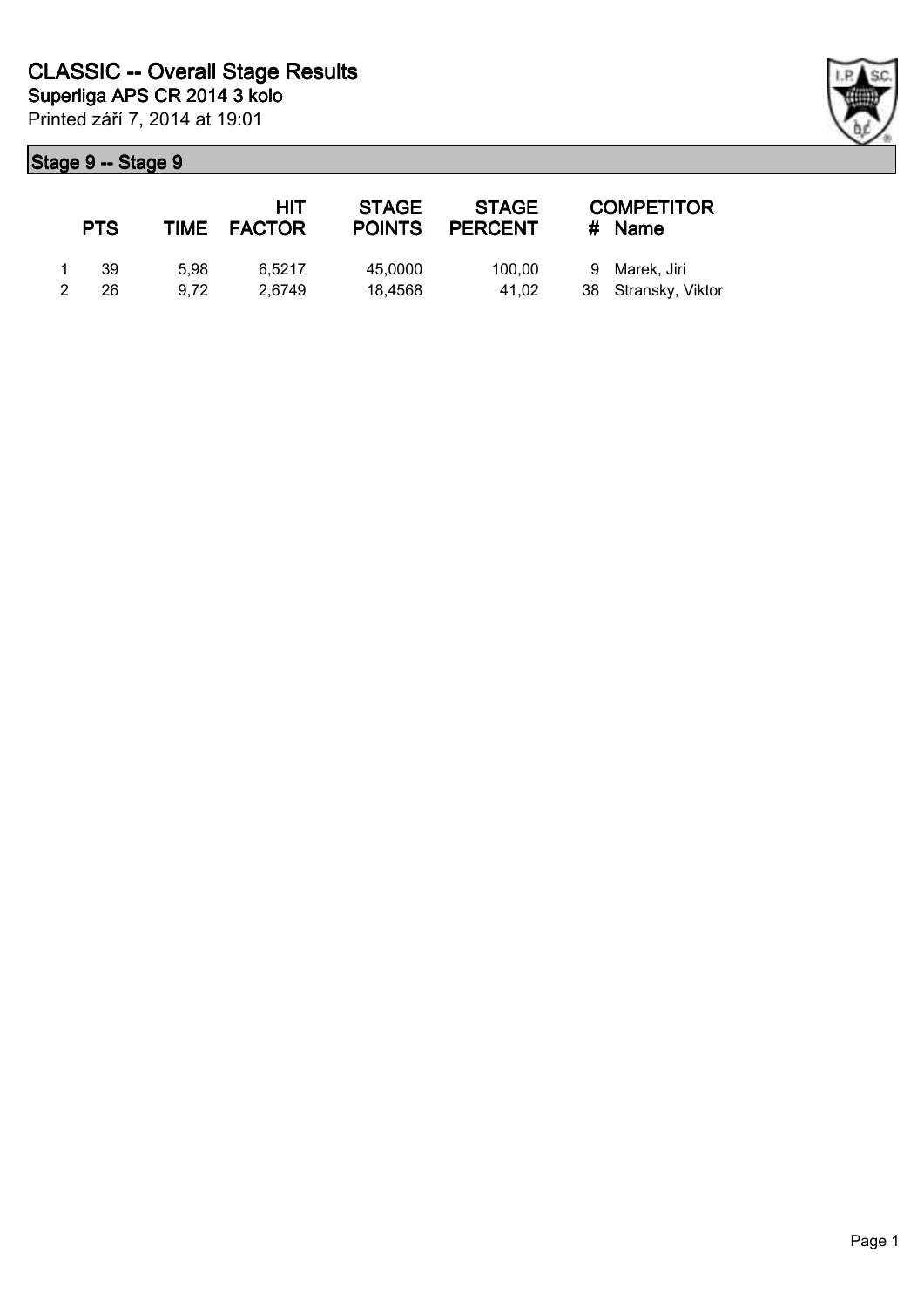# CLASSIC -- Overall Stage Results

**Superliga APS CR 2014 3 kolo**

Printed září 7, 2014 at 19:01

## Stage 9 -- Stage 9

| | PTS | TIME | HIT FACTOR | STAGE POINTS | STAGE PERCENT | # | COMPETITOR Name |
|---|---|---|---|---|---|---|---|
| 1 | 39 | 5,98 | 6,5217 | 45,0000 | 100,00 | 9 | Marek, Jiri |
| 2 | 26 | 9,72 | 2,6749 | 18,4568 | 41,02 | 38 | Stransky, Viktor |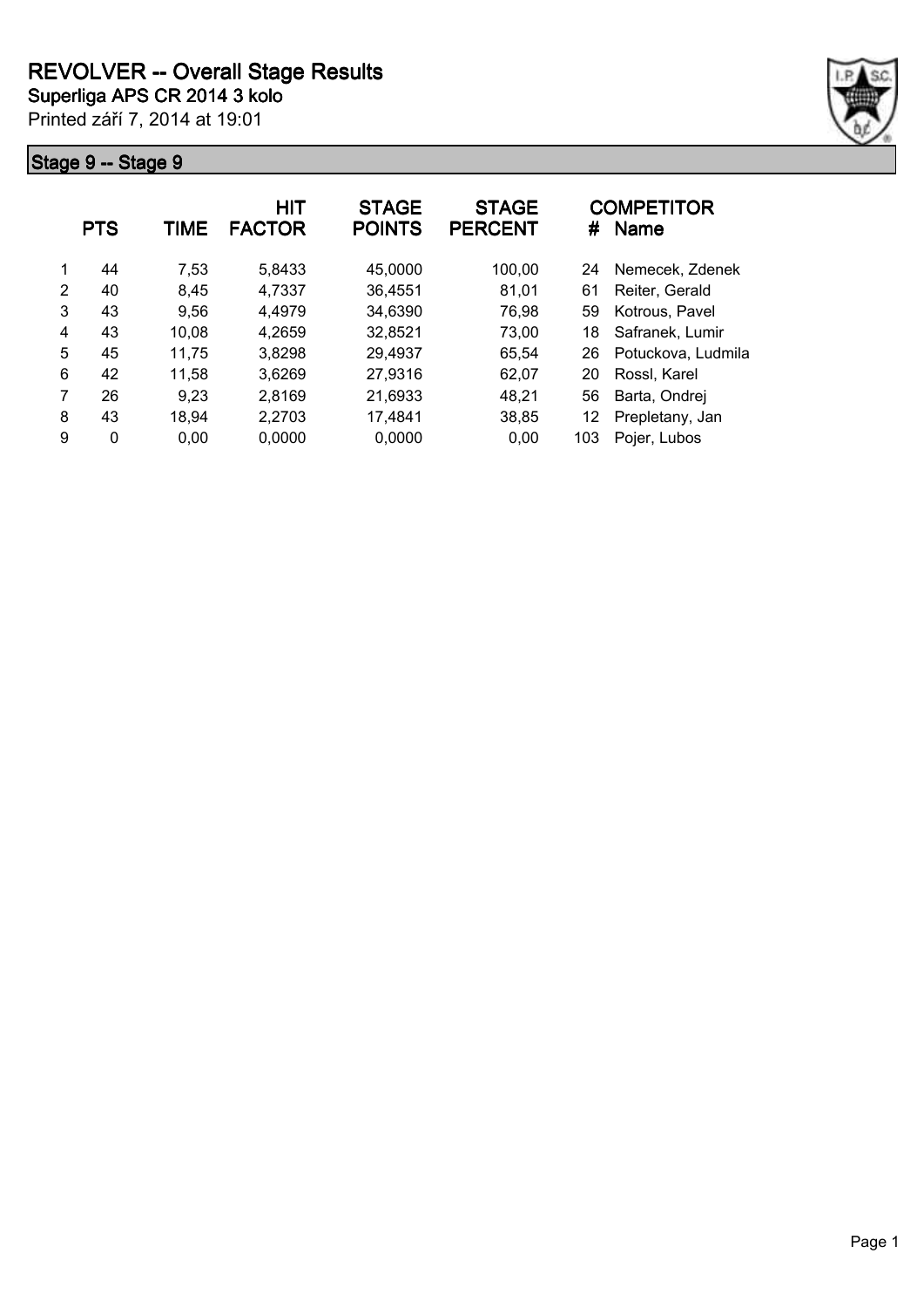# REVOLVER -- Overall Stage Results

**Superliga APS CR 2014 3 kolo**

Printed září 7, 2014 at 19:01

## Stage 9 -- Stage 9

| | PTS | TIME | HIT FACTOR | STAGE POINTS | STAGE PERCENT | # | COMPETITOR Name |
|---|---|---|---|---|---|---|---|
| 1 | 44 | 7,53 | 5,8433 | 45,0000 | 100,00 | 24 | Nemecek, Zdenek |
| 2 | 40 | 8,45 | 4,7337 | 36,4551 | 81,01 | 61 | Reiter, Gerald |
| 3 | 43 | 9,56 | 4,4979 | 34,6390 | 76,98 | 59 | Kotrous, Pavel |
| 4 | 43 | 10,08 | 4,2659 | 32,8521 | 73,00 | 18 | Safranek, Lumir |
| 5 | 45 | 11,75 | 3,8298 | 29,4937 | 65,54 | 26 | Potuckova, Ludmila |
| 6 | 42 | 11,58 | 3,6269 | 27,9316 | 62,07 | 20 | Rossl, Karel |
| 7 | 26 | 9,23 | 2,8169 | 21,6933 | 48,21 | 56 | Barta, Ondrej |
| 8 | 43 | 18,94 | 2,2703 | 17,4841 | 38,85 | 12 | Prepletany, Jan |
| 9 | 0 | 0,00 | 0,0000 | 0,0000 | 0,00 | 103 | Pojer, Lubos |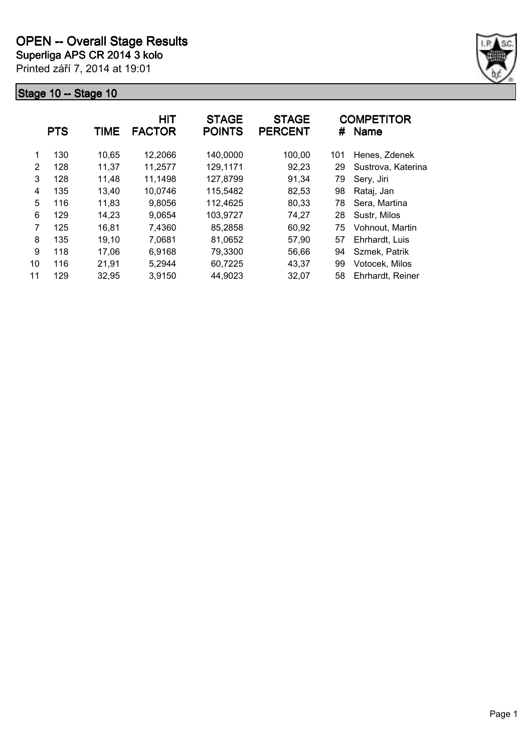# OPEN -- Overall Stage Results

**Superliga APS CR 2014 3 kolo**

Printed září 7, 2014 at 19:01

## Stage 10 -- Stage 10

| | PTS | TIME | HIT FACTOR | STAGE POINTS | STAGE PERCENT | # | COMPETITOR Name |
|---|---|---|---|---|---|---|---|
| 1 | 130 | 10,65 | 12,2066 | 140,0000 | 100,00 | 101 | Henes, Zdenek |
| 2 | 128 | 11,37 | 11,2577 | 129,1171 | 92,23 | 29 | Sustrova, Katerina |
| 3 | 128 | 11,48 | 11,1498 | 127,8799 | 91,34 | 79 | Sery, Jiri |
| 4 | 135 | 13,40 | 10,0746 | 115,5482 | 82,53 | 98 | Rataj, Jan |
| 5 | 116 | 11,83 | 9,8056 | 112,4625 | 80,33 | 78 | Sera, Martina |
| 6 | 129 | 14,23 | 9,0654 | 103,9727 | 74,27 | 28 | Sustr, Milos |
| 7 | 125 | 16,81 | 7,4360 | 85,2858 | 60,92 | 75 | Vohnout, Martin |
| 8 | 135 | 19,10 | 7,0681 | 81,0652 | 57,90 | 57 | Ehrhardt, Luis |
| 9 | 118 | 17,06 | 6,9168 | 79,3300 | 56,66 | 94 | Szmek, Patrik |
| 10 | 116 | 21,91 | 5,2944 | 60,7225 | 43,37 | 99 | Votocek, Milos |
| 11 | 129 | 32,95 | 3,9150 | 44,9023 | 32,07 | 58 | Ehrhardt, Reiner |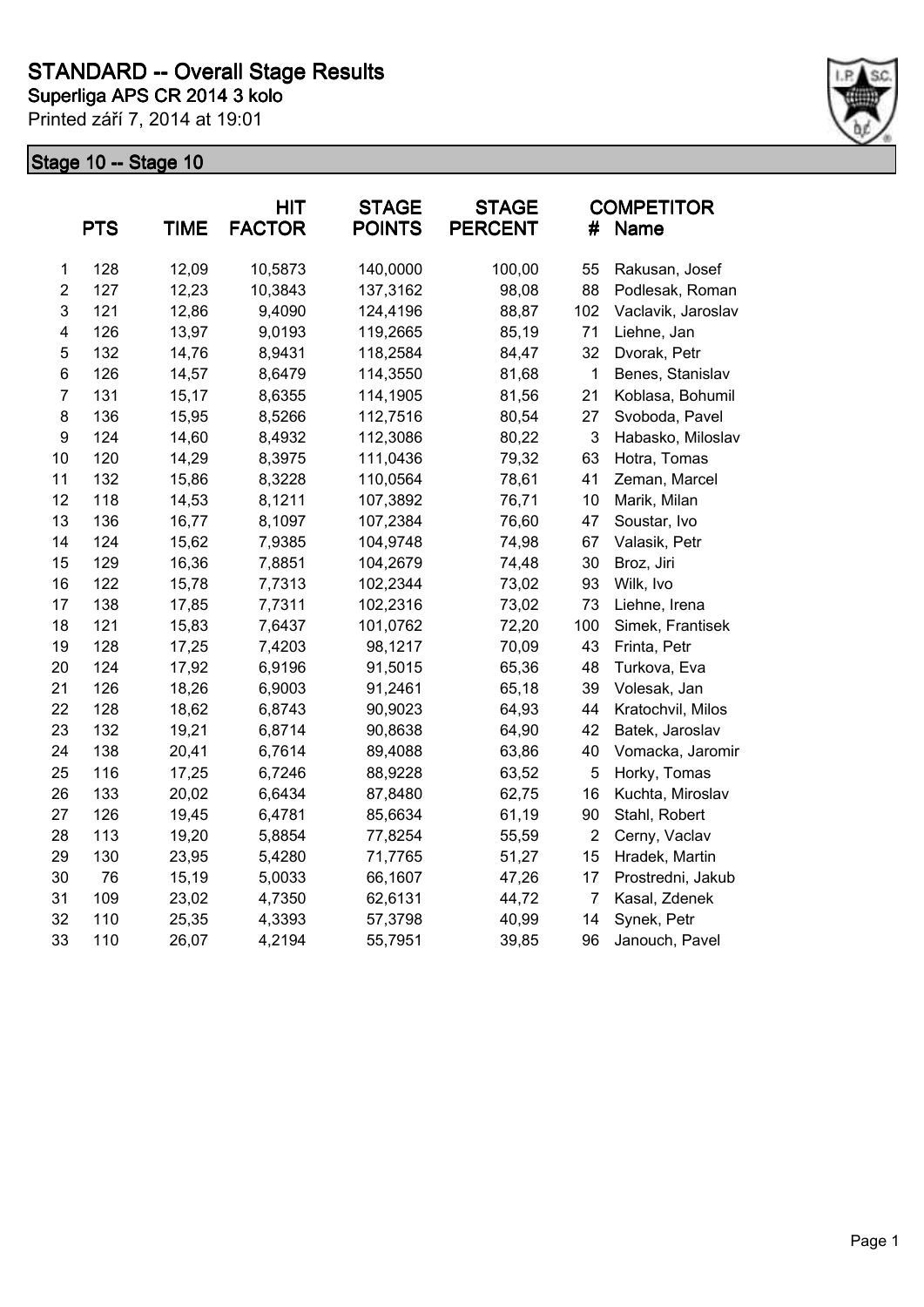# STANDARD -- Overall Stage Results

**Superliga APS CR 2014 3 kolo**

Printed září 7, 2014 at 19:01

## Stage 10 -- Stage 10

| | PTS | TIME | HIT FACTOR | STAGE POINTS | STAGE PERCENT | # | COMPETITOR Name |
|---|---|---|---|---|---|---|---|
| 1 | 128 | 12,09 | 10,5873 | 140,0000 | 100,00 | 55 | Rakusan, Josef |
| 2 | 127 | 12,23 | 10,3843 | 137,3162 | 98,08 | 88 | Podlesak, Roman |
| 3 | 121 | 12,86 | 9,4090 | 124,4196 | 88,87 | 102 | Vaclavik, Jaroslav |
| 4 | 126 | 13,97 | 9,0193 | 119,2665 | 85,19 | 71 | Liehne, Jan |
| 5 | 132 | 14,76 | 8,9431 | 118,2584 | 84,47 | 32 | Dvorak, Petr |
| 6 | 126 | 14,57 | 8,6479 | 114,3550 | 81,68 | 1 | Benes, Stanislav |
| 7 | 131 | 15,17 | 8,6355 | 114,1905 | 81,56 | 21 | Koblasa, Bohumil |
| 8 | 136 | 15,95 | 8,5266 | 112,7516 | 80,54 | 27 | Svoboda, Pavel |
| 9 | 124 | 14,60 | 8,4932 | 112,3086 | 80,22 | 3 | Habasko, Miloslav |
| 10 | 120 | 14,29 | 8,3975 | 111,0436 | 79,32 | 63 | Hotra, Tomas |
| 11 | 132 | 15,86 | 8,3228 | 110,0564 | 78,61 | 41 | Zeman, Marcel |
| 12 | 118 | 14,53 | 8,1211 | 107,3892 | 76,71 | 10 | Marik, Milan |
| 13 | 136 | 16,77 | 8,1097 | 107,2384 | 76,60 | 47 | Soustar, Ivo |
| 14 | 124 | 15,62 | 7,9385 | 104,9748 | 74,98 | 67 | Valasik, Petr |
| 15 | 129 | 16,36 | 7,8851 | 104,2679 | 74,48 | 30 | Broz, Jiri |
| 16 | 122 | 15,78 | 7,7313 | 102,2344 | 73,02 | 93 | Wilk, Ivo |
| 17 | 138 | 17,85 | 7,7311 | 102,2316 | 73,02 | 73 | Liehne, Irena |
| 18 | 121 | 15,83 | 7,6437 | 101,0762 | 72,20 | 100 | Simek, Frantisek |
| 19 | 128 | 17,25 | 7,4203 | 98,1217 | 70,09 | 43 | Frinta, Petr |
| 20 | 124 | 17,92 | 6,9196 | 91,5015 | 65,36 | 48 | Turkova, Eva |
| 21 | 126 | 18,26 | 6,9003 | 91,2461 | 65,18 | 39 | Volesak, Jan |
| 22 | 128 | 18,62 | 6,8743 | 90,9023 | 64,93 | 44 | Kratochvil, Milos |
| 23 | 132 | 19,21 | 6,8714 | 90,8638 | 64,90 | 42 | Batek, Jaroslav |
| 24 | 138 | 20,41 | 6,7614 | 89,4088 | 63,86 | 40 | Vomacka, Jaromir |
| 25 | 116 | 17,25 | 6,7246 | 88,9228 | 63,52 | 5 | Horky, Tomas |
| 26 | 133 | 20,02 | 6,6434 | 87,8480 | 62,75 | 16 | Kuchta, Miroslav |
| 27 | 126 | 19,45 | 6,4781 | 85,6634 | 61,19 | 90 | Stahl, Robert |
| 28 | 113 | 19,20 | 5,8854 | 77,8254 | 55,59 | 2 | Cerny, Vaclav |
| 29 | 130 | 23,95 | 5,4280 | 71,7765 | 51,27 | 15 | Hradek, Martin |
| 30 | 76 | 15,19 | 5,0033 | 66,1607 | 47,26 | 17 | Prostredni, Jakub |
| 31 | 109 | 23,02 | 4,7350 | 62,6131 | 44,72 | 7 | Kasal, Zdenek |
| 32 | 110 | 25,35 | 4,3393 | 57,3798 | 40,99 | 14 | Synek, Petr |
| 33 | 110 | 26,07 | 4,2194 | 55,7951 | 39,85 | 96 | Janouch, Pavel |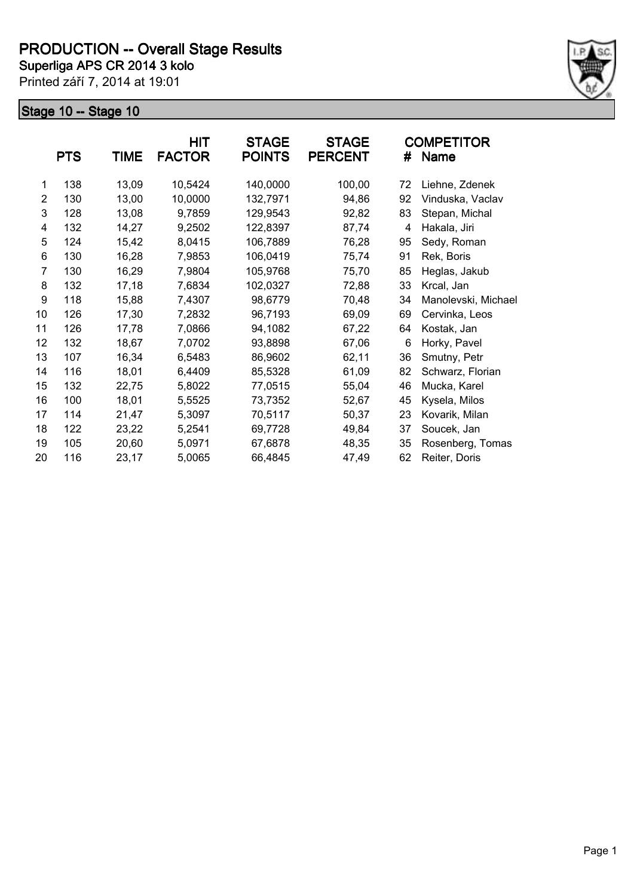# PRODUCTION -- Overall Stage Results

**Superliga APS CR 2014 3 kolo**

Printed září 7, 2014 at 19:01

## Stage 10 -- Stage 10

| | PTS | TIME | HIT FACTOR | STAGE POINTS | STAGE PERCENT | # | COMPETITOR Name |
|---|---|---|---|---|---|---|---|
| 1 | 138 | 13,09 | 10,5424 | 140,0000 | 100,00 | 72 | Liehne, Zdenek |
| 2 | 130 | 13,00 | 10,0000 | 132,7971 | 94,86 | 92 | Vinduska, Vaclav |
| 3 | 128 | 13,08 | 9,7859 | 129,9543 | 92,82 | 83 | Stepan, Michal |
| 4 | 132 | 14,27 | 9,2502 | 122,8397 | 87,74 | 4 | Hakala, Jiri |
| 5 | 124 | 15,42 | 8,0415 | 106,7889 | 76,28 | 95 | Sedy, Roman |
| 6 | 130 | 16,28 | 7,9853 | 106,0419 | 75,74 | 91 | Rek, Boris |
| 7 | 130 | 16,29 | 7,9804 | 105,9768 | 75,70 | 85 | Heglas, Jakub |
| 8 | 132 | 17,18 | 7,6834 | 102,0327 | 72,88 | 33 | Krcal, Jan |
| 9 | 118 | 15,88 | 7,4307 | 98,6779 | 70,48 | 34 | Manolevski, Michael |
| 10 | 126 | 17,30 | 7,2832 | 96,7193 | 69,09 | 69 | Cervinka, Leos |
| 11 | 126 | 17,78 | 7,0866 | 94,1082 | 67,22 | 64 | Kostak, Jan |
| 12 | 132 | 18,67 | 7,0702 | 93,8898 | 67,06 | 6 | Horky, Pavel |
| 13 | 107 | 16,34 | 6,5483 | 86,9602 | 62,11 | 36 | Smutny, Petr |
| 14 | 116 | 18,01 | 6,4409 | 85,5328 | 61,09 | 82 | Schwarz, Florian |
| 15 | 132 | 22,75 | 5,8022 | 77,0515 | 55,04 | 46 | Mucka, Karel |
| 16 | 100 | 18,01 | 5,5525 | 73,7352 | 52,67 | 45 | Kysela, Milos |
| 17 | 114 | 21,47 | 5,3097 | 70,5117 | 50,37 | 23 | Kovarik, Milan |
| 18 | 122 | 23,22 | 5,2541 | 69,7728 | 49,84 | 37 | Soucek, Jan |
| 19 | 105 | 20,60 | 5,0971 | 67,6878 | 48,35 | 35 | Rosenberg, Tomas |
| 20 | 116 | 23,17 | 5,0065 | 66,4845 | 47,49 | 62 | Reiter, Doris |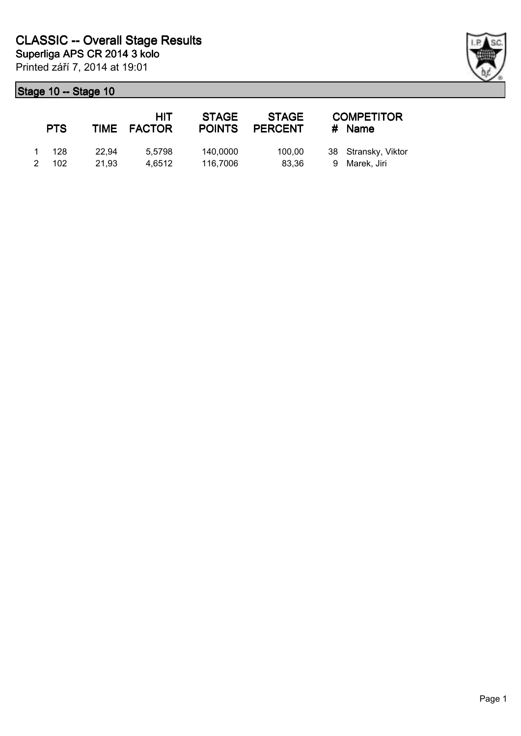# CLASSIC -- Overall Stage Results

**Superliga APS CR 2014 3 kolo**

Printed září 7, 2014 at 19:01

## Stage 10 -- Stage 10

| | PTS | TIME | HIT FACTOR | STAGE POINTS | STAGE PERCENT | # | COMPETITOR Name |
|---|---|---|---|---|---|---|---|
| 1 | 128 | 22,94 | 5,5798 | 140,0000 | 100,00 | 38 | Stransky, Viktor |
| 2 | 102 | 21,93 | 4,6512 | 116,7006 | 83,36 | 9 | Marek, Jiri |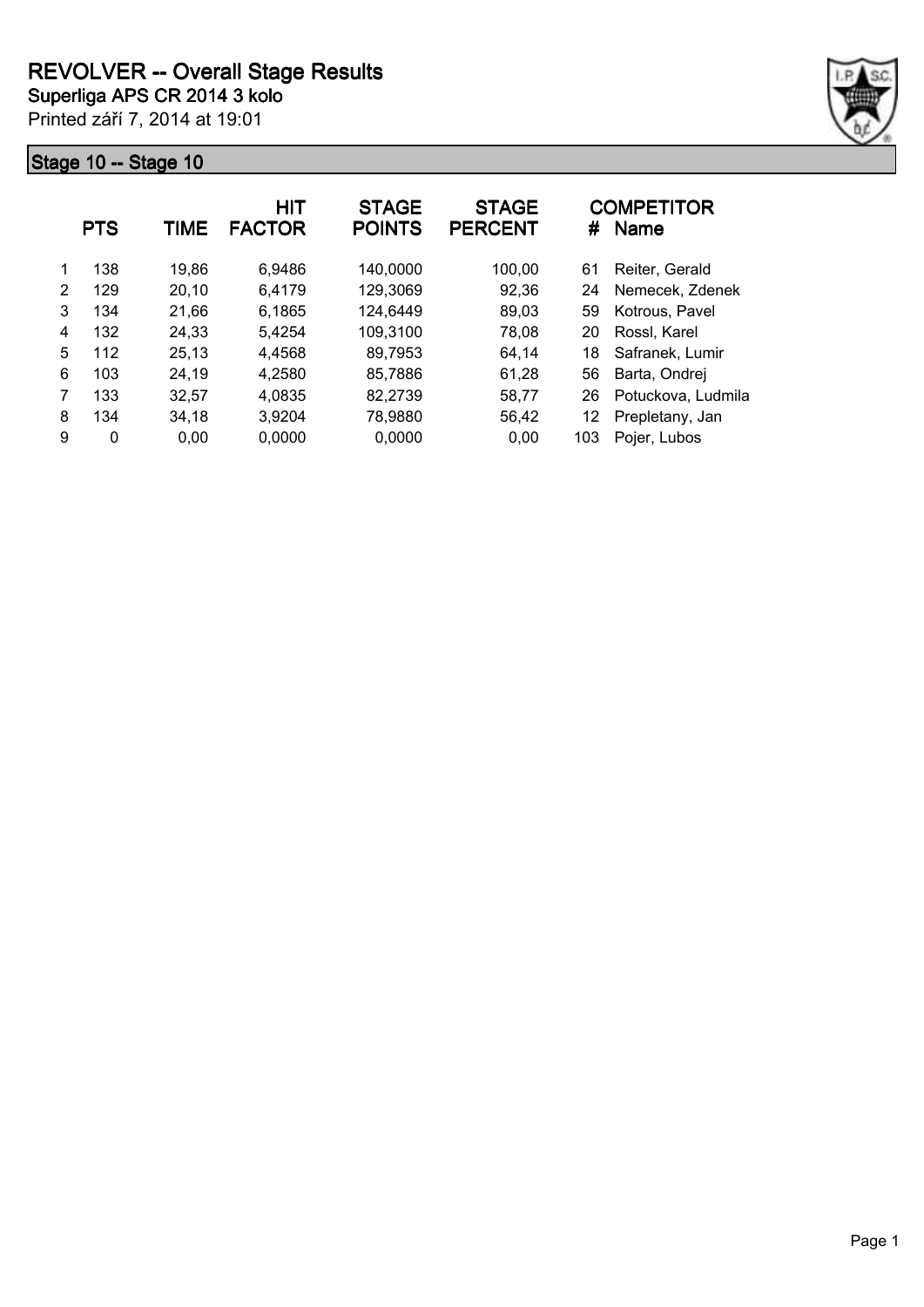# REVOLVER -- Overall Stage Results

**Superliga APS CR 2014 3 kolo**

Printed září 7, 2014 at 19:01

## Stage 10 -- Stage 10

| | PTS | TIME | HIT FACTOR | STAGE POINTS | STAGE PERCENT | # | COMPETITOR Name |
|---|---|---|---|---|---|---|---|
| 1 | 138 | 19,86 | 6,9486 | 140,0000 | 100,00 | 61 | Reiter, Gerald |
| 2 | 129 | 20,10 | 6,4179 | 129,3069 | 92,36 | 24 | Nemecek, Zdenek |
| 3 | 134 | 21,66 | 6,1865 | 124,6449 | 89,03 | 59 | Kotrous, Pavel |
| 4 | 132 | 24,33 | 5,4254 | 109,3100 | 78,08 | 20 | Rossl, Karel |
| 5 | 112 | 25,13 | 4,4568 | 89,7953 | 64,14 | 18 | Safranek, Lumir |
| 6 | 103 | 24,19 | 4,2580 | 85,7886 | 61,28 | 56 | Barta, Ondrej |
| 7 | 133 | 32,57 | 4,0835 | 82,2739 | 58,77 | 26 | Potuckova, Ludmila |
| 8 | 134 | 34,18 | 3,9204 | 78,9880 | 56,42 | 12 | Prepletany, Jan |
| 9 | 0 | 0,00 | 0,0000 | 0,0000 | 0,00 | 103 | Pojer, Lubos |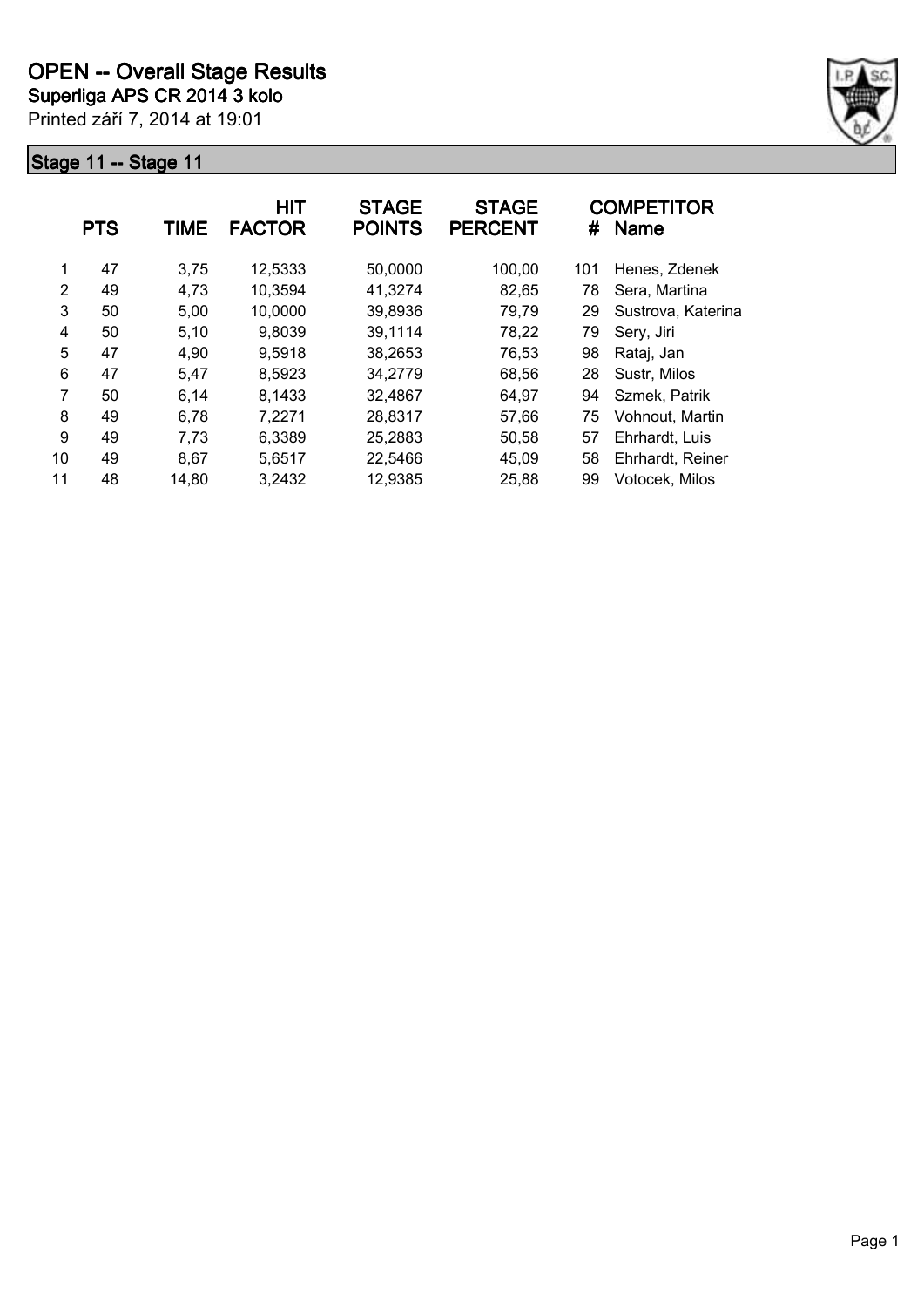# OPEN -- Overall Stage Results

**Superliga APS CR 2014 3 kolo**

Printed září 7, 2014 at 19:01

## Stage 11 -- Stage 11

| | PTS | TIME | HIT FACTOR | STAGE POINTS | STAGE PERCENT | # | COMPETITOR Name |
|---|---|---|---|---|---|---|---|
| 1 | 47 | 3,75 | 12,5333 | 50,0000 | 100,00 | 101 | Henes, Zdenek |
| 2 | 49 | 4,73 | 10,3594 | 41,3274 | 82,65 | 78 | Sera, Martina |
| 3 | 50 | 5,00 | 10,0000 | 39,8936 | 79,79 | 29 | Sustrova, Katerina |
| 4 | 50 | 5,10 | 9,8039 | 39,1114 | 78,22 | 79 | Sery, Jiri |
| 5 | 47 | 4,90 | 9,5918 | 38,2653 | 76,53 | 98 | Rataj, Jan |
| 6 | 47 | 5,47 | 8,5923 | 34,2779 | 68,56 | 28 | Sustr, Milos |
| 7 | 50 | 6,14 | 8,1433 | 32,4867 | 64,97 | 94 | Szmek, Patrik |
| 8 | 49 | 6,78 | 7,2271 | 28,8317 | 57,66 | 75 | Vohnout, Martin |
| 9 | 49 | 7,73 | 6,3389 | 25,2883 | 50,58 | 57 | Ehrhardt, Luis |
| 10 | 49 | 8,67 | 5,6517 | 22,5466 | 45,09 | 58 | Ehrhardt, Reiner |
| 11 | 48 | 14,80 | 3,2432 | 12,9385 | 25,88 | 99 | Votocek, Milos |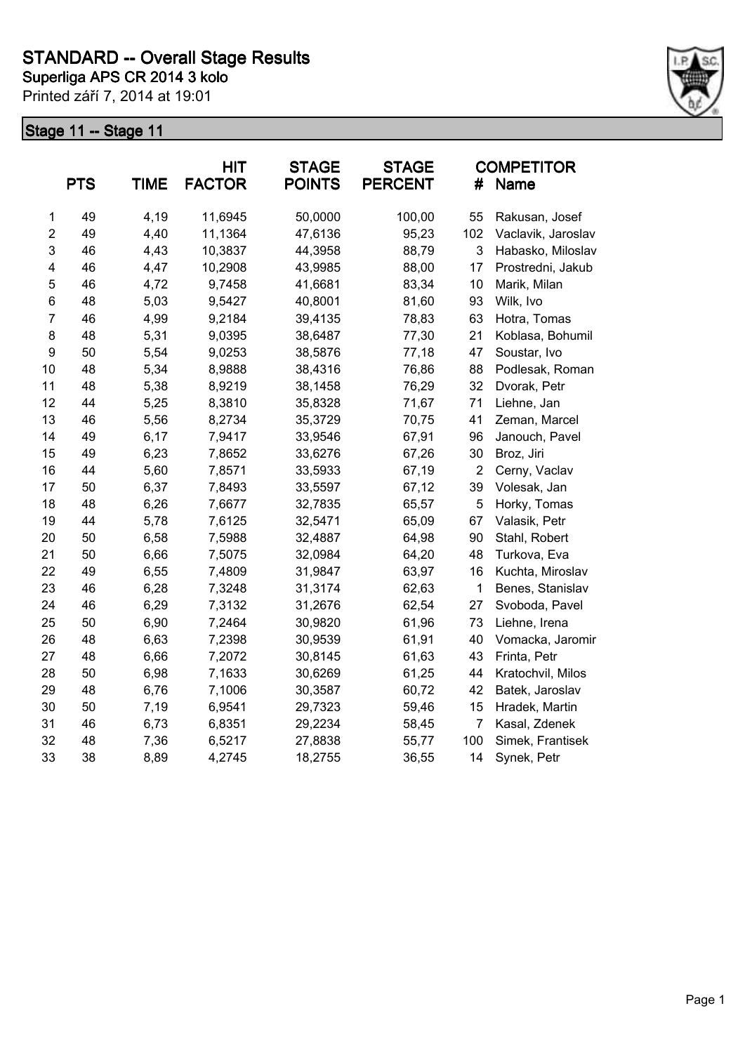# STANDARD -- Overall Stage Results

**Superliga APS CR 2014 3 kolo**

Printed září 7, 2014 at 19:01

## Stage 11 -- Stage 11

| | PTS | TIME | HIT FACTOR | STAGE POINTS | STAGE PERCENT | # | COMPETITOR Name |
|---|---|---|---|---|---|---|---|
| 1 | 49 | 4,19 | 11,6945 | 50,0000 | 100,00 | 55 | Rakusan, Josef |
| 2 | 49 | 4,40 | 11,1364 | 47,6136 | 95,23 | 102 | Vaclavik, Jaroslav |
| 3 | 46 | 4,43 | 10,3837 | 44,3958 | 88,79 | 3 | Habasko, Miloslav |
| 4 | 46 | 4,47 | 10,2908 | 43,9985 | 88,00 | 17 | Prostredni, Jakub |
| 5 | 46 | 4,72 | 9,7458 | 41,6681 | 83,34 | 10 | Marik, Milan |
| 6 | 48 | 5,03 | 9,5427 | 40,8001 | 81,60 | 93 | Wilk, Ivo |
| 7 | 46 | 4,99 | 9,2184 | 39,4135 | 78,83 | 63 | Hotra, Tomas |
| 8 | 48 | 5,31 | 9,0395 | 38,6487 | 77,30 | 21 | Koblasa, Bohumil |
| 9 | 50 | 5,54 | 9,0253 | 38,5876 | 77,18 | 47 | Soustar, Ivo |
| 10 | 48 | 5,34 | 8,9888 | 38,4316 | 76,86 | 88 | Podlesak, Roman |
| 11 | 48 | 5,38 | 8,9219 | 38,1458 | 76,29 | 32 | Dvorak, Petr |
| 12 | 44 | 5,25 | 8,3810 | 35,8328 | 71,67 | 71 | Liehne, Jan |
| 13 | 46 | 5,56 | 8,2734 | 35,3729 | 70,75 | 41 | Zeman, Marcel |
| 14 | 49 | 6,17 | 7,9417 | 33,9546 | 67,91 | 96 | Janouch, Pavel |
| 15 | 49 | 6,23 | 7,8652 | 33,6276 | 67,26 | 30 | Broz, Jiri |
| 16 | 44 | 5,60 | 7,8571 | 33,5933 | 67,19 | 2 | Cerny, Vaclav |
| 17 | 50 | 6,37 | 7,8493 | 33,5597 | 67,12 | 39 | Volesak, Jan |
| 18 | 48 | 6,26 | 7,6677 | 32,7835 | 65,57 | 5 | Horky, Tomas |
| 19 | 44 | 5,78 | 7,6125 | 32,5471 | 65,09 | 67 | Valasik, Petr |
| 20 | 50 | 6,58 | 7,5988 | 32,4887 | 64,98 | 90 | Stahl, Robert |
| 21 | 50 | 6,66 | 7,5075 | 32,0984 | 64,20 | 48 | Turkova, Eva |
| 22 | 49 | 6,55 | 7,4809 | 31,9847 | 63,97 | 16 | Kuchta, Miroslav |
| 23 | 46 | 6,28 | 7,3248 | 31,3174 | 62,63 | 1 | Benes, Stanislav |
| 24 | 46 | 6,29 | 7,3132 | 31,2676 | 62,54 | 27 | Svoboda, Pavel |
| 25 | 50 | 6,90 | 7,2464 | 30,9820 | 61,96 | 73 | Liehne, Irena |
| 26 | 48 | 6,63 | 7,2398 | 30,9539 | 61,91 | 40 | Vomacka, Jaromir |
| 27 | 48 | 6,66 | 7,2072 | 30,8145 | 61,63 | 43 | Frinta, Petr |
| 28 | 50 | 6,98 | 7,1633 | 30,6269 | 61,25 | 44 | Kratochvil, Milos |
| 29 | 48 | 6,76 | 7,1006 | 30,3587 | 60,72 | 42 | Batek, Jaroslav |
| 30 | 50 | 7,19 | 6,9541 | 29,7323 | 59,46 | 15 | Hradek, Martin |
| 31 | 46 | 6,73 | 6,8351 | 29,2234 | 58,45 | 7 | Kasal, Zdenek |
| 32 | 48 | 7,36 | 6,5217 | 27,8838 | 55,77 | 100 | Simek, Frantisek |
| 33 | 38 | 8,89 | 4,2745 | 18,2755 | 36,55 | 14 | Synek, Petr |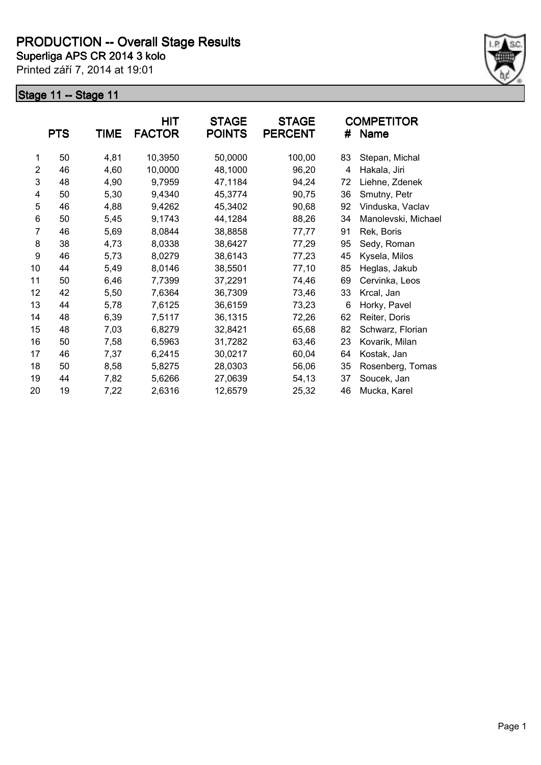# PRODUCTION -- Overall Stage Results

**Superliga APS CR 2014 3 kolo**

Printed září 7, 2014 at 19:01

## Stage 11 -- Stage 11

| | PTS | TIME | HIT FACTOR | STAGE POINTS | STAGE PERCENT | # | COMPETITOR Name |
|---|---|---|---|---|---|---|---|
| 1 | 50 | 4,81 | 10,3950 | 50,0000 | 100,00 | 83 | Stepan, Michal |
| 2 | 46 | 4,60 | 10,0000 | 48,1000 | 96,20 | 4 | Hakala, Jiri |
| 3 | 48 | 4,90 | 9,7959 | 47,1184 | 94,24 | 72 | Liehne, Zdenek |
| 4 | 50 | 5,30 | 9,4340 | 45,3774 | 90,75 | 36 | Smutny, Petr |
| 5 | 46 | 4,88 | 9,4262 | 45,3402 | 90,68 | 92 | Vinduska, Vaclav |
| 6 | 50 | 5,45 | 9,1743 | 44,1284 | 88,26 | 34 | Manolevski, Michael |
| 7 | 46 | 5,69 | 8,0844 | 38,8858 | 77,77 | 91 | Rek, Boris |
| 8 | 38 | 4,73 | 8,0338 | 38,6427 | 77,29 | 95 | Sedy, Roman |
| 9 | 46 | 5,73 | 8,0279 | 38,6143 | 77,23 | 45 | Kysela, Milos |
| 10 | 44 | 5,49 | 8,0146 | 38,5501 | 77,10 | 85 | Heglas, Jakub |
| 11 | 50 | 6,46 | 7,7399 | 37,2291 | 74,46 | 69 | Cervinka, Leos |
| 12 | 42 | 5,50 | 7,6364 | 36,7309 | 73,46 | 33 | Krcal, Jan |
| 13 | 44 | 5,78 | 7,6125 | 36,6159 | 73,23 | 6 | Horky, Pavel |
| 14 | 48 | 6,39 | 7,5117 | 36,1315 | 72,26 | 62 | Reiter, Doris |
| 15 | 48 | 7,03 | 6,8279 | 32,8421 | 65,68 | 82 | Schwarz, Florian |
| 16 | 50 | 7,58 | 6,5963 | 31,7282 | 63,46 | 23 | Kovarik, Milan |
| 17 | 46 | 7,37 | 6,2415 | 30,0217 | 60,04 | 64 | Kostak, Jan |
| 18 | 50 | 8,58 | 5,8275 | 28,0303 | 56,06 | 35 | Rosenberg, Tomas |
| 19 | 44 | 7,82 | 5,6266 | 27,0639 | 54,13 | 37 | Soucek, Jan |
| 20 | 19 | 7,22 | 2,6316 | 12,6579 | 25,32 | 46 | Mucka, Karel |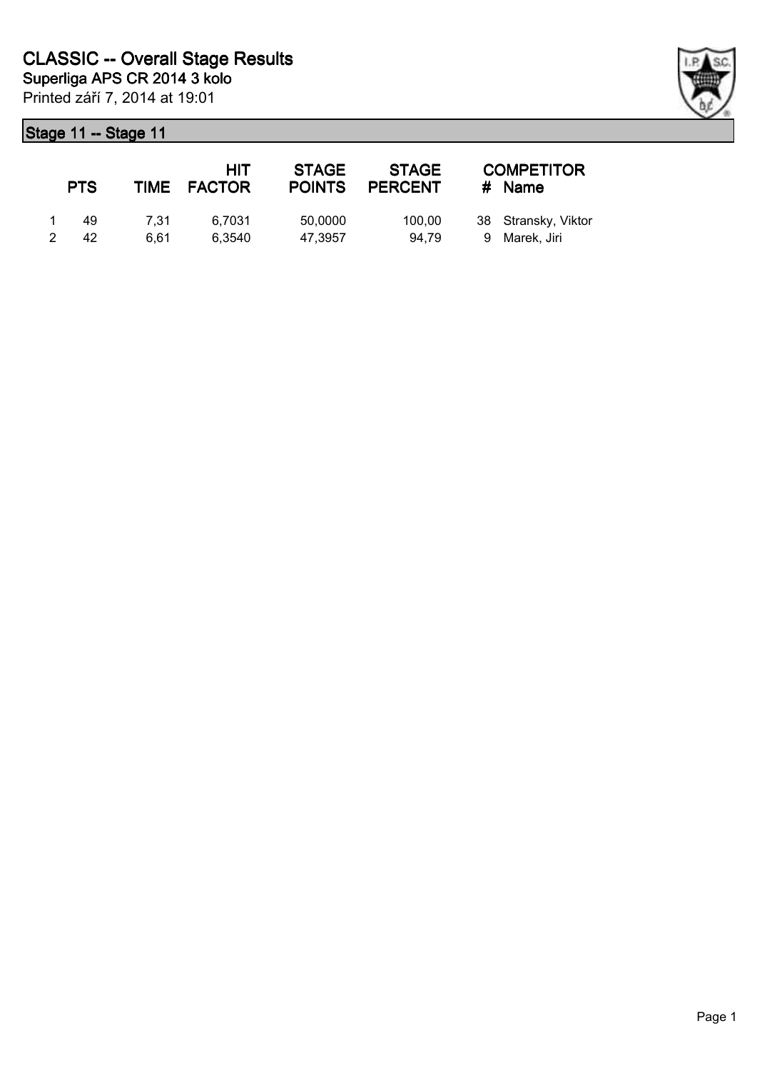# CLASSIC -- Overall Stage Results

**Superliga APS CR 2014 3 kolo**

Printed září 7, 2014 at 19:01

## Stage 11 -- Stage 11

| | PTS | TIME | HIT FACTOR | STAGE POINTS | STAGE PERCENT | # | COMPETITOR Name |
|---|---|---|---|---|---|---|---|
| 1 | 49 | 7,31 | 6,7031 | 50,0000 | 100,00 | 38 | Stransky, Viktor |
| 2 | 42 | 6,61 | 6,3540 | 47,3957 | 94,79 | 9 | Marek, Jiri |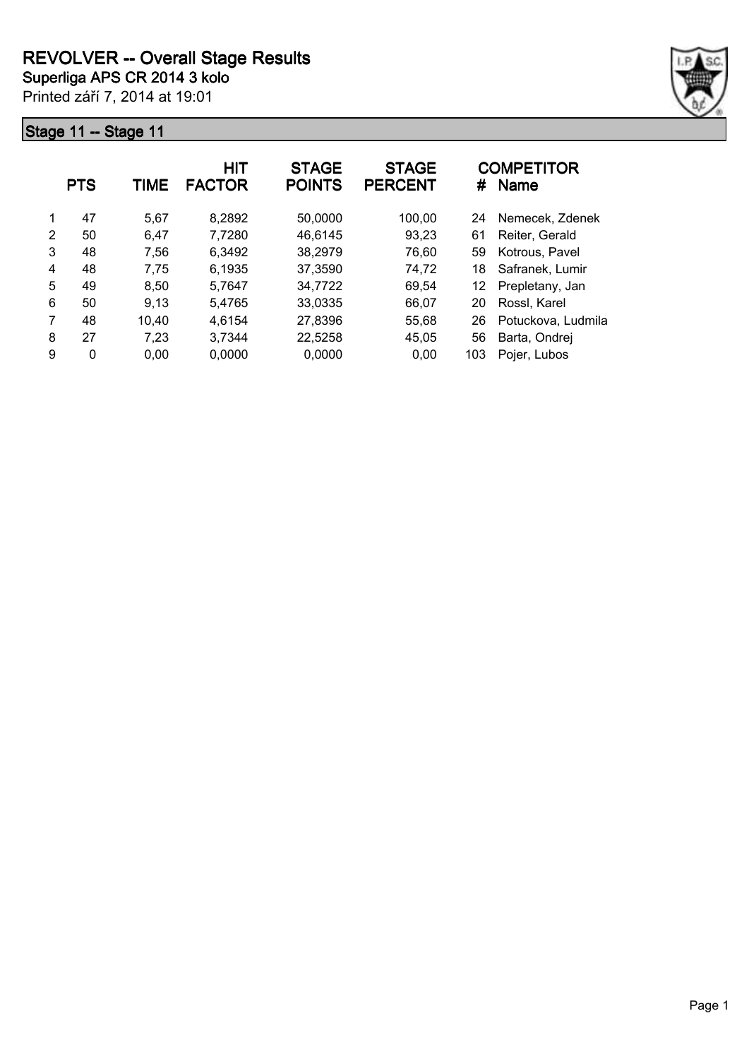# REVOLVER -- Overall Stage Results

**Superliga APS CR 2014 3 kolo**

Printed září 7, 2014 at 19:01

## Stage 11 -- Stage 11

| | PTS | TIME | HIT FACTOR | STAGE POINTS | STAGE PERCENT | # | COMPETITOR Name |
|---|---|---|---|---|---|---|---|
| 1 | 47 | 5,67 | 8,2892 | 50,0000 | 100,00 | 24 | Nemecek, Zdenek |
| 2 | 50 | 6,47 | 7,7280 | 46,6145 | 93,23 | 61 | Reiter, Gerald |
| 3 | 48 | 7,56 | 6,3492 | 38,2979 | 76,60 | 59 | Kotrous, Pavel |
| 4 | 48 | 7,75 | 6,1935 | 37,3590 | 74,72 | 18 | Safranek, Lumir |
| 5 | 49 | 8,50 | 5,7647 | 34,7722 | 69,54 | 12 | Prepletany, Jan |
| 6 | 50 | 9,13 | 5,4765 | 33,0335 | 66,07 | 20 | Rossl, Karel |
| 7 | 48 | 10,40 | 4,6154 | 27,8396 | 55,68 | 26 | Potuckova, Ludmila |
| 8 | 27 | 7,23 | 3,7344 | 22,5258 | 45,05 | 56 | Barta, Ondrej |
| 9 | 0 | 0,00 | 0,0000 | 0,0000 | 0,00 | 103 | Pojer, Lubos |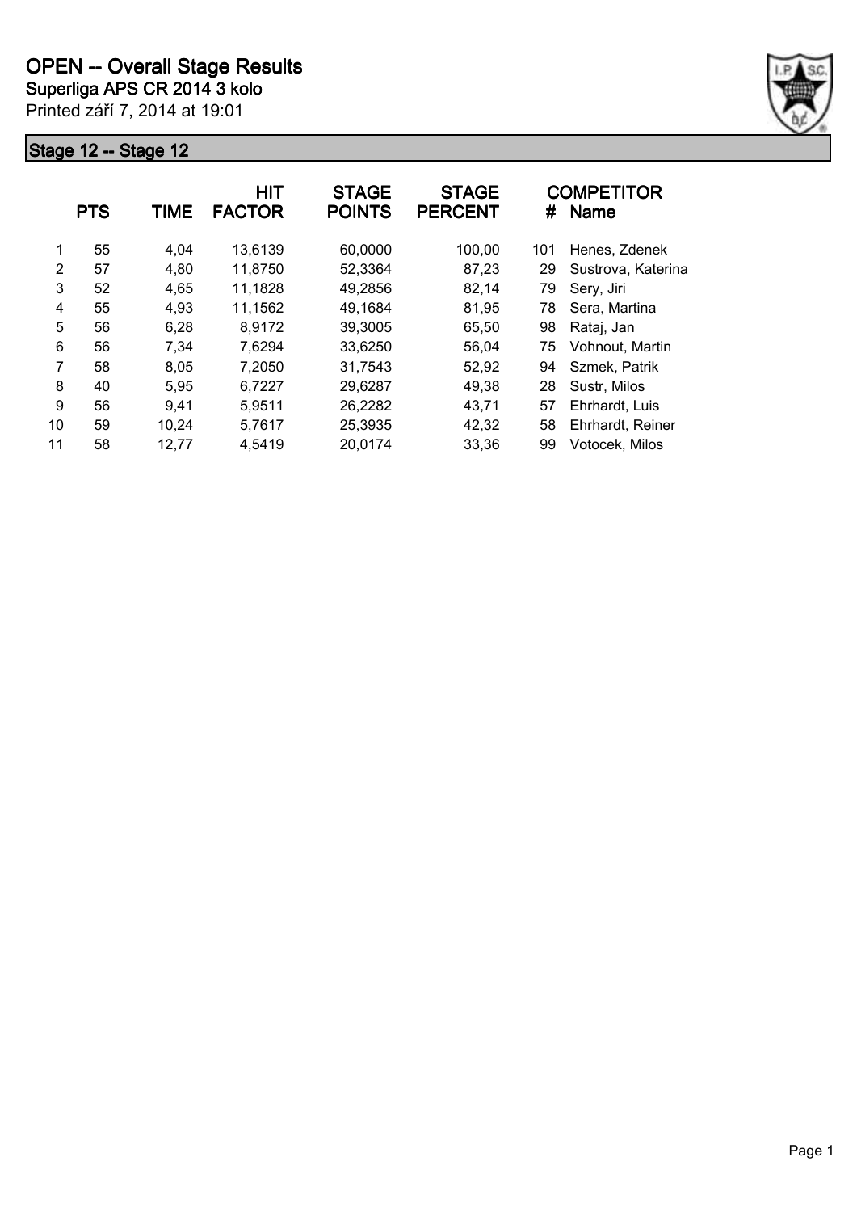# OPEN -- Overall Stage Results

**Superliga APS CR 2014 3 kolo**

Printed září 7, 2014 at 19:01

## Stage 12 -- Stage 12

| | PTS | TIME | HIT FACTOR | STAGE POINTS | STAGE PERCENT | # | COMPETITOR Name |
|---|---|---|---|---|---|---|---|
| 1 | 55 | 4,04 | 13,6139 | 60,0000 | 100,00 | 101 | Henes, Zdenek |
| 2 | 57 | 4,80 | 11,8750 | 52,3364 | 87,23 | 29 | Sustrova, Katerina |
| 3 | 52 | 4,65 | 11,1828 | 49,2856 | 82,14 | 79 | Sery, Jiri |
| 4 | 55 | 4,93 | 11,1562 | 49,1684 | 81,95 | 78 | Sera, Martina |
| 5 | 56 | 6,28 | 8,9172 | 39,3005 | 65,50 | 98 | Rataj, Jan |
| 6 | 56 | 7,34 | 7,6294 | 33,6250 | 56,04 | 75 | Vohnout, Martin |
| 7 | 58 | 8,05 | 7,2050 | 31,7543 | 52,92 | 94 | Szmek, Patrik |
| 8 | 40 | 5,95 | 6,7227 | 29,6287 | 49,38 | 28 | Sustr, Milos |
| 9 | 56 | 9,41 | 5,9511 | 26,2282 | 43,71 | 57 | Ehrhardt, Luis |
| 10 | 59 | 10,24 | 5,7617 | 25,3935 | 42,32 | 58 | Ehrhardt, Reiner |
| 11 | 58 | 12,77 | 4,5419 | 20,0174 | 33,36 | 99 | Votocek, Milos |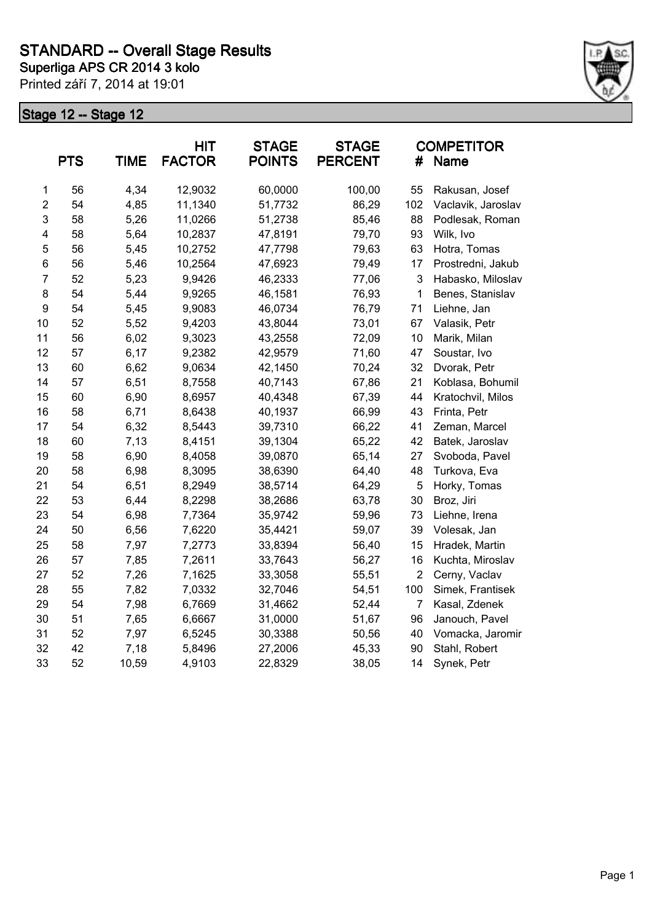# STANDARD -- Overall Stage Results

**Superliga APS CR 2014 3 kolo**

Printed září 7, 2014 at 19:01

## Stage 12 -- Stage 12

| | PTS | TIME | HIT FACTOR | STAGE POINTS | STAGE PERCENT | # | COMPETITOR Name |
|---|---|---|---|---|---|---|---|
| 1 | 56 | 4,34 | 12,9032 | 60,0000 | 100,00 | 55 | Rakusan, Josef |
| 2 | 54 | 4,85 | 11,1340 | 51,7732 | 86,29 | 102 | Vaclavik, Jaroslav |
| 3 | 58 | 5,26 | 11,0266 | 51,2738 | 85,46 | 88 | Podlesak, Roman |
| 4 | 58 | 5,64 | 10,2837 | 47,8191 | 79,70 | 93 | Wilk, Ivo |
| 5 | 56 | 5,45 | 10,2752 | 47,7798 | 79,63 | 63 | Hotra, Tomas |
| 6 | 56 | 5,46 | 10,2564 | 47,6923 | 79,49 | 17 | Prostredni, Jakub |
| 7 | 52 | 5,23 | 9,9426 | 46,2333 | 77,06 | 3 | Habasko, Miloslav |
| 8 | 54 | 5,44 | 9,9265 | 46,1581 | 76,93 | 1 | Benes, Stanislav |
| 9 | 54 | 5,45 | 9,9083 | 46,0734 | 76,79 | 71 | Liehne, Jan |
| 10 | 52 | 5,52 | 9,4203 | 43,8044 | 73,01 | 67 | Valasik, Petr |
| 11 | 56 | 6,02 | 9,3023 | 43,2558 | 72,09 | 10 | Marik, Milan |
| 12 | 57 | 6,17 | 9,2382 | 42,9579 | 71,60 | 47 | Soustar, Ivo |
| 13 | 60 | 6,62 | 9,0634 | 42,1450 | 70,24 | 32 | Dvorak, Petr |
| 14 | 57 | 6,51 | 8,7558 | 40,7143 | 67,86 | 21 | Koblasa, Bohumil |
| 15 | 60 | 6,90 | 8,6957 | 40,4348 | 67,39 | 44 | Kratochvil, Milos |
| 16 | 58 | 6,71 | 8,6438 | 40,1937 | 66,99 | 43 | Frinta, Petr |
| 17 | 54 | 6,32 | 8,5443 | 39,7310 | 66,22 | 41 | Zeman, Marcel |
| 18 | 60 | 7,13 | 8,4151 | 39,1304 | 65,22 | 42 | Batek, Jaroslav |
| 19 | 58 | 6,90 | 8,4058 | 39,0870 | 65,14 | 27 | Svoboda, Pavel |
| 20 | 58 | 6,98 | 8,3095 | 38,6390 | 64,40 | 48 | Turkova, Eva |
| 21 | 54 | 6,51 | 8,2949 | 38,5714 | 64,29 | 5 | Horky, Tomas |
| 22 | 53 | 6,44 | 8,2298 | 38,2686 | 63,78 | 30 | Broz, Jiri |
| 23 | 54 | 6,98 | 7,7364 | 35,9742 | 59,96 | 73 | Liehne, Irena |
| 24 | 50 | 6,56 | 7,6220 | 35,4421 | 59,07 | 39 | Volesak, Jan |
| 25 | 58 | 7,97 | 7,2773 | 33,8394 | 56,40 | 15 | Hradek, Martin |
| 26 | 57 | 7,85 | 7,2611 | 33,7643 | 56,27 | 16 | Kuchta, Miroslav |
| 27 | 52 | 7,26 | 7,1625 | 33,3058 | 55,51 | 2 | Cerny, Vaclav |
| 28 | 55 | 7,82 | 7,0332 | 32,7046 | 54,51 | 100 | Simek, Frantisek |
| 29 | 54 | 7,98 | 6,7669 | 31,4662 | 52,44 | 7 | Kasal, Zdenek |
| 30 | 51 | 7,65 | 6,6667 | 31,0000 | 51,67 | 96 | Janouch, Pavel |
| 31 | 52 | 7,97 | 6,5245 | 30,3388 | 50,56 | 40 | Vomacka, Jaromir |
| 32 | 42 | 7,18 | 5,8496 | 27,2006 | 45,33 | 90 | Stahl, Robert |
| 33 | 52 | 10,59 | 4,9103 | 22,8329 | 38,05 | 14 | Synek, Petr |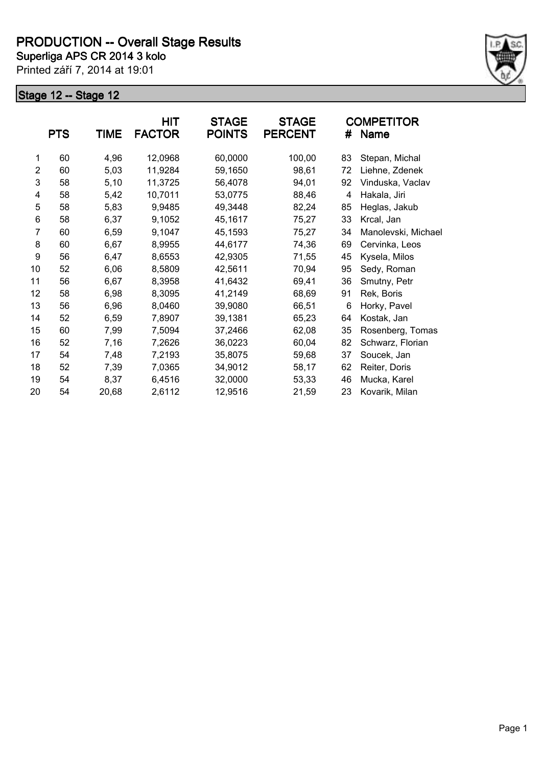# PRODUCTION -- Overall Stage Results

**Superliga APS CR 2014 3 kolo**

Printed září 7, 2014 at 19:01

## Stage 12 -- Stage 12

| | PTS | TIME | HIT FACTOR | STAGE POINTS | STAGE PERCENT | # | COMPETITOR Name |
|---|---|---|---|---|---|---|---|
| 1 | 60 | 4,96 | 12,0968 | 60,0000 | 100,00 | 83 | Stepan, Michal |
| 2 | 60 | 5,03 | 11,9284 | 59,1650 | 98,61 | 72 | Liehne, Zdenek |
| 3 | 58 | 5,10 | 11,3725 | 56,4078 | 94,01 | 92 | Vinduska, Vaclav |
| 4 | 58 | 5,42 | 10,7011 | 53,0775 | 88,46 | 4 | Hakala, Jiri |
| 5 | 58 | 5,83 | 9,9485 | 49,3448 | 82,24 | 85 | Heglas, Jakub |
| 6 | 58 | 6,37 | 9,1052 | 45,1617 | 75,27 | 33 | Krcal, Jan |
| 7 | 60 | 6,59 | 9,1047 | 45,1593 | 75,27 | 34 | Manolevski, Michael |
| 8 | 60 | 6,67 | 8,9955 | 44,6177 | 74,36 | 69 | Cervinka, Leos |
| 9 | 56 | 6,47 | 8,6553 | 42,9305 | 71,55 | 45 | Kysela, Milos |
| 10 | 52 | 6,06 | 8,5809 | 42,5611 | 70,94 | 95 | Sedy, Roman |
| 11 | 56 | 6,67 | 8,3958 | 41,6432 | 69,41 | 36 | Smutny, Petr |
| 12 | 58 | 6,98 | 8,3095 | 41,2149 | 68,69 | 91 | Rek, Boris |
| 13 | 56 | 6,96 | 8,0460 | 39,9080 | 66,51 | 6 | Horky, Pavel |
| 14 | 52 | 6,59 | 7,8907 | 39,1381 | 65,23 | 64 | Kostak, Jan |
| 15 | 60 | 7,99 | 7,5094 | 37,2466 | 62,08 | 35 | Rosenberg, Tomas |
| 16 | 52 | 7,16 | 7,2626 | 36,0223 | 60,04 | 82 | Schwarz, Florian |
| 17 | 54 | 7,48 | 7,2193 | 35,8075 | 59,68 | 37 | Soucek, Jan |
| 18 | 52 | 7,39 | 7,0365 | 34,9012 | 58,17 | 62 | Reiter, Doris |
| 19 | 54 | 8,37 | 6,4516 | 32,0000 | 53,33 | 46 | Mucka, Karel |
| 20 | 54 | 20,68 | 2,6112 | 12,9516 | 21,59 | 23 | Kovarik, Milan |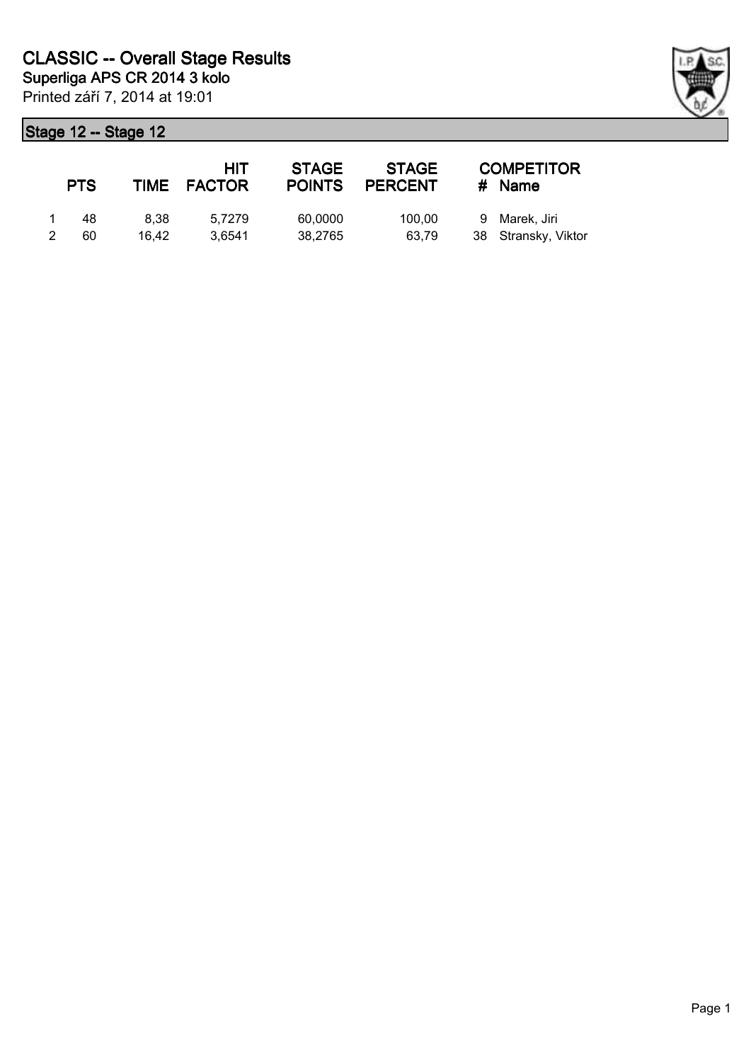# CLASSIC -- Overall Stage Results

**Superliga APS CR 2014 3 kolo**

Printed září 7, 2014 at 19:01

## Stage 12 -- Stage 12

| | PTS | TIME | HIT FACTOR | STAGE POINTS | STAGE PERCENT | # | COMPETITOR Name |
|---|---|---|---|---|---|---|---|
| 1 | 48 | 8,38 | 5,7279 | 60,0000 | 100,00 | 9 | Marek, Jiri |
| 2 | 60 | 16,42 | 3,6541 | 38,2765 | 63,79 | 38 | Stransky, Viktor |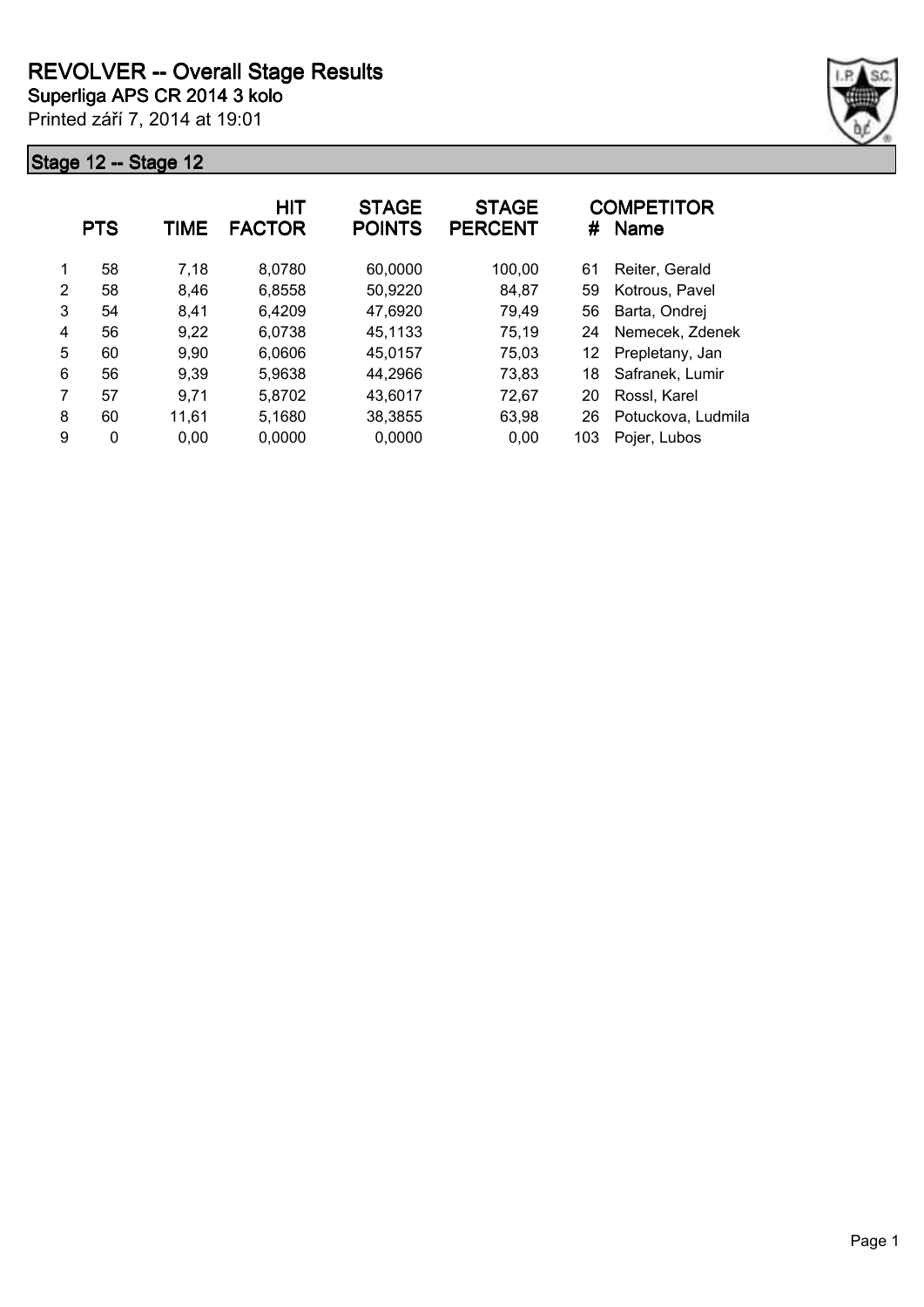# REVOLVER -- Overall Stage Results

**Superliga APS CR 2014 3 kolo**

Printed září 7, 2014 at 19:01

## Stage 12 -- Stage 12

| | PTS | TIME | HIT FACTOR | STAGE POINTS | STAGE PERCENT | # | COMPETITOR Name |
|---|---|---|---|---|---|---|---|
| 1 | 58 | 7,18 | 8,0780 | 60,0000 | 100,00 | 61 | Reiter, Gerald |
| 2 | 58 | 8,46 | 6,8558 | 50,9220 | 84,87 | 59 | Kotrous, Pavel |
| 3 | 54 | 8,41 | 6,4209 | 47,6920 | 79,49 | 56 | Barta, Ondrej |
| 4 | 56 | 9,22 | 6,0738 | 45,1133 | 75,19 | 24 | Nemecek, Zdenek |
| 5 | 60 | 9,90 | 6,0606 | 45,0157 | 75,03 | 12 | Prepletany, Jan |
| 6 | 56 | 9,39 | 5,9638 | 44,2966 | 73,83 | 18 | Safranek, Lumir |
| 7 | 57 | 9,71 | 5,8702 | 43,6017 | 72,67 | 20 | Rossl, Karel |
| 8 | 60 | 11,61 | 5,1680 | 38,3855 | 63,98 | 26 | Potuckova, Ludmila |
| 9 | 0 | 0,00 | 0,0000 | 0,0000 | 0,00 | 103 | Pojer, Lubos |